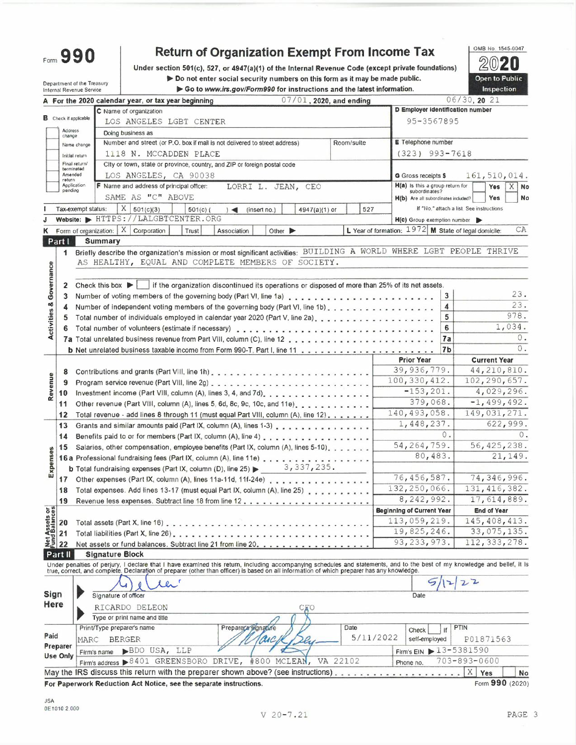# Form 990 — Return of Organization Exempt From Income Tax

**2020**

OMB No. 1545-0047

Under section 501(c), 527, or 4947(a)(1) of the Internal Revenue Code (except private foundations)

▶ Do not enter social security numbers on this form as it may be made public.

▶ Go to www.irs.gov/Form990 for instructions and the latest information.

Department of the Treasury
Internal Revenue Service

**Open to Public Inspection**

**A** For the 2020 calendar year, or tax year beginning 07/01, 2020, and ending 06/30, 20 21

**B** Check if applicable: Address change / Name change / Initial return / Final return/terminated / Amended return / Application pending

**C** Name of organization: LOS ANGELES LGBT CENTER

Doing business as

Number and street (or P.O. box if mail is not delivered to street address): 1118 N. MCCADDEN PLACE — Room/suite

City or town, state or province, country, and ZIP or foreign postal code: LOS ANGELES, CA 90038

**D** Employer identification number: 95-3567895

**E** Telephone number: (323) 993-7618

**G** Gross receipts $ 161,510,014.

**F** Name and address of principal officer: LORRI L. JEAN, CEO — SAME AS "C" ABOVE

**H(a)** Is this a group return for subordinates? Yes [ ] No [X]

**H(b)** Are all subordinates included? Yes [ ] No [ ] — If "No," attach a list. See instructions

**H(c)** Group exemption number ▶

**I** Tax-exempt status: [X] 501(c)(3) [ ] 501(c) ( ) ◀ (insert no.) [ ] 4947(a)(1) or [ ] 527

**J** Website: ▶ HTTPS://LALGBTCENTER.ORG

**K** Form of organization: [X] Corporation [ ] Trust [ ] Association [ ] Other ▶

**L** Year of formation: 1972 **M** State of legal domicile: CA

## Part I Summary

**Activities & Governance**

1 Briefly describe the organization's mission or most significant activities: BUILDING A WORLD WHERE LGBT PEOPLE THRIVE AS HEALTHY, EQUAL AND COMPLETE MEMBERS OF SOCIETY.

2 Check this box ▶ [ ] if the organization discontinued its operations or disposed of more than 25% of its net assets.

| Line | Description | No. | Value |
|---|---|---|---|
| 3 | Number of voting members of the governing body (Part VI, line 1a) | 3 | 23. |
| 4 | Number of independent voting members of the governing body (Part VI, line 1b) | 4 | 23. |
| 5 | Total number of individuals employed in calendar year 2020 (Part V, line 2a) | 5 | 978. |
| 6 | Total number of volunteers (estimate if necessary) | 6 | 1,034. |
| 7a | Total unrelated business revenue from Part VIII, column (C), line 12 | 7a | 0. |
| b | Net unrelated business taxable income from Form 990-T, Part I, line 11 | 7b | 0. |

| | Line | Description | Prior Year | Current Year |
|---|---|---|---|---|
| **Revenue** | 8 | Contributions and grants (Part VIII, line 1h) | 39,936,779. | 44,210,810. |
| | 9 | Program service revenue (Part VIII, line 2g) | 100,330,412. | 102,290,657. |
| | 10 | Investment income (Part VIII, column (A), lines 3, 4, and 7d) | -153,201. | 4,029,296. |
| | 11 | Other revenue (Part VIII, column (A), lines 5, 6d, 8c, 9c, 10c, and 11e) | 379,068. | -1,499,492. |
| | 12 | Total revenue - add lines 8 through 11 (must equal Part VIII, column (A), line 12) | 140,493,058. | 149,031,271. |
| **Expenses** | 13 | Grants and similar amounts paid (Part IX, column (A), lines 1-3) | 1,448,237. | 622,999. |
| | 14 | Benefits paid to or for members (Part IX, column (A), line 4) | 0. | 0. |
| | 15 | Salaries, other compensation, employee benefits (Part IX, column (A), lines 5-10) | 54,264,759. | 56,425,238. |
| | 16a | Professional fundraising fees (Part IX, column (A), line 11e) | 80,483. | 21,149. |
| | b | Total fundraising expenses (Part IX, column (D), line 25) ▶ 3,337,235. | | |
| | 17 | Other expenses (Part IX, column (A), lines 11a-11d, 11f-24e) | 76,456,587. | 74,346,996. |
| | 18 | Total expenses. Add lines 13-17 (must equal Part IX, column (A), line 25) | 132,250,066. | 131,416,382. |
| | 19 | Revenue less expenses. Subtract line 18 from line 12 | 8,242,992. | 17,614,889. |

| | Line | Description | Beginning of Current Year | End of Year |
|---|---|---|---|---|
| **Net Assets or Fund Balances** | 20 | Total assets (Part X, line 16) | 113,059,219. | 145,408,413. |
| | 21 | Total liabilities (Part X, line 26) | 19,825,246. | 33,075,135. |
| | 22 | Net assets or fund balances. Subtract line 21 from line 20 | 93,233,973. | 112,333,278. |

## Part II Signature Block

Under penalties of perjury, I declare that I have examined this return, including accompanying schedules and statements, and to the best of my knowledge and belief, it is true, correct, and complete. Declaration of preparer (other than officer) is based on all information of which preparer has any knowledge.

**Sign Here**

Signature of officer — Date: 5/12/22

RICARDO DELEON — CEO
Type or print name and title

**Paid Preparer Use Only**

| Print/Type preparer's name | Preparer's signature | Date | Check [ ] if self-employed | PTIN |
|---|---|---|---|---|
| MARC BERGER | | 5/11/2022 | | P01871563 |

Firm's name ▶ BDO USA, LLP — Firm's EIN ▶ 13-5381590

Firm's address ▶ 8401 GREENSBORO DRIVE, #800 MCLEAN, VA 22102 — Phone no. 703-893-0600

May the IRS discuss this return with the preparer shown above? (see instructions) [X] Yes [ ] No

For Paperwork Reduction Act Notice, see the separate instructions. Form **990** (2020)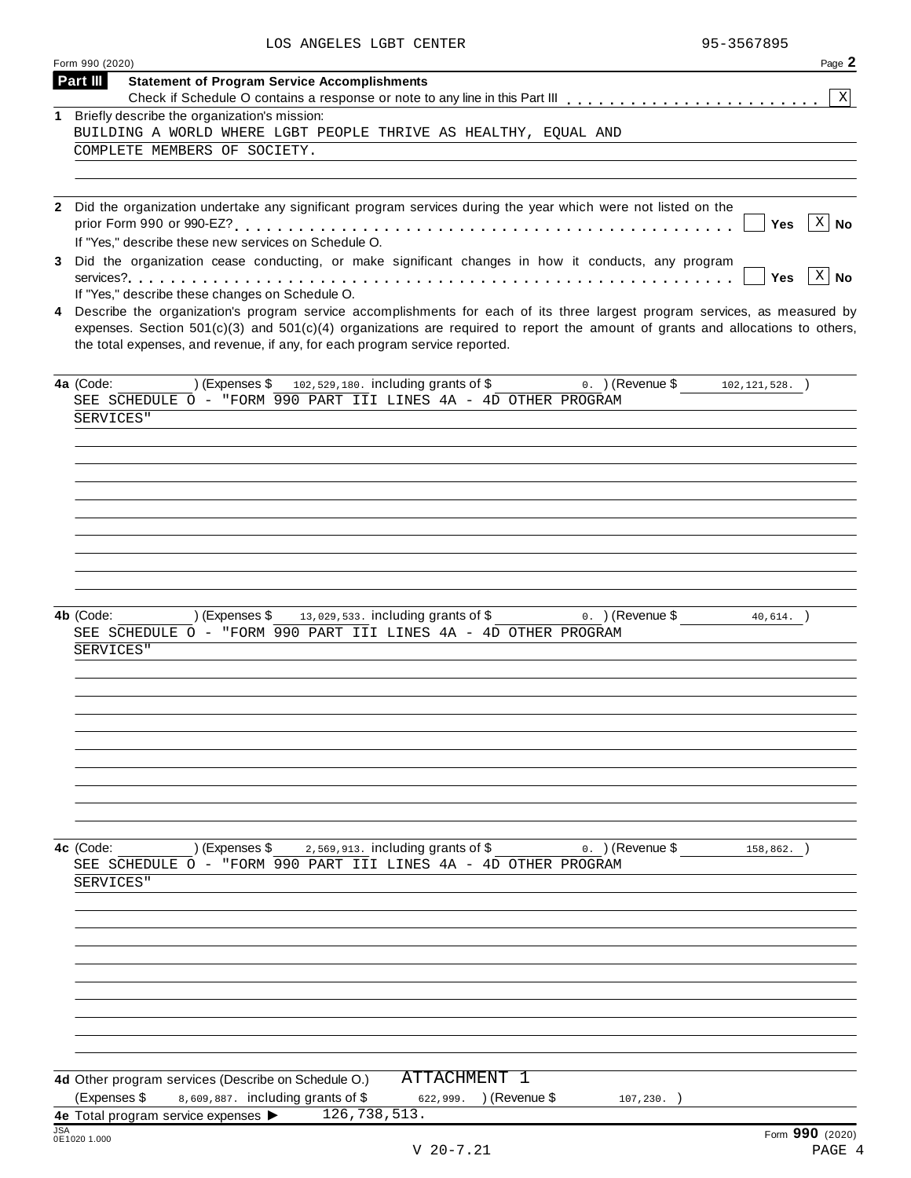LOS ANGELES LGBT CENTER 95-3567895

Form 990 (2020) Page **2**

## Part III Statement of Program Service Accomplishments

Check if Schedule O contains a response or note to any line in this Part III . . . . . . . . . . . . . . . . . . . . . . . [X]

**1** Briefly describe the organization's mission:

BUILDING A WORLD WHERE LGBT PEOPLE THRIVE AS HEALTHY, EQUAL AND COMPLETE MEMBERS OF SOCIETY.

**2** Did the organization undertake any significant program services during the year which were not listed on the prior Form 990 or 990-EZ? . . . . . . . . . . . . . . . . . . . . . . . . . . . . . . . . . . . . . . . . . [ ] Yes [X] No

If "Yes," describe these new services on Schedule O.

**3** Did the organization cease conducting, or make significant changes in how it conducts, any program services? . . . . . . . . . . . . . . . . . . . . . . . . . . . . . . . . . . . . . . . . . . . . . . . . . . [ ] Yes [X] No

If "Yes," describe these changes on Schedule O.

**4** Describe the organization's program service accomplishments for each of its three largest program services, as measured by expenses. Section 501(c)(3) and 501(c)(4) organizations are required to report the amount of grants and allocations to others, the total expenses, and revenue, if any, for each program service reported.

**4a** (Code: ) (Expenses $ 102,529,180. including grants of $ 0. ) (Revenue $ 102,121,528. )

SEE SCHEDULE O - "FORM 990 PART III LINES 4A - 4D OTHER PROGRAM SERVICES"

**4b** (Code: ) (Expenses $ 13,029,533. including grants of $ 0. ) (Revenue $ 40,614. )

SEE SCHEDULE O - "FORM 990 PART III LINES 4A - 4D OTHER PROGRAM SERVICES"

**4c** (Code: ) (Expenses $ 2,569,913. including grants of $ 0. ) (Revenue $ 158,862. )

SEE SCHEDULE O - "FORM 990 PART III LINES 4A - 4D OTHER PROGRAM SERVICES"

**4d** Other program services (Describe on Schedule O.) ATTACHMENT 1

(Expenses $ 8,609,887. including grants of $ 622,999. ) (Revenue $ 107,230. )

**4e** Total program service expenses ▶ 126,738,513.

JSA 0E1020 1.000

Form **990** (2020)

V 20-7.21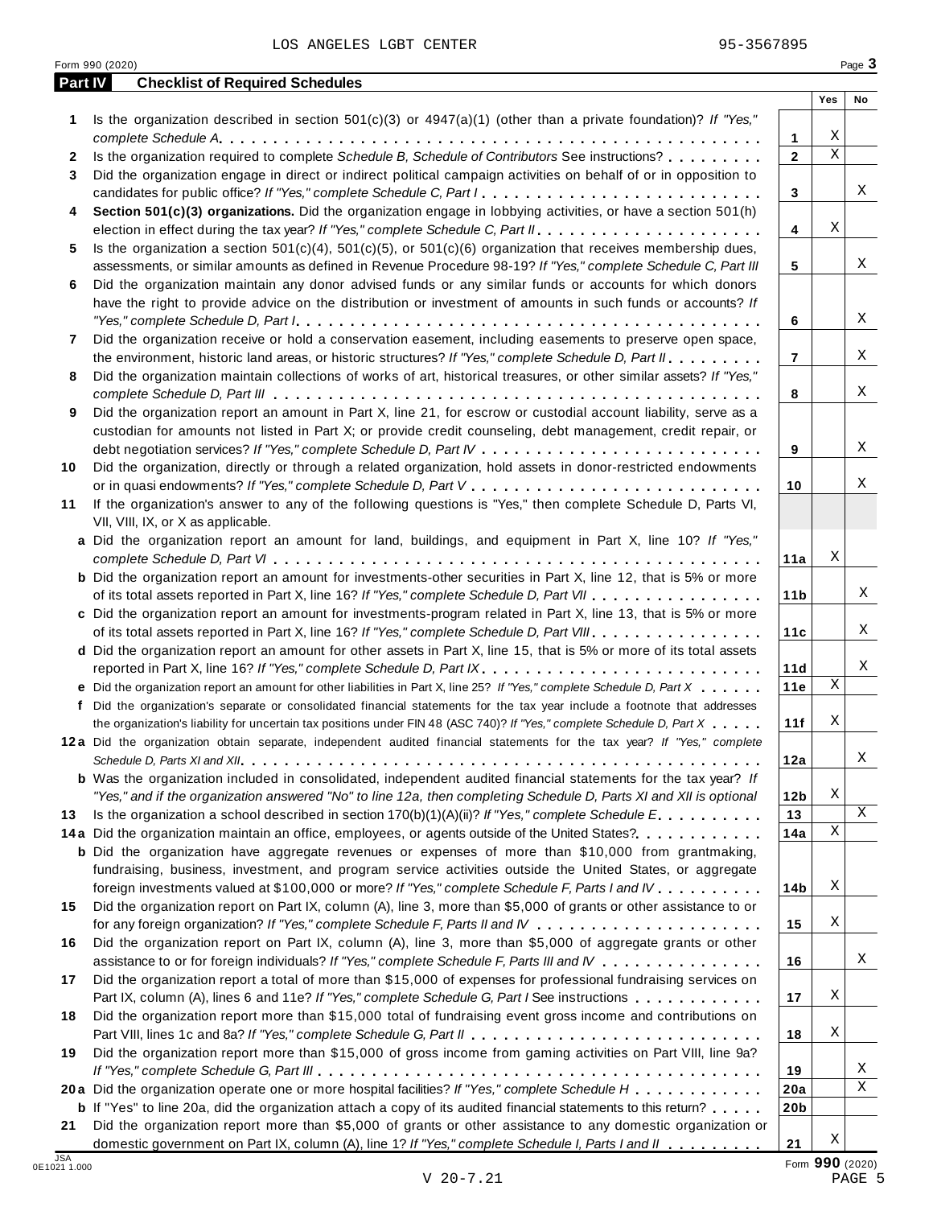LOS ANGELES LGBT CENTER 95-3567895

Form 990 (2020) Page **3**

## Part IV Checklist of Required Schedules

| | | | Yes | No |
|---|---|---|---|---|
| **1** | Is the organization described in section 501(c)(3) or 4947(a)(1) (other than a private foundation)? *If "Yes," complete Schedule A* | **1** | X | |
| **2** | Is the organization required to complete *Schedule B, Schedule of Contributors* See instructions? | **2** | X | |
| **3** | Did the organization engage in direct or indirect political campaign activities on behalf of or in opposition to candidates for public office? *If "Yes," complete Schedule C, Part I* | **3** | | X |
| **4** | **Section 501(c)(3) organizations.** Did the organization engage in lobbying activities, or have a section 501(h) election in effect during the tax year? *If "Yes," complete Schedule C, Part II* | **4** | X | |
| **5** | Is the organization a section 501(c)(4), 501(c)(5), or 501(c)(6) organization that receives membership dues, assessments, or similar amounts as defined in Revenue Procedure 98-19? *If "Yes," complete Schedule C, Part III* | **5** | | X |
| **6** | Did the organization maintain any donor advised funds or any similar funds or accounts for which donors have the right to provide advice on the distribution or investment of amounts in such funds or accounts? *If "Yes," complete Schedule D, Part I* | **6** | | X |
| **7** | Did the organization receive or hold a conservation easement, including easements to preserve open space, the environment, historic land areas, or historic structures? *If "Yes," complete Schedule D, Part II* | **7** | | X |
| **8** | Did the organization maintain collections of works of art, historical treasures, or other similar assets? *If "Yes," complete Schedule D, Part III* | **8** | | X |
| **9** | Did the organization report an amount in Part X, line 21, for escrow or custodial account liability, serve as a custodian for amounts not listed in Part X; or provide credit counseling, debt management, credit repair, or debt negotiation services? *If "Yes," complete Schedule D, Part IV* | **9** | | X |
| **10** | Did the organization, directly or through a related organization, hold assets in donor-restricted endowments or in quasi endowments? *If "Yes," complete Schedule D, Part V* | **10** | | X |
| **11** | If the organization's answer to any of the following questions is "Yes," then complete Schedule D, Parts VI, VII, VIII, IX, or X as applicable. | | | |
| **a** | Did the organization report an amount for land, buildings, and equipment in Part X, line 10? *If "Yes," complete Schedule D, Part VI* | **11a** | X | |
| **b** | Did the organization report an amount for investments-other securities in Part X, line 12, that is 5% or more of its total assets reported in Part X, line 16? *If "Yes," complete Schedule D, Part VII* | **11b** | | X |
| **c** | Did the organization report an amount for investments-program related in Part X, line 13, that is 5% or more of its total assets reported in Part X, line 16? *If "Yes," complete Schedule D, Part VIII* | **11c** | | X |
| **d** | Did the organization report an amount for other assets in Part X, line 15, that is 5% or more of its total assets reported in Part X, line 16? *If "Yes," complete Schedule D, Part IX* | **11d** | | X |
| **e** | Did the organization report an amount for other liabilities in Part X, line 25? *If "Yes," complete Schedule D, Part X* | **11e** | X | |
| **f** | Did the organization's separate or consolidated financial statements for the tax year include a footnote that addresses the organization's liability for uncertain tax positions under FIN 48 (ASC 740)? *If "Yes," complete Schedule D, Part X* | **11f** | X | |
| **12a** | Did the organization obtain separate, independent audited financial statements for the tax year? *If "Yes," complete Schedule D, Parts XI and XII* | **12a** | | X |
| **b** | Was the organization included in consolidated, independent audited financial statements for the tax year? *If "Yes," and if the organization answered "No" to line 12a, then completing Schedule D, Parts XI and XII is optional* | **12b** | X | |
| **13** | Is the organization a school described in section 170(b)(1)(A)(ii)? *If "Yes," complete Schedule E* | **13** | | X |
| **14a** | Did the organization maintain an office, employees, or agents outside of the United States? | **14a** | X | |
| **b** | Did the organization have aggregate revenues or expenses of more than $10,000 from grantmaking, fundraising, business, investment, and program service activities outside the United States, or aggregate foreign investments valued at $100,000 or more? *If "Yes," complete Schedule F, Parts I and IV* | **14b** | X | |
| **15** | Did the organization report on Part IX, column (A), line 3, more than $5,000 of grants or other assistance to or for any foreign organization? *If "Yes," complete Schedule F, Parts II and IV* | **15** | X | |
| **16** | Did the organization report on Part IX, column (A), line 3, more than $5,000 of aggregate grants or other assistance to or for foreign individuals? *If "Yes," complete Schedule F, Parts III and IV* | **16** | | X |
| **17** | Did the organization report a total of more than $15,000 of expenses for professional fundraising services on Part IX, column (A), lines 6 and 11e? *If "Yes," complete Schedule G, Part I* See instructions | **17** | X | |
| **18** | Did the organization report more than $15,000 total of fundraising event gross income and contributions on Part VIII, lines 1c and 8a? *If "Yes," complete Schedule G, Part II* | **18** | X | |
| **19** | Did the organization report more than $15,000 of gross income from gaming activities on Part VIII, line 9a? *If "Yes," complete Schedule G, Part III* | **19** | | X |
| **20a** | Did the organization operate one or more hospital facilities? *If "Yes," complete Schedule H* | **20a** | | X |
| **b** | If "Yes" to line 20a, did the organization attach a copy of its audited financial statements to this return? | **20b** | | |
| **21** | Did the organization report more than $5,000 of grants or other assistance to any domestic organization or domestic government on Part IX, column (A), line 1? *If "Yes," complete Schedule I, Parts I and II* | **21** | X | |

Form **990** (2020)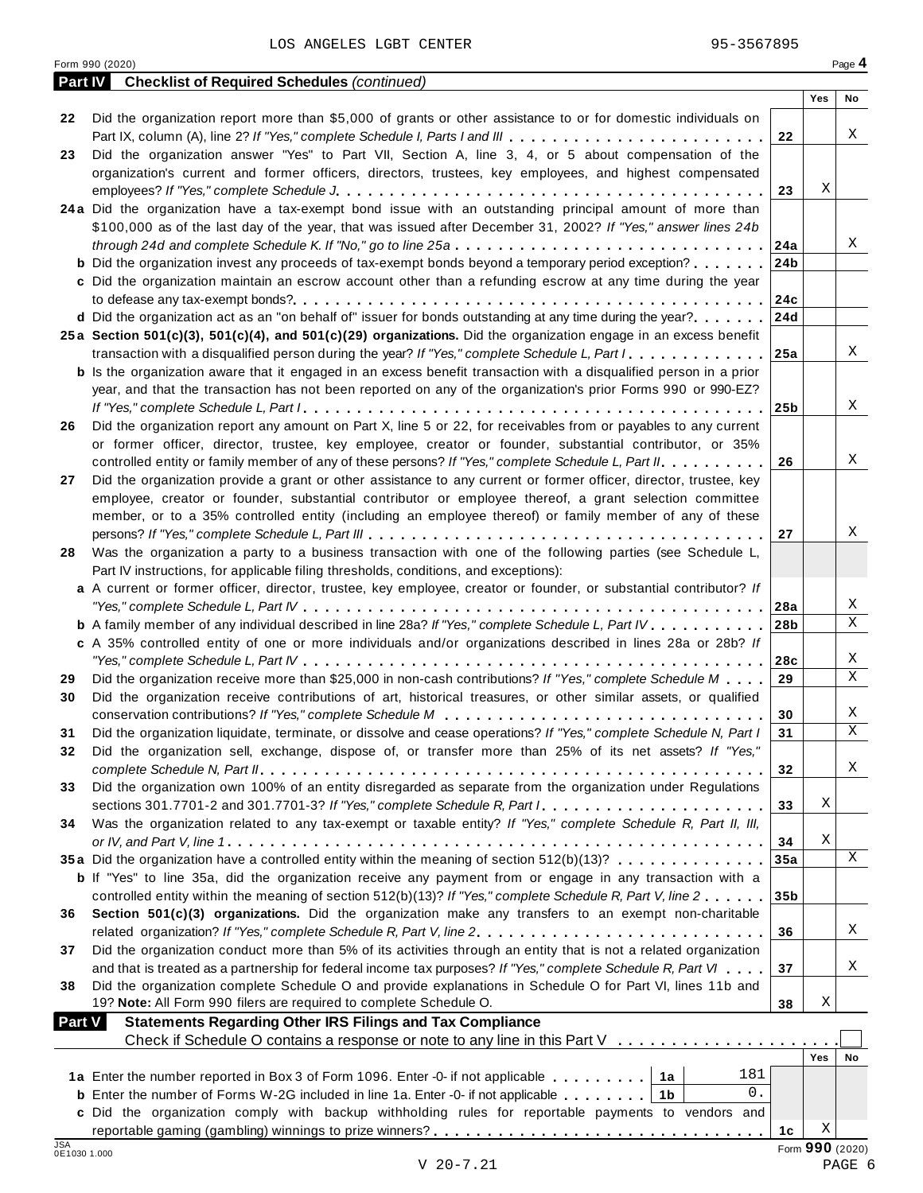LOS ANGELES LGBT CENTER 95-3567895

Form 990 (2020) Page **4**

## Part IV Checklist of Required Schedules *(continued)*

| | | | Yes | No |
|---|---|---|---|---|
| 22 | Did the organization report more than $5,000 of grants or other assistance to or for domestic individuals on Part IX, column (A), line 2? *If "Yes," complete Schedule I, Parts I and III* | 22 | | X |
| 23 | Did the organization answer "Yes" to Part VII, Section A, line 3, 4, or 5 about compensation of the organization's current and former officers, directors, trustees, key employees, and highest compensated employees? *If "Yes," complete Schedule J* | 23 | X | |
| 24a | Did the organization have a tax-exempt bond issue with an outstanding principal amount of more than $100,000 as of the last day of the year, that was issued after December 31, 2002? *If "Yes," answer lines 24b through 24d and complete Schedule K. If "No," go to line 25a* | 24a | | X |
| b | Did the organization invest any proceeds of tax-exempt bonds beyond a temporary period exception? | 24b | | |
| c | Did the organization maintain an escrow account other than a refunding escrow at any time during the year to defease any tax-exempt bonds? | 24c | | |
| d | Did the organization act as an "on behalf of" issuer for bonds outstanding at any time during the year? | 24d | | |
| 25a | **Section 501(c)(3), 501(c)(4), and 501(c)(29) organizations.** Did the organization engage in an excess benefit transaction with a disqualified person during the year? *If "Yes," complete Schedule L, Part I* | 25a | | X |
| b | Is the organization aware that it engaged in an excess benefit transaction with a disqualified person in a prior year, and that the transaction has not been reported on any of the organization's prior Forms 990 or 990-EZ? *If "Yes," complete Schedule L, Part I* | 25b | | X |
| 26 | Did the organization report any amount on Part X, line 5 or 22, for receivables from or payables to any current or former officer, director, trustee, key employee, creator or founder, substantial contributor, or 35% controlled entity or family member of any of these persons? *If "Yes," complete Schedule L, Part II* | 26 | | X |
| 27 | Did the organization provide a grant or other assistance to any current or former officer, director, trustee, key employee, creator or founder, substantial contributor or employee thereof, a grant selection committee member, or to a 35% controlled entity (including an employee thereof) or family member of any of these persons? *If "Yes," complete Schedule L, Part III* | 27 | | X |
| 28 | Was the organization a party to a business transaction with one of the following parties (see Schedule L, Part IV instructions, for applicable filing thresholds, conditions, and exceptions): | | | |
| a | A current or former officer, director, trustee, key employee, creator or founder, or substantial contributor? *If "Yes," complete Schedule L, Part IV* | 28a | | X |
| b | A family member of any individual described in line 28a? *If "Yes," complete Schedule L, Part IV* | 28b | | X |
| c | A 35% controlled entity of one or more individuals and/or organizations described in lines 28a or 28b? *If "Yes," complete Schedule L, Part IV* | 28c | | X |
| 29 | Did the organization receive more than $25,000 in non-cash contributions? *If "Yes," complete Schedule M* | 29 | | X |
| 30 | Did the organization receive contributions of art, historical treasures, or other similar assets, or qualified conservation contributions? *If "Yes," complete Schedule M* | 30 | | X |
| 31 | Did the organization liquidate, terminate, or dissolve and cease operations? *If "Yes," complete Schedule N, Part I* | 31 | | X |
| 32 | Did the organization sell, exchange, dispose of, or transfer more than 25% of its net assets? *If "Yes," complete Schedule N, Part II* | 32 | | X |
| 33 | Did the organization own 100% of an entity disregarded as separate from the organization under Regulations sections 301.7701-2 and 301.7701-3? *If "Yes," complete Schedule R, Part I* | 33 | X | |
| 34 | Was the organization related to any tax-exempt or taxable entity? *If "Yes," complete Schedule R, Part II, III, or IV, and Part V, line 1* | 34 | X | |
| 35a | Did the organization have a controlled entity within the meaning of section 512(b)(13)? | 35a | | X |
| b | If "Yes" to line 35a, did the organization receive any payment from or engage in any transaction with a controlled entity within the meaning of section 512(b)(13)? *If "Yes," complete Schedule R, Part V, line 2* | 35b | | |
| 36 | **Section 501(c)(3) organizations.** Did the organization make any transfers to an exempt non-charitable related organization? *If "Yes," complete Schedule R, Part V, line 2* | 36 | | X |
| 37 | Did the organization conduct more than 5% of its activities through an entity that is not a related organization and that is treated as a partnership for federal income tax purposes? *If "Yes," complete Schedule R, Part VI* | 37 | | X |
| 38 | Did the organization complete Schedule O and provide explanations in Schedule O for Part VI, lines 11b and 19? **Note:** All Form 990 filers are required to complete Schedule O. | 38 | X | |

## Part V Statements Regarding Other IRS Filings and Tax Compliance

Check if Schedule O contains a response or note to any line in this Part V ☐

| | | | | | Yes | No |
|---|---|---|---|---|---|---|
| 1a | Enter the number reported in Box 3 of Form 1096. Enter -0- if not applicable | 1a | 181 | | | |
| b | Enter the number of Forms W-2G included in line 1a. Enter -0- if not applicable | 1b | 0. | | | |
| c | Did the organization comply with backup withholding rules for reportable payments to vendors and reportable gaming (gambling) winnings to prize winners? | | | 1c | X | |

Form **990** (2020)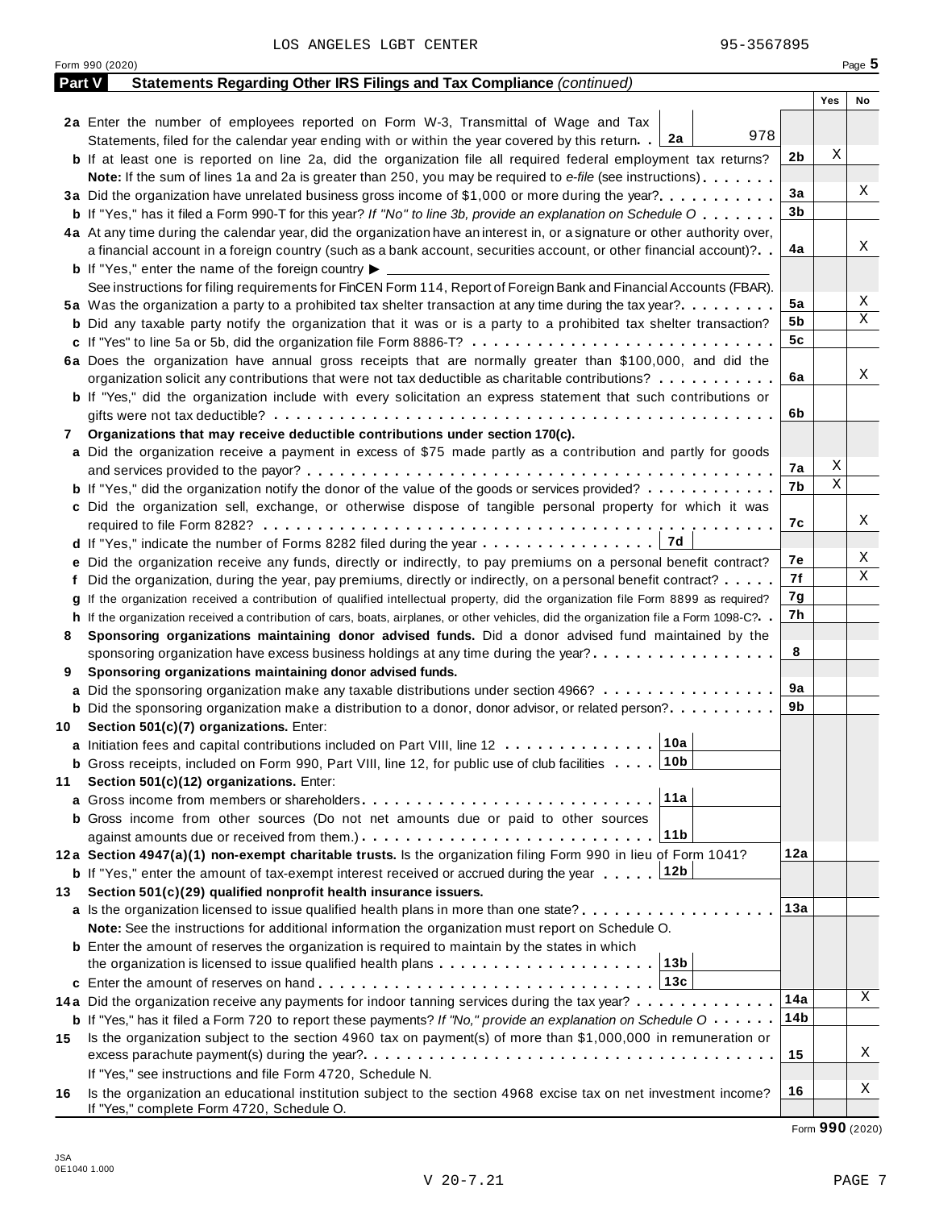LOS ANGELES LGBT CENTER 95-3567895

Form 990 (2020) Page 5

## Part V Statements Regarding Other IRS Filings and Tax Compliance *(continued)*

| | | | Yes | No |
|---|---|---|---|---|
| **2a** | Enter the number of employees reported on Form W-3, Transmittal of Wage and Tax Statements, filed for the calendar year ending with or within the year covered by this return . . **2a** 978 | | | |
| **b** | If at least one is reported on line 2a, did the organization file all required federal employment tax returns? | 2b | X | |
| | **Note:** If the sum of lines 1a and 2a is greater than 250, you may be required to *e-file* (see instructions) | | | |
| **3a** | Did the organization have unrelated business gross income of $1,000 or more during the year? | 3a | | X |
| **b** | If "Yes," has it filed a Form 990-T for this year? *If "No" to line 3b, provide an explanation on Schedule O* | 3b | | |
| **4a** | At any time during the calendar year, did the organization have an interest in, or a signature or other authority over, a financial account in a foreign country (such as a bank account, securities account, or other financial account)? | 4a | | X |
| **b** | If "Yes," enter the name of the foreign country ▶ | | | |
| | See instructions for filing requirements for FinCEN Form 114, Report of Foreign Bank and Financial Accounts (FBAR). | | | |
| **5a** | Was the organization a party to a prohibited tax shelter transaction at any time during the tax year? | 5a | | X |
| **b** | Did any taxable party notify the organization that it was or is a party to a prohibited tax shelter transaction? | 5b | | X |
| **c** | If "Yes" to line 5a or 5b, did the organization file Form 8886-T? | 5c | | |
| **6a** | Does the organization have annual gross receipts that are normally greater than $100,000, and did the organization solicit any contributions that were not tax deductible as charitable contributions? | 6a | | X |
| **b** | If "Yes," did the organization include with every solicitation an express statement that such contributions or gifts were not tax deductible? | 6b | | |
| **7** | **Organizations that may receive deductible contributions under section 170(c).** | | | |
| **a** | Did the organization receive a payment in excess of $75 made partly as a contribution and partly for goods and services provided to the payor? | 7a | X | |
| **b** | If "Yes," did the organization notify the donor of the value of the goods or services provided? | 7b | X | |
| **c** | Did the organization sell, exchange, or otherwise dispose of tangible personal property for which it was required to file Form 8282? | 7c | | X |
| **d** | If "Yes," indicate the number of Forms 8282 filed during the year . . . **7d** | | | |
| **e** | Did the organization receive any funds, directly or indirectly, to pay premiums on a personal benefit contract? | 7e | | X |
| **f** | Did the organization, during the year, pay premiums, directly or indirectly, on a personal benefit contract? | 7f | | X |
| **g** | If the organization received a contribution of qualified intellectual property, did the organization file Form 8899 as required? | 7g | | |
| **h** | If the organization received a contribution of cars, boats, airplanes, or other vehicles, did the organization file a Form 1098-C? | 7h | | |
| **8** | **Sponsoring organizations maintaining donor advised funds.** Did a donor advised fund maintained by the sponsoring organization have excess business holdings at any time during the year? | 8 | | |
| **9** | **Sponsoring organizations maintaining donor advised funds.** | | | |
| **a** | Did the sponsoring organization make any taxable distributions under section 4966? | 9a | | |
| **b** | Did the sponsoring organization make a distribution to a donor, donor advisor, or related person? | 9b | | |
| **10** | **Section 501(c)(7) organizations.** Enter: | | | |
| **a** | Initiation fees and capital contributions included on Part VIII, line 12 . . . **10a** | | | |
| **b** | Gross receipts, included on Form 990, Part VIII, line 12, for public use of club facilities . . . **10b** | | | |
| **11** | **Section 501(c)(12) organizations.** Enter: | | | |
| **a** | Gross income from members or shareholders . . . **11a** | | | |
| **b** | Gross income from other sources (Do not net amounts due or paid to other sources against amounts due or received from them.) . . . **11b** | | | |
| **12a** | **Section 4947(a)(1) non-exempt charitable trusts.** Is the organization filing Form 990 in lieu of Form 1041? | 12a | | |
| **b** | If "Yes," enter the amount of tax-exempt interest received or accrued during the year . . . **12b** | | | |
| **13** | **Section 501(c)(29) qualified nonprofit health insurance issuers.** | | | |
| **a** | Is the organization licensed to issue qualified health plans in more than one state? | 13a | | |
| | **Note:** See the instructions for additional information the organization must report on Schedule O. | | | |
| **b** | Enter the amount of reserves the organization is required to maintain by the states in which the organization is licensed to issue qualified health plans . . . **13b** | | | |
| **c** | Enter the amount of reserves on hand . . . **13c** | | | |
| **14a** | Did the organization receive any payments for indoor tanning services during the tax year? | 14a | | X |
| **b** | If "Yes," has it filed a Form 720 to report these payments? *If "No," provide an explanation on Schedule O* | 14b | | |
| **15** | Is the organization subject to the section 4960 tax on payment(s) of more than $1,000,000 in remuneration or excess parachute payment(s) during the year? | 15 | | X |
| | If "Yes," see instructions and file Form 4720, Schedule N. | | | |
| **16** | Is the organization an educational institution subject to the section 4968 excise tax on net investment income? If "Yes," complete Form 4720, Schedule O. | 16 | | X |

Form **990** (2020)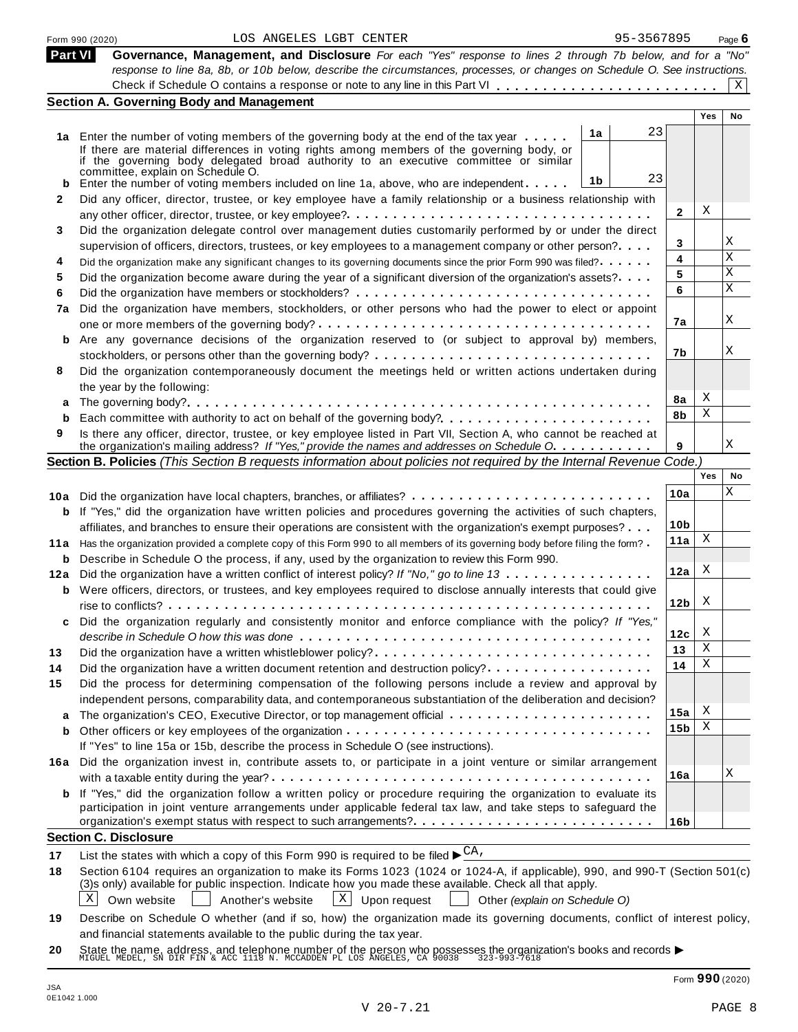Form 990 (2020) LOS ANGELES LGBT CENTER 95-3567895 Page 6

## Part VI Governance, Management, and Disclosure

*For each "Yes" response to lines 2 through 7b below, and for a "No" response to line 8a, 8b, or 10b below, describe the circumstances, processes, or changes on Schedule O. See instructions.*

Check if Schedule O contains a response or note to any line in this Part VI . . . . . . . . . . . . . . . . . . . . . . . . [X]

### Section A. Governing Body and Management

| | | | | | Yes | No |
|---|---|---|---|---|---|---|
| **1a** | Enter the number of voting members of the governing body at the end of the tax year . . . . . If there are material differences in voting rights among members of the governing body, or if the governing body delegated broad authority to an executive committee or similar committee, explain on Schedule O. | 1a | 23 | | | |
| **b** | Enter the number of voting members included on line 1a, above, who are independent . . . . . | 1b | 23 | | | |
| **2** | Did any officer, director, trustee, or key employee have a family relationship or a business relationship with any other officer, director, trustee, or key employee? . . . . . | | | 2 | X | |
| **3** | Did the organization delegate control over management duties customarily performed by or under the direct supervision of officers, directors, trustees, or key employees to a management company or other person? . . . . | | | 3 | | X |
| **4** | Did the organization make any significant changes to its governing documents since the prior Form 990 was filed? . . . . . | | | 4 | | X |
| **5** | Did the organization become aware during the year of a significant diversion of the organization's assets? . . . . | | | 5 | | X |
| **6** | Did the organization have members or stockholders? . . . . . | | | 6 | | X |
| **7a** | Did the organization have members, stockholders, or other persons who had the power to elect or appoint one or more members of the governing body? . . . . . | | | 7a | | X |
| **b** | Are any governance decisions of the organization reserved to (or subject to approval by) members, stockholders, or persons other than the governing body? . . . . . | | | 7b | | X |
| **8** | Did the organization contemporaneously document the meetings held or written actions undertaken during the year by the following: | | | | | |
| **a** | The governing body? . . . . . | | | 8a | X | |
| **b** | Each committee with authority to act on behalf of the governing body? . . . . . | | | 8b | X | |
| **9** | Is there any officer, director, trustee, or key employee listed in Part VII, Section A, who cannot be reached at the organization's mailing address? *If "Yes," provide the names and addresses on Schedule O* . . . . . | | | 9 | | X |

### Section B. Policies *(This Section B requests information about policies not required by the Internal Revenue Code.)*

| | | | Yes | No |
|---|---|---|---|---|
| **10a** | Did the organization have local chapters, branches, or affiliates? . . . . . | 10a | | X |
| **b** | If "Yes," did the organization have written policies and procedures governing the activities of such chapters, affiliates, and branches to ensure their operations are consistent with the organization's exempt purposes? . . . | 10b | | |
| **11a** | Has the organization provided a complete copy of this Form 990 to all members of its governing body before filing the form? . | 11a | X | |
| **b** | Describe in Schedule O the process, if any, used by the organization to review this Form 990. | | | |
| **12a** | Did the organization have a written conflict of interest policy? *If "No," go to line 13* . . . . . | 12a | X | |
| **b** | Were officers, directors, or trustees, and key employees required to disclose annually interests that could give rise to conflicts? . . . . . | 12b | X | |
| **c** | Did the organization regularly and consistently monitor and enforce compliance with the policy? *If "Yes," describe in Schedule O how this was done* . . . . . | 12c | X | |
| **13** | Did the organization have a written whistleblower policy? . . . . . | 13 | X | |
| **14** | Did the organization have a written document retention and destruction policy? . . . . . | 14 | X | |
| **15** | Did the process for determining compensation of the following persons include a review and approval by independent persons, comparability data, and contemporaneous substantiation of the deliberation and decision? | | | |
| **a** | The organization's CEO, Executive Director, or top management official . . . . . | 15a | X | |
| **b** | Other officers or key employees of the organization . . . . . | 15b | X | |
| | If "Yes" to line 15a or 15b, describe the process in Schedule O (see instructions). | | | |
| **16a** | Did the organization invest in, contribute assets to, or participate in a joint venture or similar arrangement with a taxable entity during the year? . . . . . | 16a | | X |
| **b** | If "Yes," did the organization follow a written policy or procedure requiring the organization to evaluate its participation in joint venture arrangements under applicable federal tax law, and take steps to safeguard the organization's exempt status with respect to such arrangements? . . . . . | 16b | | |

### Section C. Disclosure

**17** List the states with which a copy of this Form 990 is required to be filed ▶ CA,

**18** Section 6104 requires an organization to make its Forms 1023 (1024 or 1024-A, if applicable), 990, and 990-T (Section 501(c)(3)s only) available for public inspection. Indicate how you made these available. Check all that apply.

[X] Own website [ ] Another's website [X] Upon request [ ] Other *(explain on Schedule O)*

**19** Describe on Schedule O whether (and if so, how) the organization made its governing documents, conflict of interest policy, and financial statements available to the public during the tax year.

**20** State the name, address, and telephone number of the person who possesses the organization's books and records ▶ MIGUEL MEDEL, SN DIR FIN & ACC 1118 N. MCCADDEN PL LOS ANGELES, CA 90038 323-993-7618

Form **990** (2020)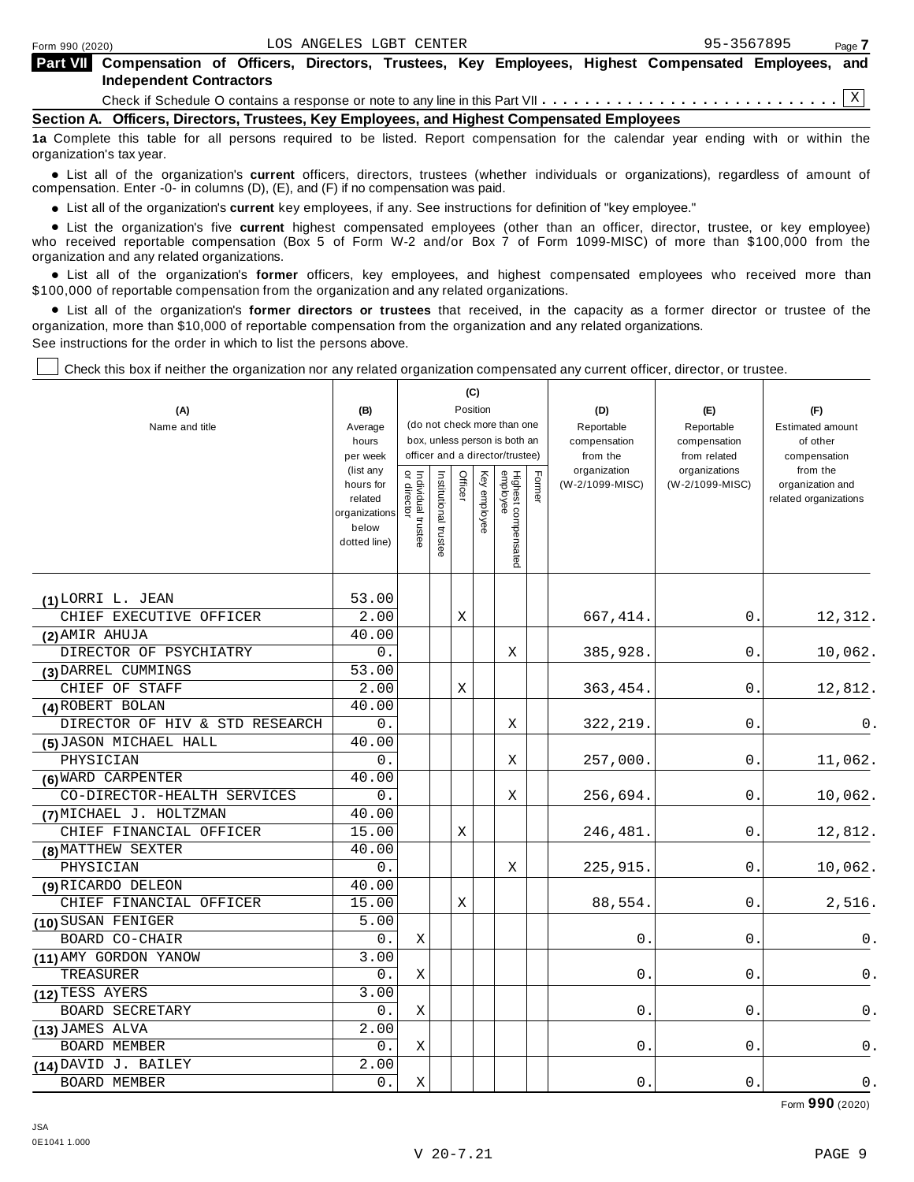Form 990 (2020) LOS ANGELES LGBT CENTER 95-3567895

## Part VII Compensation of Officers, Directors, Trustees, Key Employees, Highest Compensated Employees, and Independent Contractors

Check if Schedule O contains a response or note to any line in this Part VII . . . . . . . . . . . . . . . . . . . . . . . . . . . . [X]

### Section A. Officers, Directors, Trustees, Key Employees, and Highest Compensated Employees

**1a** Complete this table for all persons required to be listed. Report compensation for the calendar year ending with or within the organization's tax year.

- List all of the organization's **current** officers, directors, trustees (whether individuals or organizations), regardless of amount of compensation. Enter -0- in columns (D), (E), and (F) if no compensation was paid.
- List all of the organization's **current** key employees, if any. See instructions for definition of "key employee."
- List the organization's five **current** highest compensated employees (other than an officer, director, trustee, or key employee) who received reportable compensation (Box 5 of Form W-2 and/or Box 7 of Form 1099-MISC) of more than $100,000 from the organization and any related organizations.
- List all of the organization's **former** officers, key employees, and highest compensated employees who received more than $100,000 of reportable compensation from the organization and any related organizations.
- List all of the organization's **former directors or trustees** that received, in the capacity as a former director or trustee of the organization, more than $10,000 of reportable compensation from the organization and any related organizations.

See instructions for the order in which to list the persons above.

[ ] Check this box if neither the organization nor any related organization compensated any current officer, director, or trustee.

| (A) Name and title | (B) Average hours per week (list any hours for related organizations below dotted line) | (C) Position (do not check more than one box, unless person is both an officer and a director/trustee) | | | | | | (D) Reportable compensation from the organization (W-2/1099-MISC) | (E) Reportable compensation from related organizations (W-2/1099-MISC) | (F) Estimated amount of other compensation from the organization and related organizations |
|---|---|---|---|---|---|---|---|---|---|---|
| | | Individual trustee or director | Institutional trustee | Officer | Key employee | Highest compensated employee | Former | | | |
| (1) LORRI L. JEAN | 53.00 | | | | | | | | | |
| CHIEF EXECUTIVE OFFICER | 2.00 | | | X | | | | 667,414. | 0. | 12,312. |
| (2) AMIR AHUJA | 40.00 | | | | | | | | | |
| DIRECTOR OF PSYCHIATRY | 0. | | | | | X | | 385,928. | 0. | 10,062. |
| (3) DARREL CUMMINGS | 53.00 | | | | | | | | | |
| CHIEF OF STAFF | 2.00 | | | X | | | | 363,454. | 0. | 12,812. |
| (4) ROBERT BOLAN | 40.00 | | | | | | | | | |
| DIRECTOR OF HIV & STD RESEARCH | 0. | | | | | X | | 322,219. | 0. | 0. |
| (5) JASON MICHAEL HALL | 40.00 | | | | | | | | | |
| PHYSICIAN | 0. | | | | | X | | 257,000. | 0. | 11,062. |
| (6) WARD CARPENTER | 40.00 | | | | | | | | | |
| CO-DIRECTOR-HEALTH SERVICES | 0. | | | | | X | | 256,694. | 0. | 10,062. |
| (7) MICHAEL J. HOLTZMAN | 40.00 | | | | | | | | | |
| CHIEF FINANCIAL OFFICER | 15.00 | | | X | | | | 246,481. | 0. | 12,812. |
| (8) MATTHEW SEXTER | 40.00 | | | | | | | | | |
| PHYSICIAN | 0. | | | | | X | | 225,915. | 0. | 10,062. |
| (9) RICARDO DELEON | 40.00 | | | | | | | | | |
| CHIEF FINANCIAL OFFICER | 15.00 | | | X | | | | 88,554. | 0. | 2,516. |
| (10) SUSAN FENIGER | 5.00 | | | | | | | | | |
| BOARD CO-CHAIR | 0. | X | | | | | | 0. | 0. | 0. |
| (11) AMY GORDON YANOW | 3.00 | | | | | | | | | |
| TREASURER | 0. | X | | | | | | 0. | 0. | 0. |
| (12) TESS AYERS | 3.00 | | | | | | | | | |
| BOARD SECRETARY | 0. | X | | | | | | 0. | 0. | 0. |
| (13) JAMES ALVA | 2.00 | | | | | | | | | |
| BOARD MEMBER | 0. | X | | | | | | 0. | 0. | 0. |
| (14) DAVID J. BAILEY | 2.00 | | | | | | | | | |
| BOARD MEMBER | 0. | X | | | | | | 0. | 0. | 0. |

Form **990** (2020)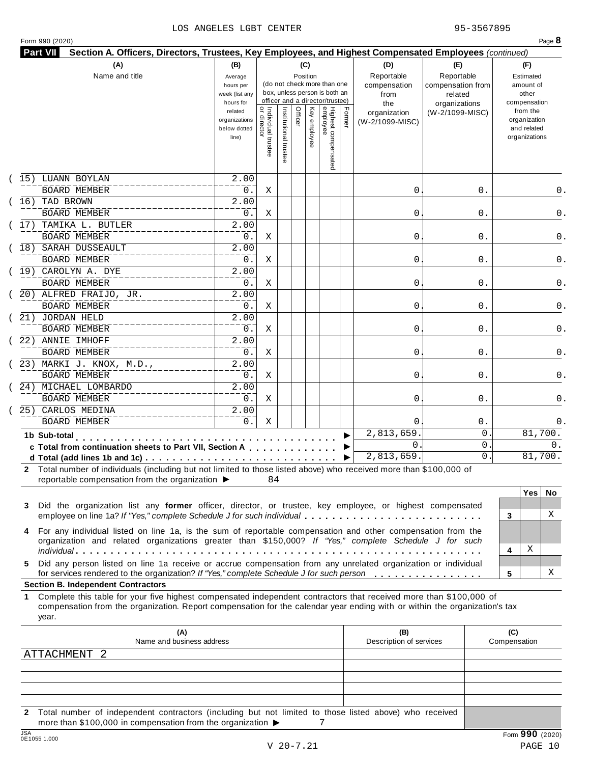LOS ANGELES LGBT CENTER 95-3567895

Form 990 (2020)

**Part VII** **Section A. Officers, Directors, Trustees, Key Employees, and Highest Compensated Employees** *(continued)*

| (A) Name and title | (B) Average hours per week (list any hours for related organizations below dotted line) | (C) Position: Individual trustee or director | Institutional trustee | Officer | Key employee | Highest compensated employee | Former | (D) Reportable compensation from the organization (W-2/1099-MISC) | (E) Reportable compensation from related organizations (W-2/1099-MISC) | (F) Estimated amount of other compensation from the organization and related organizations |
|---|---|---|---|---|---|---|---|---|---|---|
| (15) LUANN BOYLAN<br>BOARD MEMBER | 2.00<br>0. | X | | | | | | 0. | 0. | 0. |
| (16) TAD BROWN<br>BOARD MEMBER | 2.00<br>0. | X | | | | | | 0. | 0. | 0. |
| (17) TAMIKA L. BUTLER<br>BOARD MEMBER | 2.00<br>0. | X | | | | | | 0. | 0. | 0. |
| (18) SARAH DUSSEAULT<br>BOARD MEMBER | 2.00<br>0. | X | | | | | | 0. | 0. | 0. |
| (19) CAROLYN A. DYE<br>BOARD MEMBER | 2.00<br>0. | X | | | | | | 0. | 0. | 0. |
| (20) ALFRED FRAIJO, JR.<br>BOARD MEMBER | 2.00<br>0. | X | | | | | | 0. | 0. | 0. |
| (21) JORDAN HELD<br>BOARD MEMBER | 2.00<br>0. | X | | | | | | 0. | 0. | 0. |
| (22) ANNIE IMHOFF<br>BOARD MEMBER | 2.00<br>0. | X | | | | | | 0. | 0. | 0. |
| (23) MARKI J. KNOX, M.D.,<br>BOARD MEMBER | 2.00<br>0. | X | | | | | | 0. | 0. | 0. |
| (24) MICHAEL LOMBARDO<br>BOARD MEMBER | 2.00<br>0. | X | | | | | | 0. | 0. | 0. |
| (25) CARLOS MEDINA<br>BOARD MEMBER | 2.00<br>0. | X | | | | | | 0. | 0. | 0. |
| **1b Sub-total** | | | | | | | | 2,813,659. | 0. | 81,700. |
| **c Total from continuation sheets to Part VII, Section A** | | | | | | | | 0. | 0. | 0. |
| **d Total (add lines 1b and 1c)** | | | | | | | | 2,813,659. | 0. | 81,700. |

**2** Total number of individuals (including but not limited to those listed above) who received more than $100,000 of reportable compensation from the organization ▶ 84

| | | Yes | No |
|---|---|---|---|
| **3** Did the organization list any **former** officer, director, or trustee, key employee, or highest compensated employee on line 1a? *If "Yes," complete Schedule J for such individual* | 3 | | X |
| **4** For any individual listed on line 1a, is the sum of reportable compensation and other compensation from the organization and related organizations greater than $150,000? *If "Yes," complete Schedule J for such individual* | 4 | X | |
| **5** Did any person listed on line 1a receive or accrue compensation from any unrelated organization or individual for services rendered to the organization? *If "Yes," complete Schedule J for such person* | 5 | | X |

**Section B. Independent Contractors**

**1** Complete this table for your five highest compensated independent contractors that received more than $100,000 of compensation from the organization. Report compensation for the calendar year ending with or within the organization's tax year.

| (A) Name and business address | (B) Description of services | (C) Compensation |
|---|---|---|
| ATTACHMENT 2 | | |
| | | |
| | | |
| | | |
| | | |

**2** Total number of independent contractors (including but not limited to those listed above) who received more than $100,000 in compensation from the organization ▶ 7

Form **990** (2020)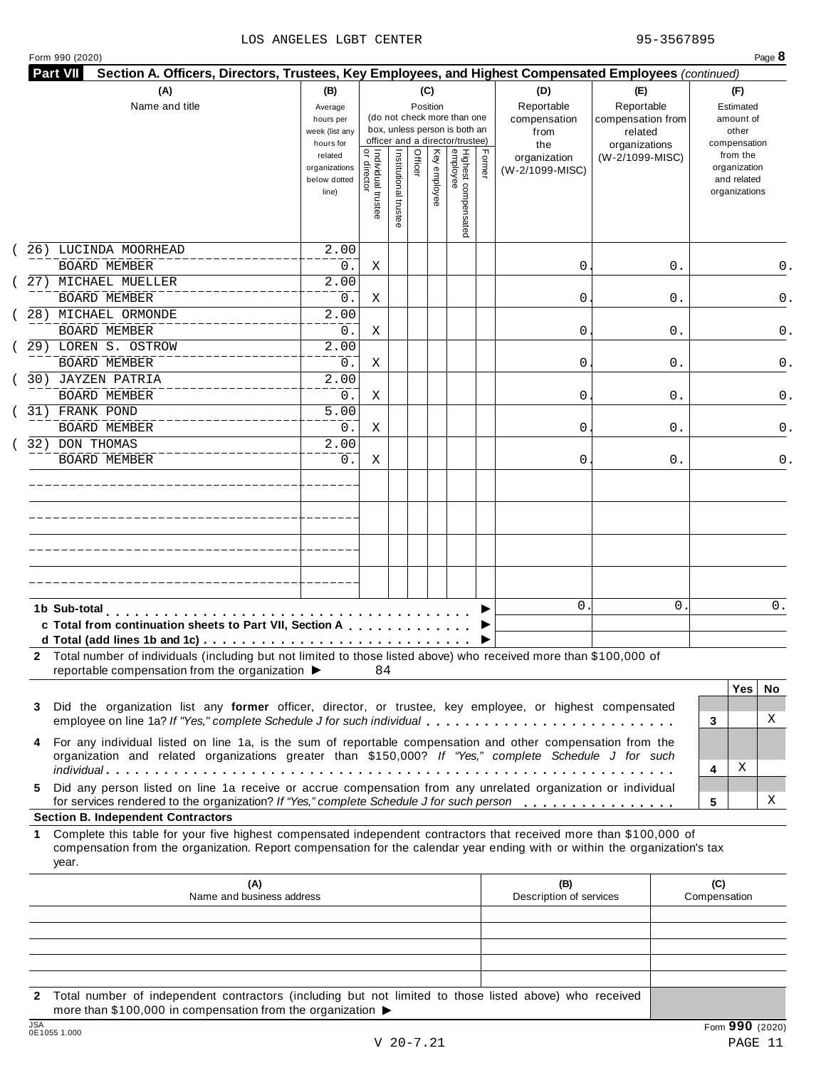LOS ANGELES LGBT CENTER 95-3567895

Form 990 (2020) Page **8**

**Part VII Section A. Officers, Directors, Trustees, Key Employees, and Highest Compensated Employees** *(continued)*

| (A) Name and title | (B) Average hours per week (list any hours for related organizations below dotted line) | (C) Position (do not check more than one box, unless person is both an officer and a director/trustee): Individual trustee or director | Institutional trustee | Officer | Key employee | Highest compensated employee | Former | (D) Reportable compensation from the organization (W-2/1099-MISC) | (E) Reportable compensation from related organizations (W-2/1099-MISC) | (F) Estimated amount of other compensation from the organization and related organizations |
|---|---|---|---|---|---|---|---|---|---|---|
| (26) LUCINDA MOORHEAD<br>BOARD MEMBER | 2.00<br>0. | X | | | | | | 0. | 0. | 0. |
| (27) MICHAEL MUELLER<br>BOARD MEMBER | 2.00<br>0. | X | | | | | | 0. | 0. | 0. |
| (28) MICHAEL ORMONDE<br>BOARD MEMBER | 2.00<br>0. | X | | | | | | 0. | 0. | 0. |
| (29) LOREN S. OSTROW<br>BOARD MEMBER | 2.00<br>0. | X | | | | | | 0. | 0. | 0. |
| (30) JAYZEN PATRIA<br>BOARD MEMBER | 2.00<br>0. | X | | | | | | 0. | 0. | 0. |
| (31) FRANK POND<br>BOARD MEMBER | 5.00<br>0. | X | | | | | | 0. | 0. | 0. |
| (32) DON THOMAS<br>BOARD MEMBER | 2.00<br>0. | X | | | | | | 0. | 0. | 0. |
| | | | | | | | | | | |
| | | | | | | | | | | |
| | | | | | | | | | | |
| | | | | | | | | | | |
| **1b Sub-total** | | | | | | | ▶ | 0. | 0. | 0. |
| **c Total from continuation sheets to Part VII, Section A** | | | | | | | ▶ | | | |
| **d Total (add lines 1b and 1c)** | | | | | | | ▶ | | | |

**2** Total number of individuals (including but not limited to those listed above) who received more than $100,000 of reportable compensation from the organization ▶ 84

| | | Yes | No |
|---|---|---|---|
| **3** Did the organization list any **former** officer, director, or trustee, key employee, or highest compensated employee on line 1a? *If "Yes," complete Schedule J for such individual* | 3 | | X |
| **4** For any individual listed on line 1a, is the sum of reportable compensation and other compensation from the organization and related organizations greater than $150,000? *If "Yes," complete Schedule J for such individual* | 4 | X | |
| **5** Did any person listed on line 1a receive or accrue compensation from any unrelated organization or individual for services rendered to the organization? *If "Yes," complete Schedule J for such person* | 5 | | X |

**Section B. Independent Contractors**

**1** Complete this table for your five highest compensated independent contractors that received more than $100,000 of compensation from the organization. Report compensation for the calendar year ending with or within the organization's tax year.

| (A) Name and business address | (B) Description of services | (C) Compensation |
|---|---|---|
| | | |
| | | |
| | | |
| | | |
| | | |

**2** Total number of independent contractors (including but not limited to those listed above) who received more than $100,000 in compensation from the organization ▶

Form **990** (2020)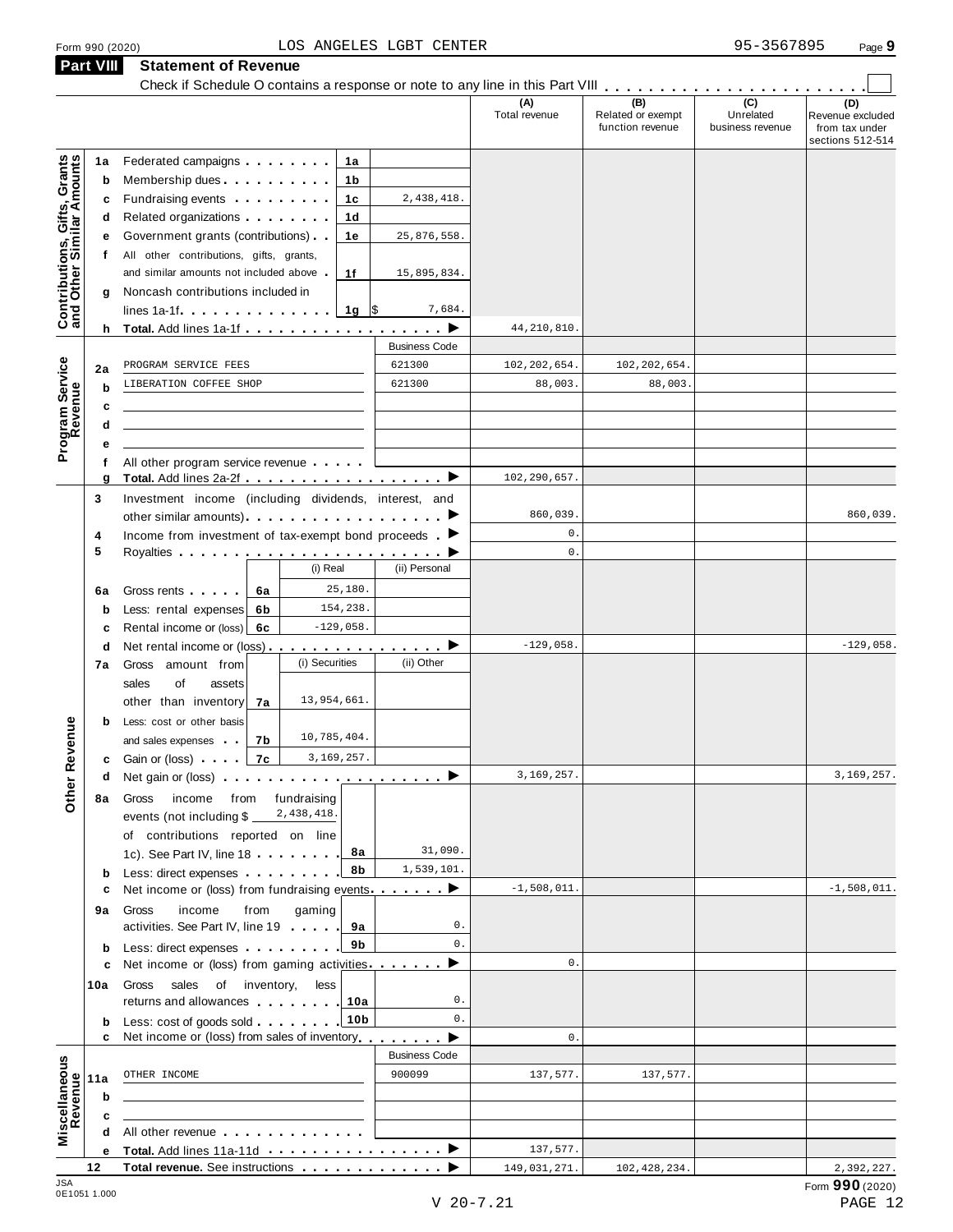Form 990 (2020) LOS ANGELES LGBT CENTER 95-3567895 Page 9

## Part VIII Statement of Revenue

Check if Schedule O contains a response or note to any line in this Part VIII . . . . . . . . . . . . . . . . . . . . . . . . ☐

| | | | | (A) Total revenue | (B) Related or exempt function revenue | (C) Unrelated business revenue | (D) Revenue excluded from tax under sections 512-514 |
|---|---|---|---|---|---|---|---|
| **Contributions, Gifts, Grants and Other Similar Amounts** | 1a | Federated campaigns | 1a | | | | |
| | b | Membership dues | 1b | | | | |
| | c | Fundraising events | 1c 2,438,418. | | | | |
| | d | Related organizations | 1d | | | | |
| | e | Government grants (contributions) | 1e 25,876,558. | | | | |
| | f | All other contributions, gifts, grants, and similar amounts not included above | 1f 15,895,834. | | | | |
| | g | Noncash contributions included in lines 1a-1f | 1g $ 7,684. | | | | |
| | h | **Total.** Add lines 1a-1f | ▶ | 44,210,810. | | | |
| | | | Business Code | | | | |
| **Program Service Revenue** | 2a | PROGRAM SERVICE FEES | 621300 | 102,202,654. | 102,202,654. | | |
| | b | LIBERATION COFFEE SHOP | 621300 | 88,003. | 88,003. | | |
| | c | | | | | | |
| | d | | | | | | |
| | e | | | | | | |
| | f | All other program service revenue | | | | | |
| | g | **Total.** Add lines 2a-2f | ▶ | 102,290,657. | | | |
| **Other Revenue** | 3 | Investment income (including dividends, interest, and other similar amounts) | ▶ | 860,039. | | | 860,039. |
| | 4 | Income from investment of tax-exempt bond proceeds | ▶ | 0. | | | |
| | 5 | Royalties | ▶ | 0. | | | |
| | | | (i) Real / (ii) Personal | | | | |
| | 6a | Gross rents | 6a (i) 25,180. | | | | |
| | b | Less: rental expenses | 6b (i) 154,238. | | | | |
| | c | Rental income or (loss) | 6c (i) -129,058. | | | | |
| | d | Net rental income or (loss) | ▶ | -129,058. | | | -129,058. |
| | | | (i) Securities / (ii) Other | | | | |
| | 7a | Gross amount from sales of assets other than inventory | 7a (i) 13,954,661. | | | | |
| | b | Less: cost or other basis and sales expenses | 7b (i) 10,785,404. | | | | |
| | c | Gain or (loss) | 7c (i) 3,169,257. | | | | |
| | d | Net gain or (loss) | ▶ | 3,169,257. | | | 3,169,257. |
| | 8a | Gross income from fundraising events (not including $ 2,438,418. of contributions reported on line 1c). See Part IV, line 18 | 8a 31,090. | | | | |
| | b | Less: direct expenses | 8b 1,539,101. | | | | |
| | c | Net income or (loss) from fundraising events | ▶ | -1,508,011. | | | -1,508,011. |
| | 9a | Gross income from gaming activities. See Part IV, line 19 | 9a 0. | | | | |
| | b | Less: direct expenses | 9b 0. | | | | |
| | c | Net income or (loss) from gaming activities | ▶ | 0. | | | |
| | 10a | Gross sales of inventory, less returns and allowances | 10a 0. | | | | |
| | b | Less: cost of goods sold | 10b 0. | | | | |
| | c | Net income or (loss) from sales of inventory | ▶ | 0. | | | |
| | | | Business Code | | | | |
| **Miscellaneous Revenue** | 11a | OTHER INCOME | 900099 | 137,577. | 137,577. | | |
| | b | | | | | | |
| | c | | | | | | |
| | d | All other revenue | | | | | |
| | e | **Total.** Add lines 11a-11d | ▶ | 137,577. | | | |
| | 12 | **Total revenue.** See instructions | ▶ | 149,031,271. | 102,428,234. | | 2,392,227. |

JSA 0E1051 1.000

Form **990** (2020)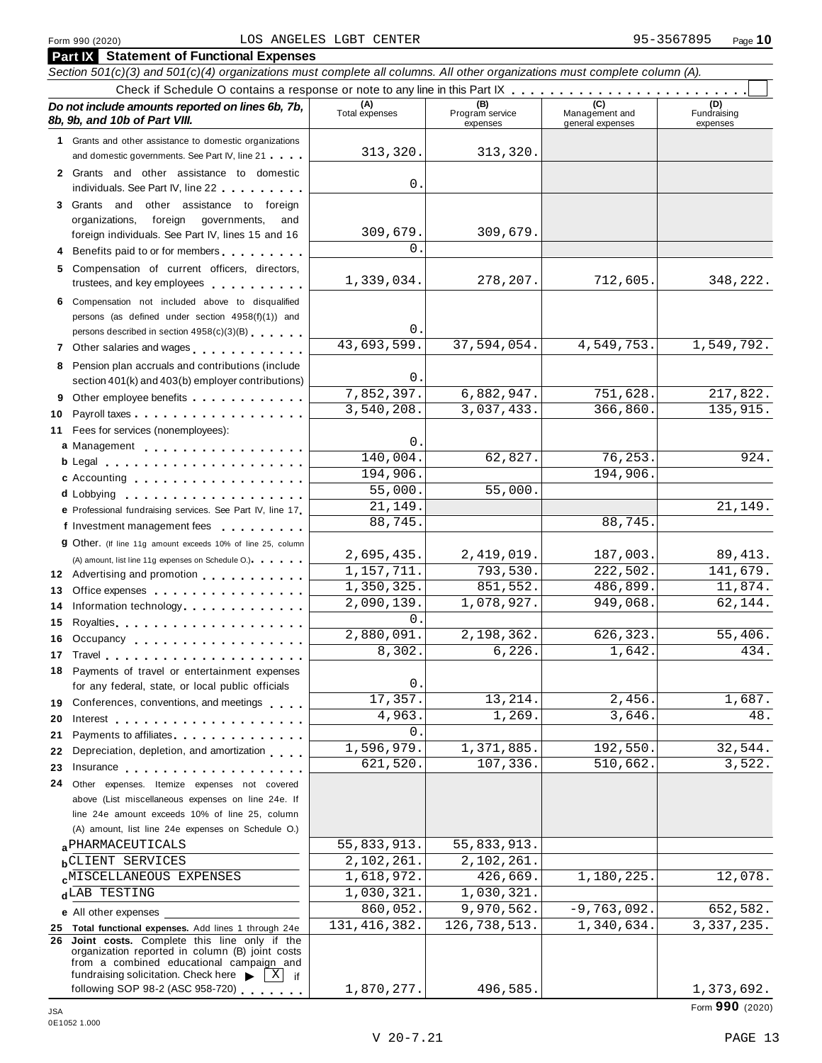Form 990 (2020) LOS ANGELES LGBT CENTER 95-3567895

## Part IX Statement of Functional Expenses

*Section 501(c)(3) and 501(c)(4) organizations must complete all columns. All other organizations must complete column (A).*

Check if Schedule O contains a response or note to any line in this Part IX [ ]

| *Do not include amounts reported on lines 6b, 7b, 8b, 9b, and 10b of Part VIII.* | (A) Total expenses | (B) Program service expenses | (C) Management and general expenses | (D) Fundraising expenses |
|---|---|---|---|---|
| **1** Grants and other assistance to domestic organizations and domestic governments. See Part IV, line 21 | 313,320. | 313,320. | | |
| **2** Grants and other assistance to domestic individuals. See Part IV, line 22 | 0. | | | |
| **3** Grants and other assistance to foreign organizations, foreign governments, and foreign individuals. See Part IV, lines 15 and 16 | 309,679. | 309,679. | | |
| **4** Benefits paid to or for members | 0. | | | |
| **5** Compensation of current officers, directors, trustees, and key employees | 1,339,034. | 278,207. | 712,605. | 348,222. |
| **6** Compensation not included above to disqualified persons (as defined under section 4958(f)(1)) and persons described in section 4958(c)(3)(B) | 0. | | | |
| **7** Other salaries and wages | 43,693,599. | 37,594,054. | 4,549,753. | 1,549,792. |
| **8** Pension plan accruals and contributions (include section 401(k) and 403(b) employer contributions) | 0. | | | |
| **9** Other employee benefits | 7,852,397. | 6,882,947. | 751,628. | 217,822. |
| **10** Payroll taxes | 3,540,208. | 3,037,433. | 366,860. | 135,915. |
| **11** Fees for services (nonemployees): | | | | |
| **a** Management | 0. | | | |
| **b** Legal | 140,004. | 62,827. | 76,253. | 924. |
| **c** Accounting | 194,906. | | 194,906. | |
| **d** Lobbying | 55,000. | 55,000. | | |
| **e** Professional fundraising services. See Part IV, line 17 | 21,149. | | | 21,149. |
| **f** Investment management fees | 88,745. | | 88,745. | |
| **g** Other. (If line 11g amount exceeds 10% of line 25, column (A) amount, list line 11g expenses on Schedule O.) | 2,695,435. | 2,419,019. | 187,003. | 89,413. |
| **12** Advertising and promotion | 1,157,711. | 793,530. | 222,502. | 141,679. |
| **13** Office expenses | 1,350,325. | 851,552. | 486,899. | 11,874. |
| **14** Information technology | 2,090,139. | 1,078,927. | 949,068. | 62,144. |
| **15** Royalties | 0. | | | |
| **16** Occupancy | 2,880,091. | 2,198,362. | 626,323. | 55,406. |
| **17** Travel | 8,302. | 6,226. | 1,642. | 434. |
| **18** Payments of travel or entertainment expenses for any federal, state, or local public officials | 0. | | | |
| **19** Conferences, conventions, and meetings | 17,357. | 13,214. | 2,456. | 1,687. |
| **20** Interest | 4,963. | 1,269. | 3,646. | 48. |
| **21** Payments to affiliates | 0. | | | |
| **22** Depreciation, depletion, and amortization | 1,596,979. | 1,371,885. | 192,550. | 32,544. |
| **23** Insurance | 621,520. | 107,336. | 510,662. | 3,522. |
| **24** Other expenses. Itemize expenses not covered above (List miscellaneous expenses on line 24e. If line 24e amount exceeds 10% of line 25, column (A) amount, list line 24e expenses on Schedule O.) | | | | |
| **a** PHARMACEUTICALS | 55,833,913. | 55,833,913. | | |
| **b** CLIENT SERVICES | 2,102,261. | 2,102,261. | | |
| **c** MISCELLANEOUS EXPENSES | 1,618,972. | 426,669. | 1,180,225. | 12,078. |
| **d** LAB TESTING | 1,030,321. | 1,030,321. | | |
| **e** All other expenses | 860,052. | 9,970,562. | -9,763,092. | 652,582. |
| **25 Total functional expenses.** Add lines 1 through 24e | 131,416,382. | 126,738,513. | 1,340,634. | 3,337,235. |
| **26 Joint costs.** Complete this line only if the organization reported in column (B) joint costs from a combined educational campaign and fundraising solicitation. Check here ▶ [X] if following SOP 98-2 (ASC 958-720) | 1,870,277. | 496,585. | | 1,373,692. |

Form **990** (2020)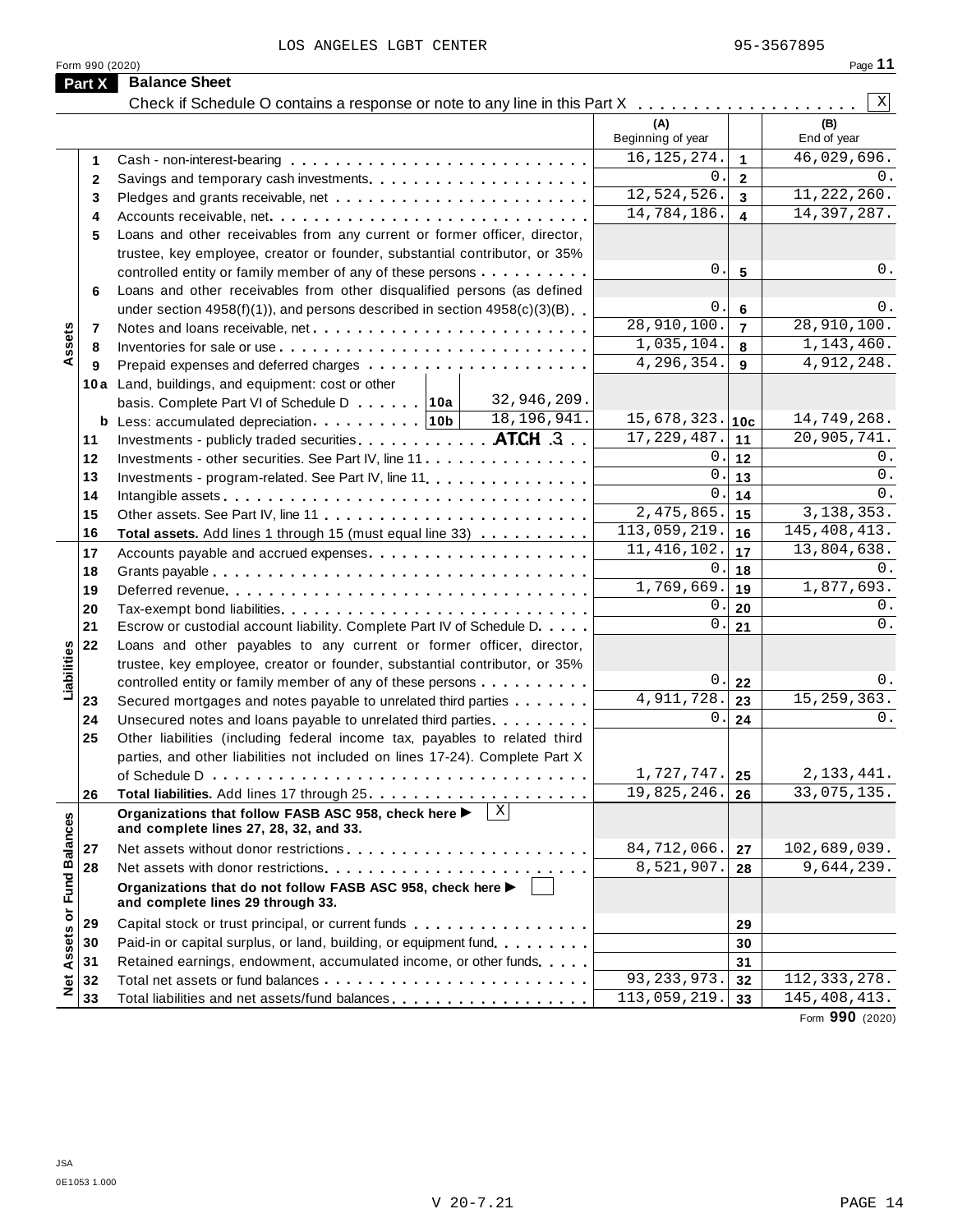LOS ANGELES LGBT CENTER 95-3567895

Form 990 (2020) Page **11**

## Part X Balance Sheet

Check if Schedule O contains a response or note to any line in this Part X . . . . . . . . . . . . . . . . . . . . [X]

| | | | (A) Beginning of year | | (B) End of year |
|---|---|---|---|---|---|
| **Assets** | 1 | Cash - non-interest-bearing | 16,125,274. | 1 | 46,029,696. |
| | 2 | Savings and temporary cash investments | 0. | 2 | 0. |
| | 3 | Pledges and grants receivable, net | 12,524,526. | 3 | 11,222,260. |
| | 4 | Accounts receivable, net | 14,784,186. | 4 | 14,397,287. |
| | 5 | Loans and other receivables from any current or former officer, director, trustee, key employee, creator or founder, substantial contributor, or 35% controlled entity or family member of any of these persons | 0. | 5 | 0. |
| | 6 | Loans and other receivables from other disqualified persons (as defined under section 4958(f)(1)), and persons described in section 4958(c)(3)(B) | 0. | 6 | 0. |
| | 7 | Notes and loans receivable, net | 28,910,100. | 7 | 28,910,100. |
| | 8 | Inventories for sale or use | 1,035,104. | 8 | 1,143,460. |
| | 9 | Prepaid expenses and deferred charges | 4,296,354. | 9 | 4,912,248. |
| | 10a | Land, buildings, and equipment: cost or other basis. Complete Part VI of Schedule D ... 10a 32,946,209. | | | |
| | b | Less: accumulated depreciation ... 10b 18,196,941. | 15,678,323. | 10c | 14,749,268. |
| | 11 | Investments - publicly traded securities ATCH 3 | 17,229,487. | 11 | 20,905,741. |
| | 12 | Investments - other securities. See Part IV, line 11 | 0. | 12 | 0. |
| | 13 | Investments - program-related. See Part IV, line 11 | 0. | 13 | 0. |
| | 14 | Intangible assets | 0. | 14 | 0. |
| | 15 | Other assets. See Part IV, line 11 | 2,475,865. | 15 | 3,138,353. |
| | 16 | **Total assets.** Add lines 1 through 15 (must equal line 33) | 113,059,219. | 16 | 145,408,413. |
| **Liabilities** | 17 | Accounts payable and accrued expenses | 11,416,102. | 17 | 13,804,638. |
| | 18 | Grants payable | 0. | 18 | 0. |
| | 19 | Deferred revenue | 1,769,669. | 19 | 1,877,693. |
| | 20 | Tax-exempt bond liabilities | 0. | 20 | 0. |
| | 21 | Escrow or custodial account liability. Complete Part IV of Schedule D | 0. | 21 | 0. |
| | 22 | Loans and other payables to any current or former officer, director, trustee, key employee, creator or founder, substantial contributor, or 35% controlled entity or family member of any of these persons | 0. | 22 | 0. |
| | 23 | Secured mortgages and notes payable to unrelated third parties | 4,911,728. | 23 | 15,259,363. |
| | 24 | Unsecured notes and loans payable to unrelated third parties | 0. | 24 | 0. |
| | 25 | Other liabilities (including federal income tax, payables to related third parties, and other liabilities not included on lines 17-24). Complete Part X of Schedule D | 1,727,747. | 25 | 2,133,441. |
| | 26 | **Total liabilities.** Add lines 17 through 25 | 19,825,246. | 26 | 33,075,135. |
| **Net Assets or Fund Balances** | | **Organizations that follow FASB ASC 958, check here ▶ [X] and complete lines 27, 28, 32, and 33.** | | | |
| | 27 | Net assets without donor restrictions | 84,712,066. | 27 | 102,689,039. |
| | 28 | Net assets with donor restrictions | 8,521,907. | 28 | 9,644,239. |
| | | **Organizations that do not follow FASB ASC 958, check here ▶ [ ] and complete lines 29 through 33.** | | | |
| | 29 | Capital stock or trust principal, or current funds | | 29 | |
| | 30 | Paid-in or capital surplus, or land, building, or equipment fund | | 30 | |
| | 31 | Retained earnings, endowment, accumulated income, or other funds | | 31 | |
| | 32 | Total net assets or fund balances | 93,233,973. | 32 | 112,333,278. |
| | 33 | Total liabilities and net assets/fund balances | 113,059,219. | 33 | 145,408,413. |

Form **990** (2020)

JSA
0E1053 1.000

V 20-7.21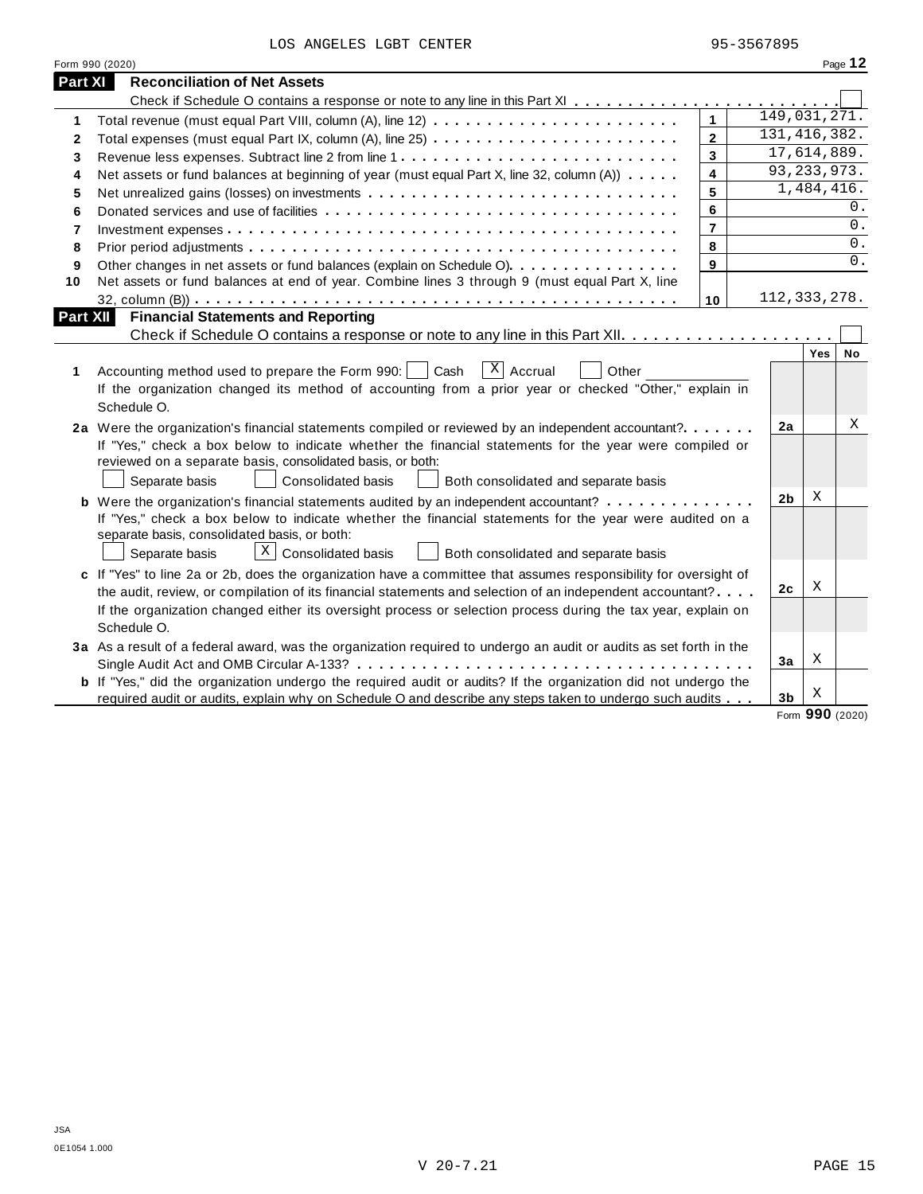LOS ANGELES LGBT CENTER 95-3567895

Form 990 (2020) Page **12**

## Part XI Reconciliation of Net Assets

Check if Schedule O contains a response or note to any line in this Part XI . . . . . . . . . . . . . . . . . . . . . . . . . ☐

| | | | |
|---|---|---|---|
| **1** | Total revenue (must equal Part VIII, column (A), line 12) | **1** | 149,031,271. |
| **2** | Total expenses (must equal Part IX, column (A), line 25) | **2** | 131,416,382. |
| **3** | Revenue less expenses. Subtract line 2 from line 1 | **3** | 17,614,889. |
| **4** | Net assets or fund balances at beginning of year (must equal Part X, line 32, column (A)) | **4** | 93,233,973. |
| **5** | Net unrealized gains (losses) on investments | **5** | 1,484,416. |
| **6** | Donated services and use of facilities | **6** | 0. |
| **7** | Investment expenses | **7** | 0. |
| **8** | Prior period adjustments | **8** | 0. |
| **9** | Other changes in net assets or fund balances (explain on Schedule O) | **9** | 0. |
| **10** | Net assets or fund balances at end of year. Combine lines 3 through 9 (must equal Part X, line 32, column (B)) | **10** | 112,333,278. |

## Part XII Financial Statements and Reporting

Check if Schedule O contains a response or note to any line in this Part XII . . . . . . . . . . . . . . . . . . . . . ☐

| | | | Yes | No |
|---|---|---|---|---|
| **1** | Accounting method used to prepare the Form 990: ☐ Cash ☒ Accrual ☐ Other ______ <br>If the organization changed its method of accounting from a prior year or checked "Other," explain in Schedule O. | | | |
| **2a** | Were the organization's financial statements compiled or reviewed by an independent accountant? | **2a** | | X |
| | If "Yes," check a box below to indicate whether the financial statements for the year were compiled or reviewed on a separate basis, consolidated basis, or both:<br>☐ Separate basis ☐ Consolidated basis ☐ Both consolidated and separate basis | | | |
| **b** | Were the organization's financial statements audited by an independent accountant? | **2b** | X | |
| | If "Yes," check a box below to indicate whether the financial statements for the year were audited on a separate basis, consolidated basis, or both:<br>☐ Separate basis ☒ Consolidated basis ☐ Both consolidated and separate basis | | | |
| **c** | If "Yes" to line 2a or 2b, does the organization have a committee that assumes responsibility for oversight of the audit, review, or compilation of its financial statements and selection of an independent accountant? | **2c** | X | |
| | If the organization changed either its oversight process or selection process during the tax year, explain on Schedule O. | | | |
| **3a** | As a result of a federal award, was the organization required to undergo an audit or audits as set forth in the Single Audit Act and OMB Circular A-133? | **3a** | X | |
| **b** | If "Yes," did the organization undergo the required audit or audits? If the organization did not undergo the required audit or audits, explain why on Schedule O and describe any steps taken to undergo such audits | **3b** | X | |

Form **990** (2020)

JSA
0E1054 1.000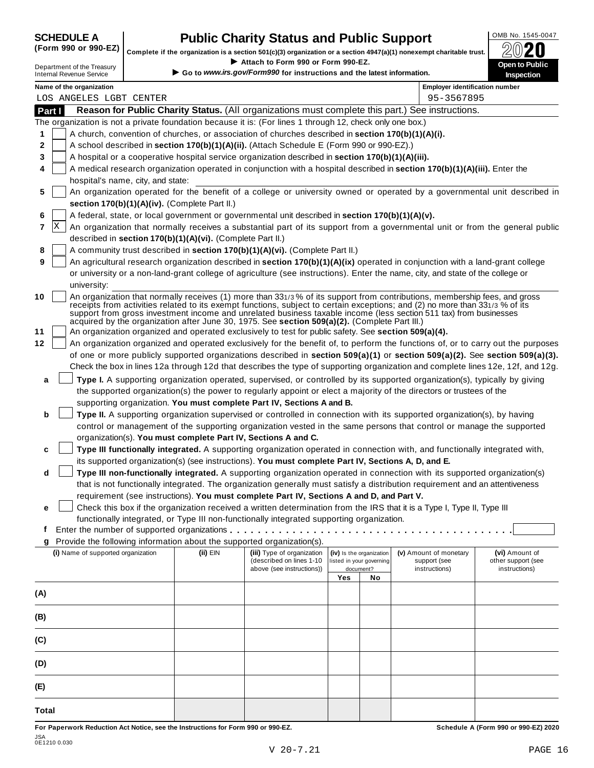**SCHEDULE A**
**(Form 990 or 990-EZ)**

Department of the Treasury
Internal Revenue Service

# Public Charity Status and Public Support

**Complete if the organization is a section 501(c)(3) organization or a section 4947(a)(1) nonexempt charitable trust.**
► **Attach to Form 990 or Form 990-EZ.**
► **Go to *www.irs.gov/Form990* for instructions and the latest information.**

OMB No. 1545-0047
**2020**
**Open to Public Inspection**

**Name of the organization**
LOS ANGELES LGBT CENTER

**Employer identification number**
95-3567895

## Part I Reason for Public Charity Status. (All organizations must complete this part.) See instructions.

The organization is not a private foundation because it is: (For lines 1 through 12, check only one box.)

1 [ ] A church, convention of churches, or association of churches described in **section 170(b)(1)(A)(i).**

2 [ ] A school described in **section 170(b)(1)(A)(ii).** (Attach Schedule E (Form 990 or 990-EZ).)

3 [ ] A hospital or a cooperative hospital service organization described in **section 170(b)(1)(A)(iii).**

4 [ ] A medical research organization operated in conjunction with a hospital described in **section 170(b)(1)(A)(iii).** Enter the hospital's name, city, and state:

5 [ ] An organization operated for the benefit of a college or university owned or operated by a governmental unit described in **section 170(b)(1)(A)(iv).** (Complete Part II.)

6 [ ] A federal, state, or local government or governmental unit described in **section 170(b)(1)(A)(v).**

7 [X] An organization that normally receives a substantial part of its support from a governmental unit or from the general public described in **section 170(b)(1)(A)(vi).** (Complete Part II.)

8 [ ] A community trust described in **section 170(b)(1)(A)(vi).** (Complete Part II.)

9 [ ] An agricultural research organization described in **section 170(b)(1)(A)(ix)** operated in conjunction with a land-grant college or university or a non-land-grant college of agriculture (see instructions). Enter the name, city, and state of the college or university:

10 [ ] An organization that normally receives (1) more than 33 1/3 % of its support from contributions, membership fees, and gross receipts from activities related to its exempt functions, subject to certain exceptions; and (2) no more than 33 1/3 % of its support from gross investment income and unrelated business taxable income (less section 511 tax) from businesses acquired by the organization after June 30, 1975. See **section 509(a)(2).** (Complete Part III.)

11 [ ] An organization organized and operated exclusively to test for public safety. See **section 509(a)(4).**

12 [ ] An organization organized and operated exclusively for the benefit of, to perform the functions of, or to carry out the purposes of one or more publicly supported organizations described in **section 509(a)(1)** or **section 509(a)(2).** See **section 509(a)(3).** Check the box in lines 12a through 12d that describes the type of supporting organization and complete lines 12e, 12f, and 12g.

a [ ] **Type I.** A supporting organization operated, supervised, or controlled by its supported organization(s), typically by giving the supported organization(s) the power to regularly appoint or elect a majority of the directors or trustees of the supporting organization. **You must complete Part IV, Sections A and B.**

b [ ] **Type II.** A supporting organization supervised or controlled in connection with its supported organization(s), by having control or management of the supporting organization vested in the same persons that control or manage the supported organization(s). **You must complete Part IV, Sections A and C.**

c [ ] **Type III functionally integrated.** A supporting organization operated in connection with, and functionally integrated with, its supported organization(s) (see instructions). **You must complete Part IV, Sections A, D, and E.**

d [ ] **Type III non-functionally integrated.** A supporting organization operated in connection with its supported organization(s) that is not functionally integrated. The organization generally must satisfy a distribution requirement and an attentiveness requirement (see instructions). **You must complete Part IV, Sections A and D, and Part V.**

e [ ] Check this box if the organization received a written determination from the IRS that it is a Type I, Type II, Type III functionally integrated, or Type III non-functionally integrated supporting organization.

f Enter the number of supported organizations . . . . . . . . . . . . . . . . . . . . . . . . . . . . . . . . . . . . . .

g Provide the following information about the supported organization(s).

| (i) Name of supported organization | (ii) EIN | (iii) Type of organization (described on lines 1-10 above (see instructions)) | (iv) Is the organization listed in your governing document? Yes | No | (v) Amount of monetary support (see instructions) | (vi) Amount of other support (see instructions) |
|---|---|---|---|---|---|---|
| (A) | | | | | | |
| (B) | | | | | | |
| (C) | | | | | | |
| (D) | | | | | | |
| (E) | | | | | | |
| Total | | | | | | |

**For Paperwork Reduction Act Notice, see the Instructions for Form 990 or 990-EZ.** **Schedule A (Form 990 or 990-EZ) 2020**

JSA
0E1210 0.030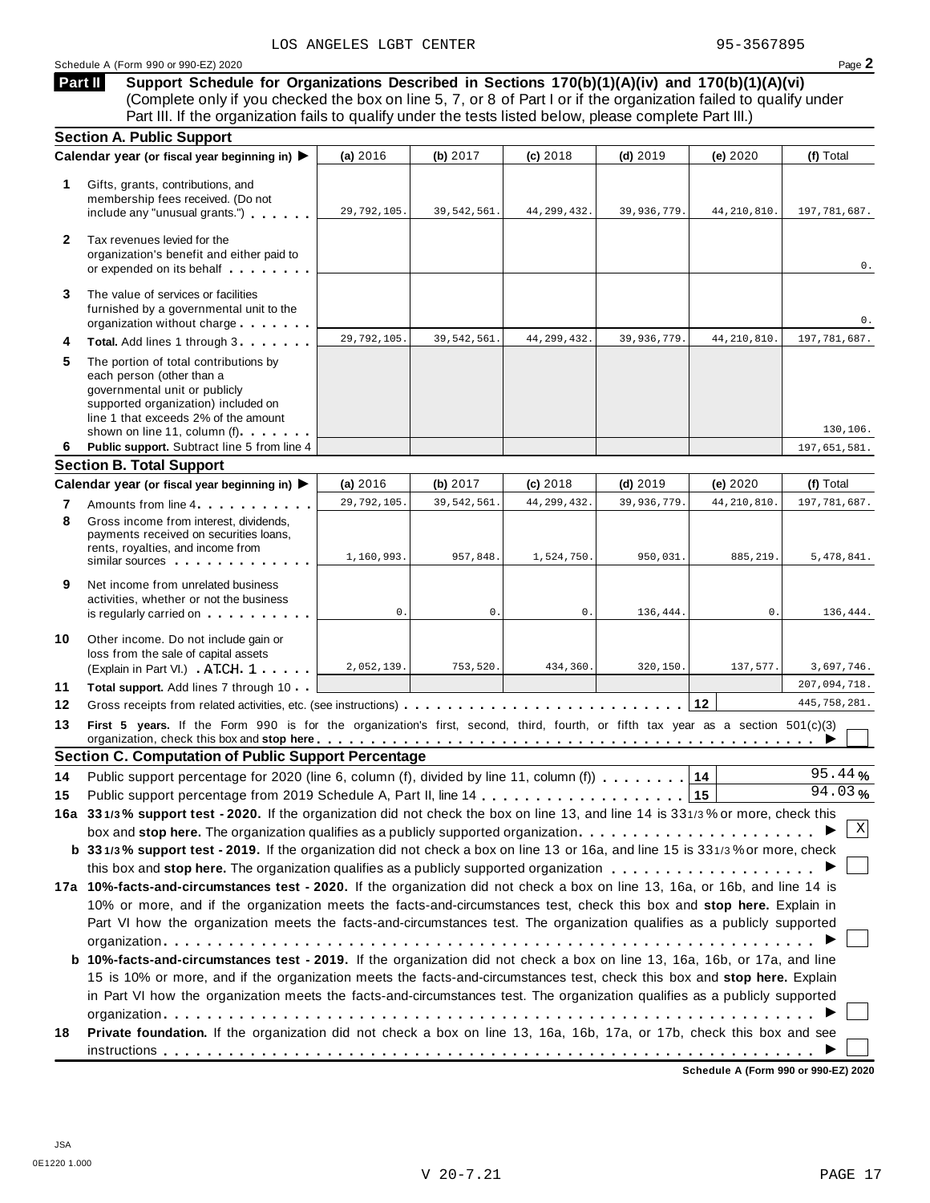LOS ANGELES LGBT CENTER 95-3567895

Schedule A (Form 990 or 990-EZ) 2020

## Part II Support Schedule for Organizations Described in Sections 170(b)(1)(A)(iv) and 170(b)(1)(A)(vi)

(Complete only if you checked the box on line 5, 7, or 8 of Part I or if the organization failed to qualify under Part III. If the organization fails to qualify under the tests listed below, please complete Part III.)

### Section A. Public Support

| Calendar year (or fiscal year beginning in) ▶ | (a) 2016 | (b) 2017 | (c) 2018 | (d) 2019 | (e) 2020 | (f) Total |
|---|---|---|---|---|---|---|
| **1** Gifts, grants, contributions, and membership fees received. (Do not include any "unusual grants.") | 29,792,105. | 39,542,561. | 44,299,432. | 39,936,779. | 44,210,810. | 197,781,687. |
| **2** Tax revenues levied for the organization's benefit and either paid to or expended on its behalf | | | | | | 0. |
| **3** The value of services or facilities furnished by a governmental unit to the organization without charge | | | | | | 0. |
| **4 Total.** Add lines 1 through 3 | 29,792,105. | 39,542,561. | 44,299,432. | 39,936,779. | 44,210,810. | 197,781,687. |
| **5** The portion of total contributions by each person (other than a governmental unit or publicly supported organization) included on line 1 that exceeds 2% of the amount shown on line 11, column (f) | | | | | | 130,106. |
| **6 Public support.** Subtract line 5 from line 4 | | | | | | 197,651,581. |

### Section B. Total Support

| Calendar year (or fiscal year beginning in) ▶ | (a) 2016 | (b) 2017 | (c) 2018 | (d) 2019 | (e) 2020 | (f) Total |
|---|---|---|---|---|---|---|
| **7** Amounts from line 4 | 29,792,105. | 39,542,561. | 44,299,432. | 39,936,779. | 44,210,810. | 197,781,687. |
| **8** Gross income from interest, dividends, payments received on securities loans, rents, royalties, and income from similar sources | 1,160,993. | 957,848. | 1,524,750. | 950,031. | 885,219. | 5,478,841. |
| **9** Net income from unrelated business activities, whether or not the business is regularly carried on | 0. | 0. | 0. | 136,444. | 0. | 136,444. |
| **10** Other income. Do not include gain or loss from the sale of capital assets (Explain in Part VI.) ATCH 1 | 2,052,139. | 753,520. | 434,360. | 320,150. | 137,577. | 3,697,746. |
| **11 Total support.** Add lines 7 through 10 | | | | | | 207,094,718. |
| **12** Gross receipts from related activities, etc. (see instructions) | | | | | **12** | 445,758,281. |

**13 First 5 years.** If the Form 990 is for the organization's first, second, third, fourth, or fifth tax year as a section 501(c)(3) organization, check this box and **stop here** ▶ ☐

### Section C. Computation of Public Support Percentage

**14** Public support percentage for 2020 (line 6, column (f), divided by line 11, column (f)) **14** 95.44 %

**15** Public support percentage from 2019 Schedule A, Part II, line 14 **15** 94.03 %

**16a 33 1/3 % support test - 2020.** If the organization did not check the box on line 13, and line 14 is 33 1/3 % or more, check this box and **stop here.** The organization qualifies as a publicly supported organization ▶ ☒

**b 33 1/3 % support test - 2019.** If the organization did not check a box on line 13 or 16a, and line 15 is 33 1/3 % or more, check this box and **stop here.** The organization qualifies as a publicly supported organization ▶ ☐

**17a 10%-facts-and-circumstances test - 2020.** If the organization did not check a box on line 13, 16a, or 16b, and line 14 is 10% or more, and if the organization meets the facts-and-circumstances test, check this box and **stop here.** Explain in Part VI how the organization meets the facts-and-circumstances test. The organization qualifies as a publicly supported organization ▶ ☐

**b 10%-facts-and-circumstances test - 2019.** If the organization did not check a box on line 13, 16a, 16b, or 17a, and line 15 is 10% or more, and if the organization meets the facts-and-circumstances test, check this box and **stop here.** Explain in Part VI how the organization meets the facts-and-circumstances test. The organization qualifies as a publicly supported organization ▶ ☐

**18 Private foundation.** If the organization did not check a box on line 13, 16a, 16b, 17a, or 17b, check this box and see instructions ▶ ☐

**Schedule A (Form 990 or 990-EZ) 2020**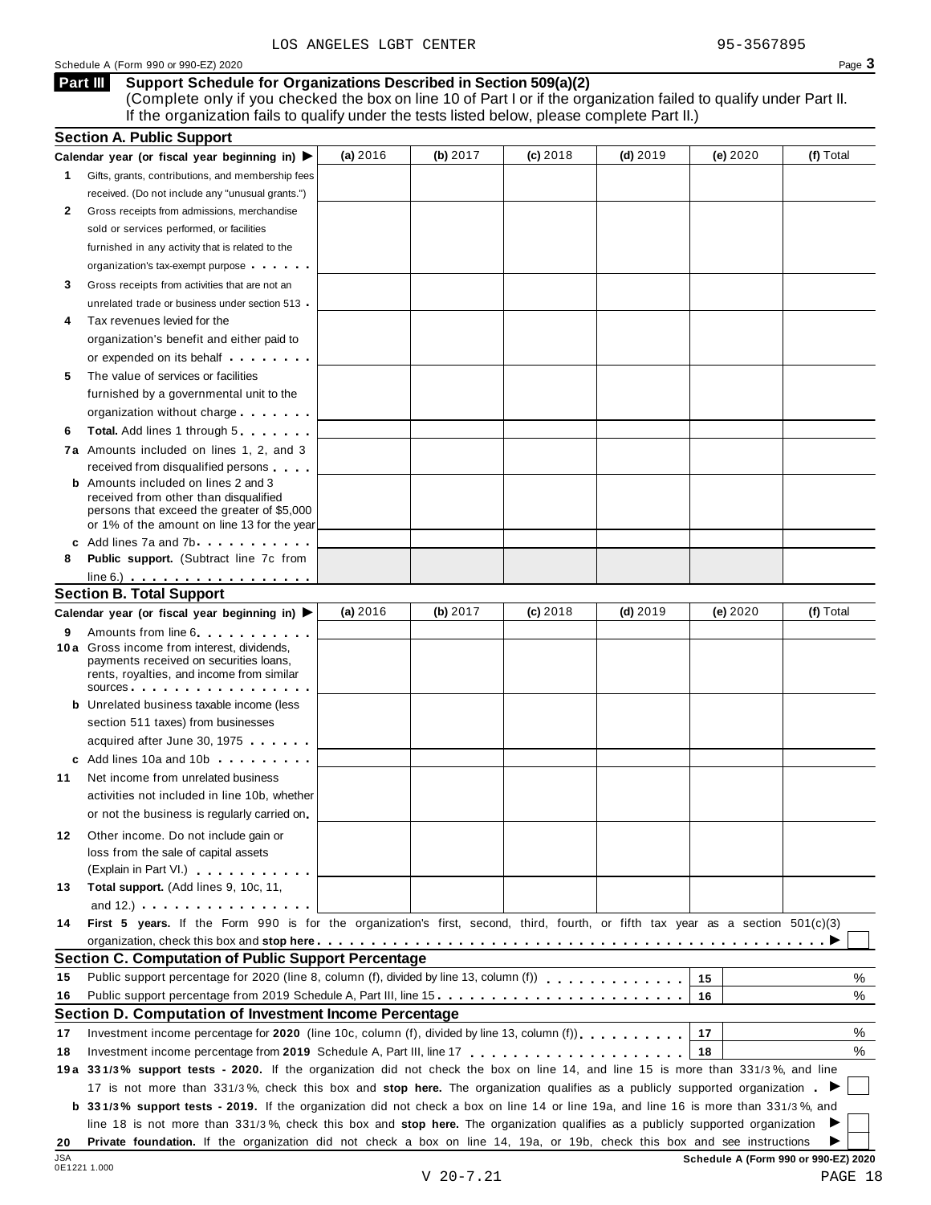LOS ANGELES LGBT CENTER 95-3567895

Schedule A (Form 990 or 990-EZ) 2020

## Part III Support Schedule for Organizations Described in Section 509(a)(2)

(Complete only if you checked the box on line 10 of Part I or if the organization failed to qualify under Part II. If the organization fails to qualify under the tests listed below, please complete Part II.)

### Section A. Public Support

| Calendar year (or fiscal year beginning in) ▶ | (a) 2016 | (b) 2017 | (c) 2018 | (d) 2019 | (e) 2020 | (f) Total |
|---|---|---|---|---|---|---|
| **1** Gifts, grants, contributions, and membership fees received. (Do not include any "unusual grants.") | | | | | | |
| **2** Gross receipts from admissions, merchandise sold or services performed, or facilities furnished in any activity that is related to the organization's tax-exempt purpose | | | | | | |
| **3** Gross receipts from activities that are not an unrelated trade or business under section 513 | | | | | | |
| **4** Tax revenues levied for the organization's benefit and either paid to or expended on its behalf | | | | | | |
| **5** The value of services or facilities furnished by a governmental unit to the organization without charge | | | | | | |
| **6** **Total.** Add lines 1 through 5 | | | | | | |
| **7a** Amounts included on lines 1, 2, and 3 received from disqualified persons | | | | | | |
| **b** Amounts included on lines 2 and 3 received from other than disqualified persons that exceed the greater of $5,000 or 1% of the amount on line 13 for the year | | | | | | |
| **c** Add lines 7a and 7b | | | | | | |
| **8** **Public support.** (Subtract line 7c from line 6.) | | | | | | |

### Section B. Total Support

| Calendar year (or fiscal year beginning in) ▶ | (a) 2016 | (b) 2017 | (c) 2018 | (d) 2019 | (e) 2020 | (f) Total |
|---|---|---|---|---|---|---|
| **9** Amounts from line 6 | | | | | | |
| **10a** Gross income from interest, dividends, payments received on securities loans, rents, royalties, and income from similar sources | | | | | | |
| **b** Unrelated business taxable income (less section 511 taxes) from businesses acquired after June 30, 1975 | | | | | | |
| **c** Add lines 10a and 10b | | | | | | |
| **11** Net income from unrelated business activities not included in line 10b, whether or not the business is regularly carried on | | | | | | |
| **12** Other income. Do not include gain or loss from the sale of capital assets (Explain in Part VI.) | | | | | | |
| **13** **Total support.** (Add lines 9, 10c, 11, and 12.) | | | | | | |

**14** **First 5 years.** If the Form 990 is for the organization's first, second, third, fourth, or fifth tax year as a section 501(c)(3) organization, check this box and **stop here** ▶ ☐

### Section C. Computation of Public Support Percentage

**15** Public support percentage for 2020 (line 8, column (f), divided by line 13, column (f)) | 15 | %

**16** Public support percentage from 2019 Schedule A, Part III, line 15 | 16 | %

### Section D. Computation of Investment Income Percentage

**17** Investment income percentage for **2020** (line 10c, column (f), divided by line 13, column (f)) | 17 | %

**18** Investment income percentage from **2019** Schedule A, Part III, line 17 | 18 | %

**19a** **33 1/3% support tests - 2020.** If the organization did not check the box on line 14, and line 15 is more than 33 1/3%, and line 17 is not more than 33 1/3%, check this box and **stop here.** The organization qualifies as a publicly supported organization ▶ ☐

**b** **33 1/3% support tests - 2019.** If the organization did not check a box on line 14 or line 19a, and line 16 is more than 33 1/3%, and line 18 is not more than 33 1/3%, check this box and **stop here.** The organization qualifies as a publicly supported organization ▶ ☐

**20** **Private foundation.** If the organization did not check a box on line 14, 19a, or 19b, check this box and see instructions ▶ ☐

JSA 0E1221 1.000

Schedule A (Form 990 or 990-EZ) 2020

V 20-7.21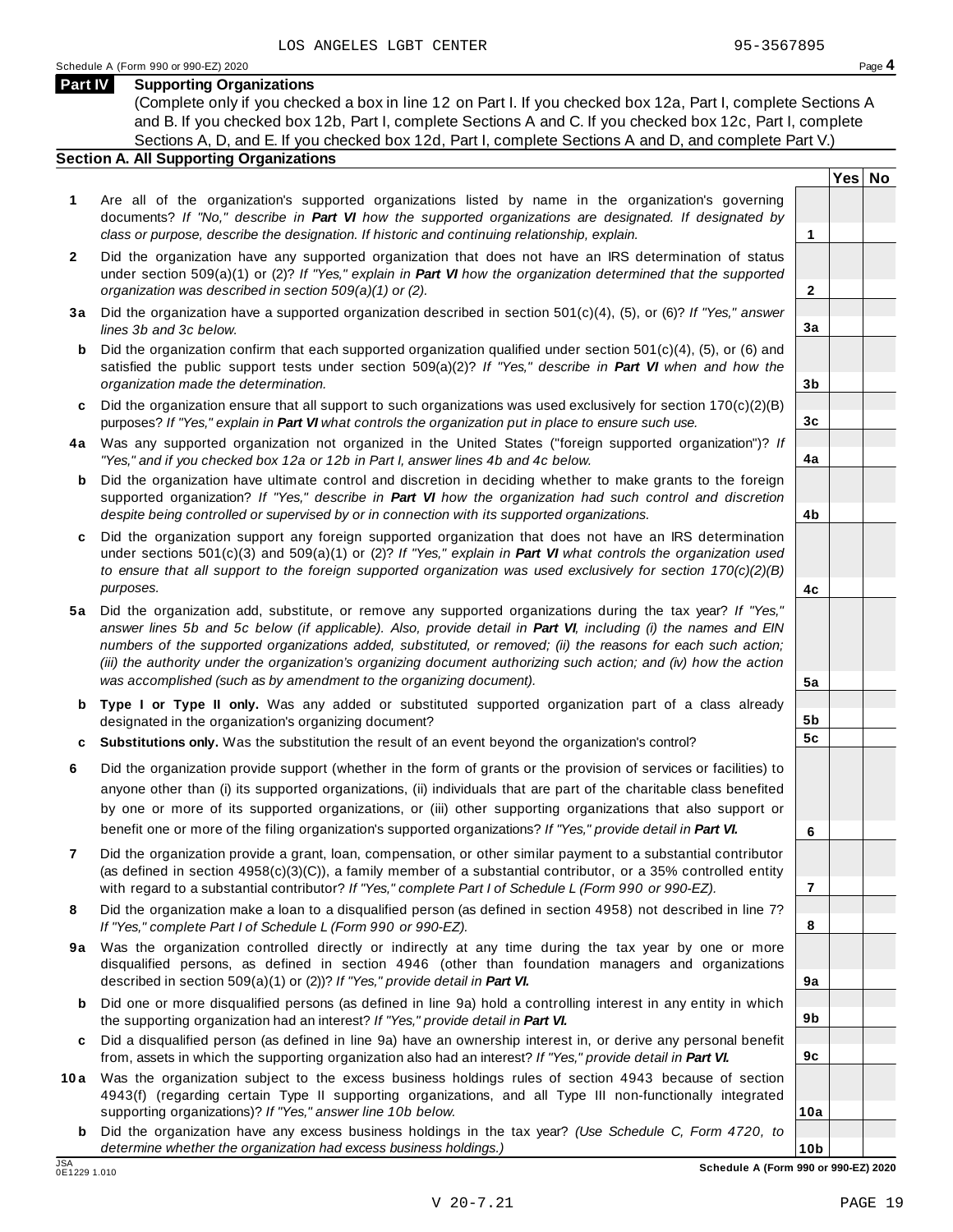LOS ANGELES LGBT CENTER 95-3567895

Schedule A (Form 990 or 990-EZ) 2020 Page **4**

## Part IV Supporting Organizations

(Complete only if you checked a box in line 12 on Part I. If you checked box 12a, Part I, complete Sections A and B. If you checked box 12b, Part I, complete Sections A and C. If you checked box 12c, Part I, complete Sections A, D, and E. If you checked box 12d, Part I, complete Sections A and D, and complete Part V.)

### Section A. All Supporting Organizations

| | | Line | Yes | No |
|---|---|---|---|---|
| **1** | Are all of the organization's supported organizations listed by name in the organization's governing documents? *If "No," describe in **Part VI** how the supported organizations are designated. If designated by class or purpose, describe the designation. If historic and continuing relationship, explain.* | 1 | | |
| **2** | Did the organization have any supported organization that does not have an IRS determination of status under section 509(a)(1) or (2)? *If "Yes," explain in **Part VI** how the organization determined that the supported organization was described in section 509(a)(1) or (2).* | 2 | | |
| **3a** | Did the organization have a supported organization described in section 501(c)(4), (5), or (6)? *If "Yes," answer lines 3b and 3c below.* | 3a | | |
| **b** | Did the organization confirm that each supported organization qualified under section 501(c)(4), (5), or (6) and satisfied the public support tests under section 509(a)(2)? *If "Yes," describe in **Part VI** when and how the organization made the determination.* | 3b | | |
| **c** | Did the organization ensure that all support to such organizations was used exclusively for section 170(c)(2)(B) purposes? *If "Yes," explain in **Part VI** what controls the organization put in place to ensure such use.* | 3c | | |
| **4a** | Was any supported organization not organized in the United States ("foreign supported organization")? *If "Yes," and if you checked box 12a or 12b in Part I, answer lines 4b and 4c below.* | 4a | | |
| **b** | Did the organization have ultimate control and discretion in deciding whether to make grants to the foreign supported organization? *If "Yes," describe in **Part VI** how the organization had such control and discretion despite being controlled or supervised by or in connection with its supported organizations.* | 4b | | |
| **c** | Did the organization support any foreign supported organization that does not have an IRS determination under sections 501(c)(3) and 509(a)(1) or (2)? *If "Yes," explain in **Part VI** what controls the organization used to ensure that all support to the foreign supported organization was used exclusively for section 170(c)(2)(B) purposes.* | 4c | | |
| **5a** | Did the organization add, substitute, or remove any supported organizations during the tax year? *If "Yes," answer lines 5b and 5c below (if applicable). Also, provide detail in **Part VI**, including (i) the names and EIN numbers of the supported organizations added, substituted, or removed; (ii) the reasons for each such action; (iii) the authority under the organization's organizing document authorizing such action; and (iv) how the action was accomplished (such as by amendment to the organizing document).* | 5a | | |
| **b** | **Type I or Type II only.** Was any added or substituted supported organization part of a class already designated in the organization's organizing document? | 5b | | |
| **c** | **Substitutions only.** Was the substitution the result of an event beyond the organization's control? | 5c | | |
| **6** | Did the organization provide support (whether in the form of grants or the provision of services or facilities) to anyone other than (i) its supported organizations, (ii) individuals that are part of the charitable class benefited by one or more of its supported organizations, or (iii) other supporting organizations that also support or benefit one or more of the filing organization's supported organizations? *If "Yes," provide detail in **Part VI.*** | 6 | | |
| **7** | Did the organization provide a grant, loan, compensation, or other similar payment to a substantial contributor (as defined in section 4958(c)(3)(C)), a family member of a substantial contributor, or a 35% controlled entity with regard to a substantial contributor? *If "Yes," complete Part I of Schedule L (Form 990 or 990-EZ).* | 7 | | |
| **8** | Did the organization make a loan to a disqualified person (as defined in section 4958) not described in line 7? *If "Yes," complete Part I of Schedule L (Form 990 or 990-EZ).* | 8 | | |
| **9a** | Was the organization controlled directly or indirectly at any time during the tax year by one or more disqualified persons, as defined in section 4946 (other than foundation managers and organizations described in section 509(a)(1) or (2))? *If "Yes," provide detail in **Part VI.*** | 9a | | |
| **b** | Did one or more disqualified persons (as defined in line 9a) hold a controlling interest in any entity in which the supporting organization had an interest? *If "Yes," provide detail in **Part VI.*** | 9b | | |
| **c** | Did a disqualified person (as defined in line 9a) have an ownership interest in, or derive any personal benefit from, assets in which the supporting organization also had an interest? *If "Yes," provide detail in **Part VI.*** | 9c | | |
| **10a** | Was the organization subject to the excess business holdings rules of section 4943 because of section 4943(f) (regarding certain Type II supporting organizations, and all Type III non-functionally integrated supporting organizations)? *If "Yes," answer line 10b below.* | 10a | | |
| **b** | Did the organization have any excess business holdings in the tax year? *(Use Schedule C, Form 4720, to determine whether the organization had excess business holdings.)* | 10b | | |

JSA 0E1229 1.010

**Schedule A (Form 990 or 990-EZ) 2020**

V 20-7.21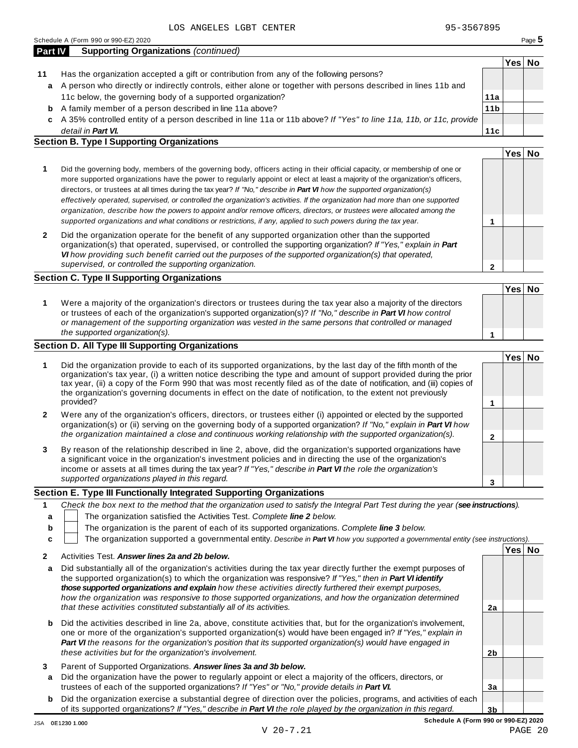LOS ANGELES LGBT CENTER 95-3567895

Schedule A (Form 990 or 990-EZ) 2020

## Part IV Supporting Organizations *(continued)*

| | | | Yes | No |
|---|---|---|---|---|
| **11** | Has the organization accepted a gift or contribution from any of the following persons? | | | |
| **a** | A person who directly or indirectly controls, either alone or together with persons described in lines 11b and 11c below, the governing body of a supported organization? | **11a** | | |
| **b** | A family member of a person described in line 11a above? | **11b** | | |
| **c** | A 35% controlled entity of a person described in line 11a or 11b above? *If "Yes" to line 11a, 11b, or 11c, provide detail in **Part VI.*** | **11c** | | |

### Section B. Type I Supporting Organizations

| | | | Yes | No |
|---|---|---|---|---|
| **1** | Did the governing body, members of the governing body, officers acting in their official capacity, or membership of one or more supported organizations have the power to regularly appoint or elect at least a majority of the organization's officers, directors, or trustees at all times during the tax year? *If "No," describe in **Part VI** how the supported organization(s) effectively operated, supervised, or controlled the organization's activities. If the organization had more than one supported organization, describe how the powers to appoint and/or remove officers, directors, or trustees were allocated among the supported organizations and what conditions or restrictions, if any, applied to such powers during the tax year.* | **1** | | |
| **2** | Did the organization operate for the benefit of any supported organization other than the supported organization(s) that operated, supervised, or controlled the supporting organization? *If "Yes," explain in **Part VI** how providing such benefit carried out the purposes of the supported organization(s) that operated, supervised, or controlled the supporting organization.* | **2** | | |

### Section C. Type II Supporting Organizations

| | | | Yes | No |
|---|---|---|---|---|
| **1** | Were a majority of the organization's directors or trustees during the tax year also a majority of the directors or trustees of each of the organization's supported organization(s)? *If "No," describe in **Part VI** how control or management of the supporting organization was vested in the same persons that controlled or managed the supported organization(s).* | **1** | | |

### Section D. All Type III Supporting Organizations

| | | | Yes | No |
|---|---|---|---|---|
| **1** | Did the organization provide to each of its supported organizations, by the last day of the fifth month of the organization's tax year, (i) a written notice describing the type and amount of support provided during the prior tax year, (ii) a copy of the Form 990 that was most recently filed as of the date of notification, and (iii) copies of the organization's governing documents in effect on the date of notification, to the extent not previously provided? | **1** | | |
| **2** | Were any of the organization's officers, directors, or trustees either (i) appointed or elected by the supported organization(s) or (ii) serving on the governing body of a supported organization? *If "No," explain in **Part VI** how the organization maintained a close and continuous working relationship with the supported organization(s).* | **2** | | |
| **3** | By reason of the relationship described in line 2, above, did the organization's supported organizations have a significant voice in the organization's investment policies and in directing the use of the organization's income or assets at all times during the tax year? *If "Yes," describe in **Part VI** the role the organization's supported organizations played in this regard.* | **3** | | |

### Section E. Type III Functionally Integrated Supporting Organizations

**1** *Check the box next to the method that the organization used to satisfy the Integral Part Test during the year (**see instructions**).*

- **a** ☐ The organization satisfied the Activities Test. *Complete **line 2** below.*
- **b** ☐ The organization is the parent of each of its supported organizations. *Complete **line 3** below.*
- **c** ☐ The organization supported a governmental entity. *Describe in **Part VI** how you supported a governmental entity (see instructions).*

| | | | Yes | No |
|---|---|---|---|---|
| **2** | Activities Test. ***Answer lines 2a and 2b below.*** | | | |
| **a** | Did substantially all of the organization's activities during the tax year directly further the exempt purposes of the supported organization(s) to which the organization was responsive? *If "Yes," then in **Part VI identify those supported organizations and explain** how these activities directly furthered their exempt purposes, how the organization was responsive to those supported organizations, and how the organization determined that these activities constituted substantially all of its activities.* | **2a** | | |
| **b** | Did the activities described in line 2a, above, constitute activities that, but for the organization's involvement, one or more of the organization's supported organization(s) would have been engaged in? *If "Yes," explain in **Part VI** the reasons for the organization's position that its supported organization(s) would have engaged in these activities but for the organization's involvement.* | **2b** | | |
| **3** | Parent of Supported Organizations. ***Answer lines 3a and 3b below.*** | | | |
| **a** | Did the organization have the power to regularly appoint or elect a majority of the officers, directors, or trustees of each of the supported organizations? *If "Yes" or "No," provide details in **Part VI.*** | **3a** | | |
| **b** | Did the organization exercise a substantial degree of direction over the policies, programs, and activities of each of its supported organizations? *If "Yes," describe in **Part VI** the role played by the organization in this regard.* | **3b** | | |

**Schedule A (Form 990 or 990-EZ) 2020**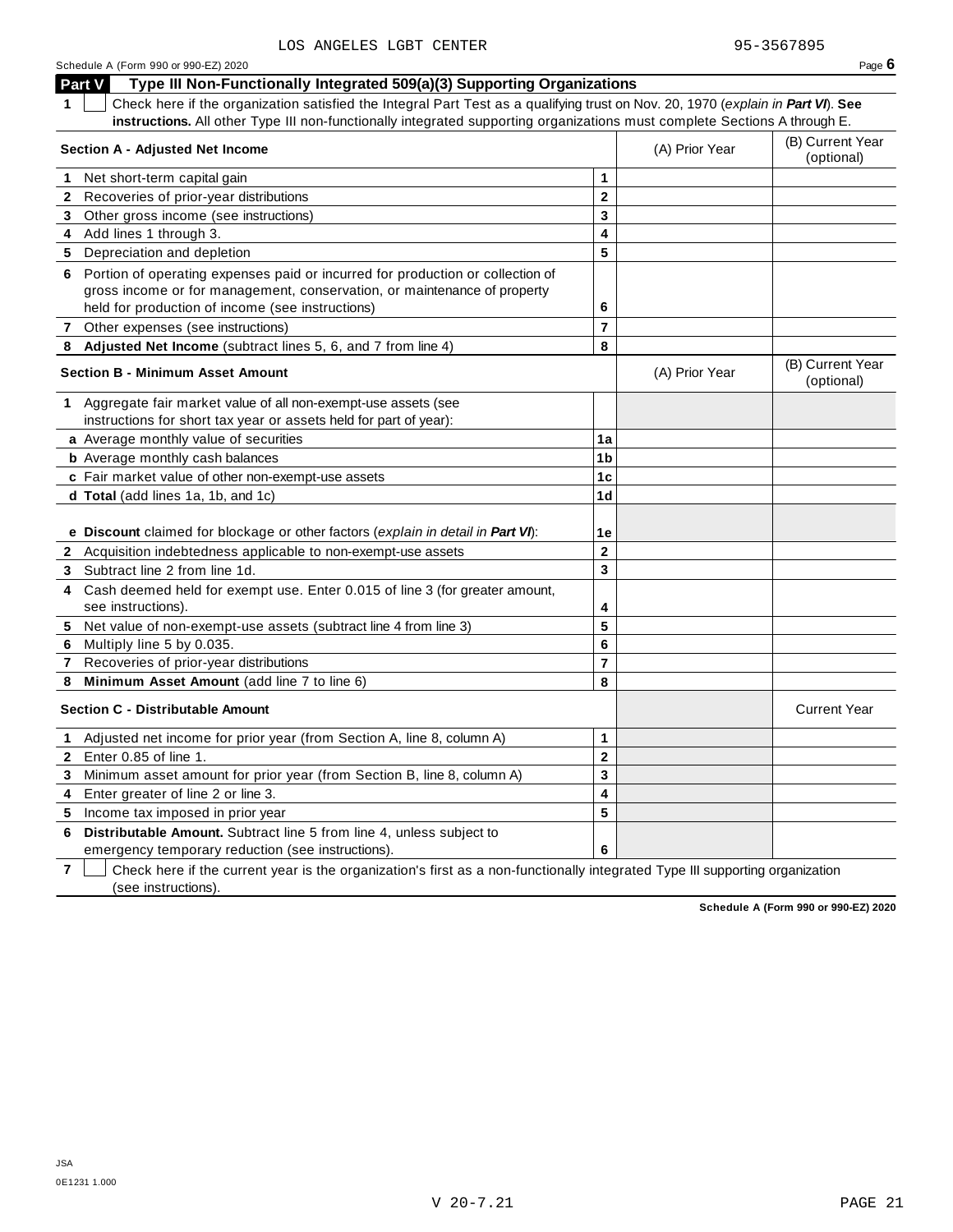LOS ANGELES LGBT CENTER 95-3567895

Schedule A (Form 990 or 990-EZ) 2020 Page **6**

## Part V Type III Non-Functionally Integrated 509(a)(3) Supporting Organizations

**1** ☐ Check here if the organization satisfied the Integral Part Test as a qualifying trust on Nov. 20, 1970 (*explain in **Part VI***). **See instructions.** All other Type III non-functionally integrated supporting organizations must complete Sections A through E.

| **Section A - Adjusted Net Income** | | (A) Prior Year | (B) Current Year (optional) |
|---|---|---|---|
| **1** Net short-term capital gain | **1** | | |
| **2** Recoveries of prior-year distributions | **2** | | |
| **3** Other gross income (see instructions) | **3** | | |
| **4** Add lines 1 through 3. | **4** | | |
| **5** Depreciation and depletion | **5** | | |
| **6** Portion of operating expenses paid or incurred for production or collection of gross income or for management, conservation, or maintenance of property held for production of income (see instructions) | **6** | | |
| **7** Other expenses (see instructions) | **7** | | |
| **8** **Adjusted Net Income** (subtract lines 5, 6, and 7 from line 4) | **8** | | |

| **Section B - Minimum Asset Amount** | | (A) Prior Year | (B) Current Year (optional) |
|---|---|---|---|
| **1** Aggregate fair market value of all non-exempt-use assets (see instructions for short tax year or assets held for part of year): | | | |
| **a** Average monthly value of securities | **1a** | | |
| **b** Average monthly cash balances | **1b** | | |
| **c** Fair market value of other non-exempt-use assets | **1c** | | |
| **d** **Total** (add lines 1a, 1b, and 1c) | **1d** | | |
| **e** **Discount** claimed for blockage or other factors (*explain in detail in **Part VI***): | **1e** | | |
| **2** Acquisition indebtedness applicable to non-exempt-use assets | **2** | | |
| **3** Subtract line 2 from line 1d. | **3** | | |
| **4** Cash deemed held for exempt use. Enter 0.015 of line 3 (for greater amount, see instructions). | **4** | | |
| **5** Net value of non-exempt-use assets (subtract line 4 from line 3) | **5** | | |
| **6** Multiply line 5 by 0.035. | **6** | | |
| **7** Recoveries of prior-year distributions | **7** | | |
| **8** **Minimum Asset Amount** (add line 7 to line 6) | **8** | | |

| **Section C - Distributable Amount** | | | Current Year |
|---|---|---|---|
| **1** Adjusted net income for prior year (from Section A, line 8, column A) | **1** | | |
| **2** Enter 0.85 of line 1. | **2** | | |
| **3** Minimum asset amount for prior year (from Section B, line 8, column A) | **3** | | |
| **4** Enter greater of line 2 or line 3. | **4** | | |
| **5** Income tax imposed in prior year | **5** | | |
| **6** **Distributable Amount.** Subtract line 5 from line 4, unless subject to emergency temporary reduction (see instructions). | **6** | | |

**7** ☐ Check here if the current year is the organization's first as a non-functionally integrated Type III supporting organization (see instructions).

**Schedule A (Form 990 or 990-EZ) 2020**

JSA
0E1231 1.000

V 20-7.21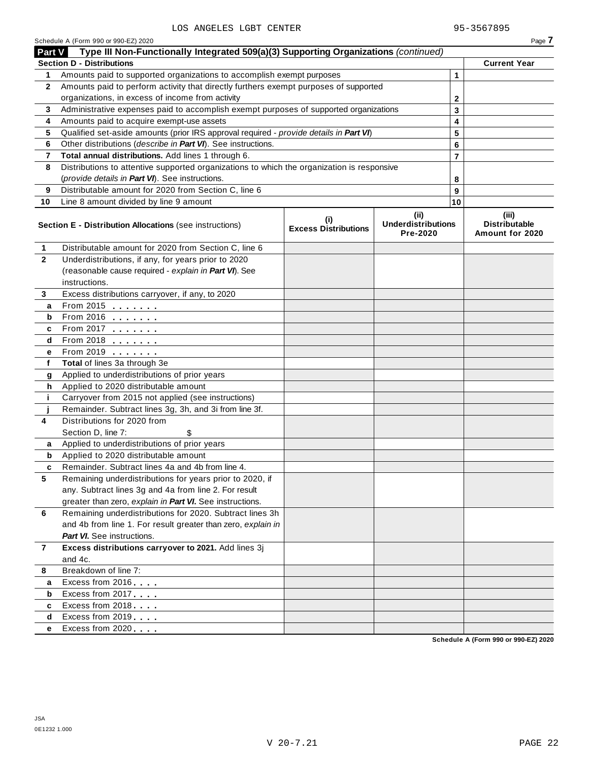LOS ANGELES LGBT CENTER 95-3567895

Schedule A (Form 990 or 990-EZ) 2020

## Part V Type III Non-Functionally Integrated 509(a)(3) Supporting Organizations *(continued)*

| Section D - Distributions | | | Current Year |
|---|---|---|---|
| 1 | Amounts paid to supported organizations to accomplish exempt purposes | 1 | |
| 2 | Amounts paid to perform activity that directly furthers exempt purposes of supported organizations, in excess of income from activity | 2 | |
| 3 | Administrative expenses paid to accomplish exempt purposes of supported organizations | 3 | |
| 4 | Amounts paid to acquire exempt-use assets | 4 | |
| 5 | Qualified set-aside amounts (prior IRS approval required - *provide details in **Part VI***) | 5 | |
| 6 | Other distributions (*describe in **Part VI***). See instructions. | 6 | |
| 7 | **Total annual distributions.** Add lines 1 through 6. | 7 | |
| 8 | Distributions to attentive supported organizations to which the organization is responsive (*provide details in **Part VI***). See instructions. | 8 | |
| 9 | Distributable amount for 2020 from Section C, line 6 | 9 | |
| 10 | Line 8 amount divided by line 9 amount | 10 | |

| | Section E - Distribution Allocations (see instructions) | (i) Excess Distributions | (ii) Underdistributions Pre-2020 | (iii) Distributable Amount for 2020 |
|---|---|---|---|---|
| 1 | Distributable amount for 2020 from Section C, line 6 | | | |
| 2 | Underdistributions, if any, for years prior to 2020 (reasonable cause required - *explain in **Part VI***). See instructions. | | | |
| 3 | Excess distributions carryover, if any, to 2020 | | | |
| a | From 2015 | | | |
| b | From 2016 | | | |
| c | From 2017 | | | |
| d | From 2018 | | | |
| e | From 2019 | | | |
| f | **Total** of lines 3a through 3e | | | |
| g | Applied to underdistributions of prior years | | | |
| h | Applied to 2020 distributable amount | | | |
| i | Carryover from 2015 not applied (see instructions) | | | |
| j | Remainder. Subtract lines 3g, 3h, and 3i from line 3f. | | | |
| 4 | Distributions for 2020 from Section D, line 7: $ | | | |
| a | Applied to underdistributions of prior years | | | |
| b | Applied to 2020 distributable amount | | | |
| c | Remainder. Subtract lines 4a and 4b from line 4. | | | |
| 5 | Remaining underdistributions for years prior to 2020, if any. Subtract lines 3g and 4a from line 2. For result greater than zero, *explain in **Part VI***. See instructions. | | | |
| 6 | Remaining underdistributions for 2020. Subtract lines 3h and 4b from line 1. For result greater than zero, *explain in **Part VI***. See instructions. | | | |
| 7 | **Excess distributions carryover to 2021.** Add lines 3j and 4c. | | | |
| 8 | Breakdown of line 7: | | | |
| a | Excess from 2016 | | | |
| b | Excess from 2017 | | | |
| c | Excess from 2018 | | | |
| d | Excess from 2019 | | | |
| e | Excess from 2020 | | | |

Schedule A (Form 990 or 990-EZ) 2020

JSA
0E1232 1.000

V 20-7.21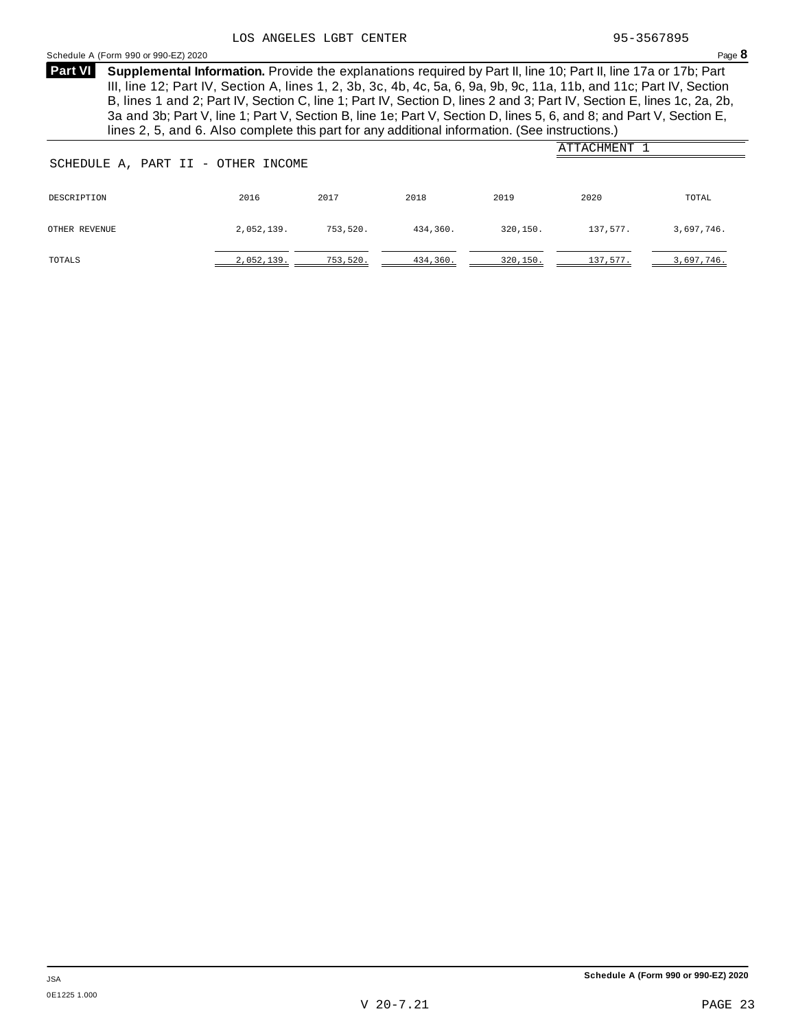LOS ANGELES LGBT CENTER 95-3567895

Schedule A (Form 990 or 990-EZ) 2020 Page **8**

**Part VI** **Supplemental Information.** Provide the explanations required by Part II, line 10; Part II, line 17a or 17b; Part III, line 12; Part IV, Section A, lines 1, 2, 3b, 3c, 4b, 4c, 5a, 6, 9a, 9b, 9c, 11a, 11b, and 11c; Part IV, Section B, lines 1 and 2; Part IV, Section C, line 1; Part IV, Section D, lines 2 and 3; Part IV, Section E, lines 1c, 2a, 2b, 3a and 3b; Part V, line 1; Part V, Section B, line 1e; Part V, Section D, lines 5, 6, and 8; and Part V, Section E, lines 2, 5, and 6. Also complete this part for any additional information. (See instructions.)

ATTACHMENT 1

SCHEDULE A, PART II - OTHER INCOME

| DESCRIPTION | 2016 | 2017 | 2018 | 2019 | 2020 | TOTAL |
|---|---|---|---|---|---|---|
| OTHER REVENUE | 2,052,139. | 753,520. | 434,360. | 320,150. | 137,577. | 3,697,746. |
| TOTALS | 2,052,139. | 753,520. | 434,360. | 320,150. | 137,577. | 3,697,746. |

JSA
0E1225 1.000

Schedule A (Form 990 or 990-EZ) 2020

V 20-7.21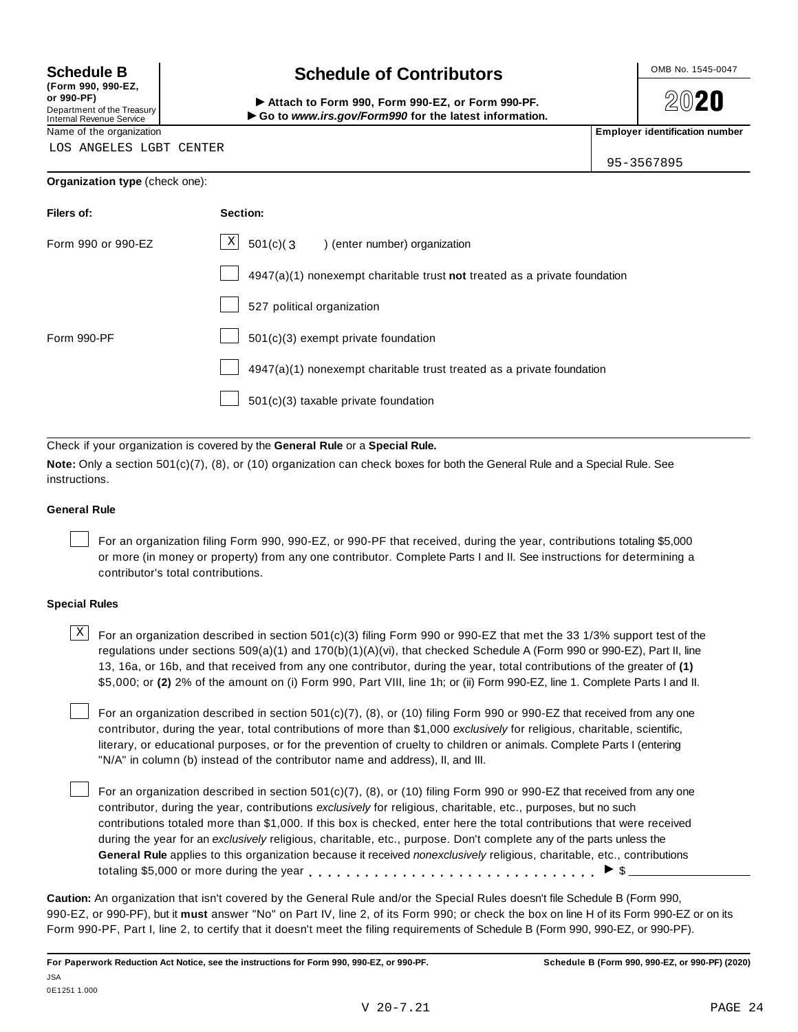**Schedule B**
**(Form 990, 990-EZ, or 990-PF)**
Department of the Treasury
Internal Revenue Service

# Schedule of Contributors

▶ **Attach to Form 990, Form 990-EZ, or Form 990-PF.**
▶ **Go to *www.irs.gov/Form990* for the latest information.**

OMB No. 1545-0047

**2020**

Name of the organization: LOS ANGELES LGBT CENTER

**Employer identification number**: 95-3567895

**Organization type** (check one):

| **Filers of:** | **Section:** |
|---|---|
| Form 990 or 990-EZ | [X] 501(c)( 3 ) (enter number) organization |
| | [ ] 4947(a)(1) nonexempt charitable trust **not** treated as a private foundation |
| | [ ] 527 political organization |
| Form 990-PF | [ ] 501(c)(3) exempt private foundation |
| | [ ] 4947(a)(1) nonexempt charitable trust treated as a private foundation |
| | [ ] 501(c)(3) taxable private foundation |

Check if your organization is covered by the **General Rule** or a **Special Rule.**

**Note:** Only a section 501(c)(7), (8), or (10) organization can check boxes for both the General Rule and a Special Rule. See instructions.

**General Rule**

[ ] For an organization filing Form 990, 990-EZ, or 990-PF that received, during the year, contributions totaling $5,000 or more (in money or property) from any one contributor. Complete Parts I and II. See instructions for determining a contributor's total contributions.

**Special Rules**

[X] For an organization described in section 501(c)(3) filing Form 990 or 990-EZ that met the 33 1/3% support test of the regulations under sections 509(a)(1) and 170(b)(1)(A)(vi), that checked Schedule A (Form 990 or 990-EZ), Part II, line 13, 16a, or 16b, and that received from any one contributor, during the year, total contributions of the greater of **(1)** $5,000; or **(2)** 2% of the amount on (i) Form 990, Part VIII, line 1h; or (ii) Form 990-EZ, line 1. Complete Parts I and II.

[ ] For an organization described in section 501(c)(7), (8), or (10) filing Form 990 or 990-EZ that received from any one contributor, during the year, total contributions of more than $1,000 *exclusively* for religious, charitable, scientific, literary, or educational purposes, or for the prevention of cruelty to children or animals. Complete Parts I (entering "N/A" in column (b) instead of the contributor name and address), II, and III.

[ ] For an organization described in section 501(c)(7), (8), or (10) filing Form 990 or 990-EZ that received from any one contributor, during the year, contributions *exclusively* for religious, charitable, etc., purposes, but no such contributions totaled more than $1,000. If this box is checked, enter here the total contributions that were received during the year for an *exclusively* religious, charitable, etc., purpose. Don't complete any of the parts unless the **General Rule** applies to this organization because it received *nonexclusively* religious, charitable, etc., contributions totaling $5,000 or more during the year . . . . . . . . . . . . . . . . . . . . . . . . . . . . . ▶ $ \_\_\_\_\_\_\_\_\_\_

**Caution:** An organization that isn't covered by the General Rule and/or the Special Rules doesn't file Schedule B (Form 990, 990-EZ, or 990-PF), but it **must** answer "No" on Part IV, line 2, of its Form 990; or check the box on line H of its Form 990-EZ or on its Form 990-PF, Part I, line 2, to certify that it doesn't meet the filing requirements of Schedule B (Form 990, 990-EZ, or 990-PF).

**For Paperwork Reduction Act Notice, see the instructions for Form 990, 990-EZ, or 990-PF.** **Schedule B (Form 990, 990-EZ, or 990-PF) (2020)**

JSA
0E1251 1.000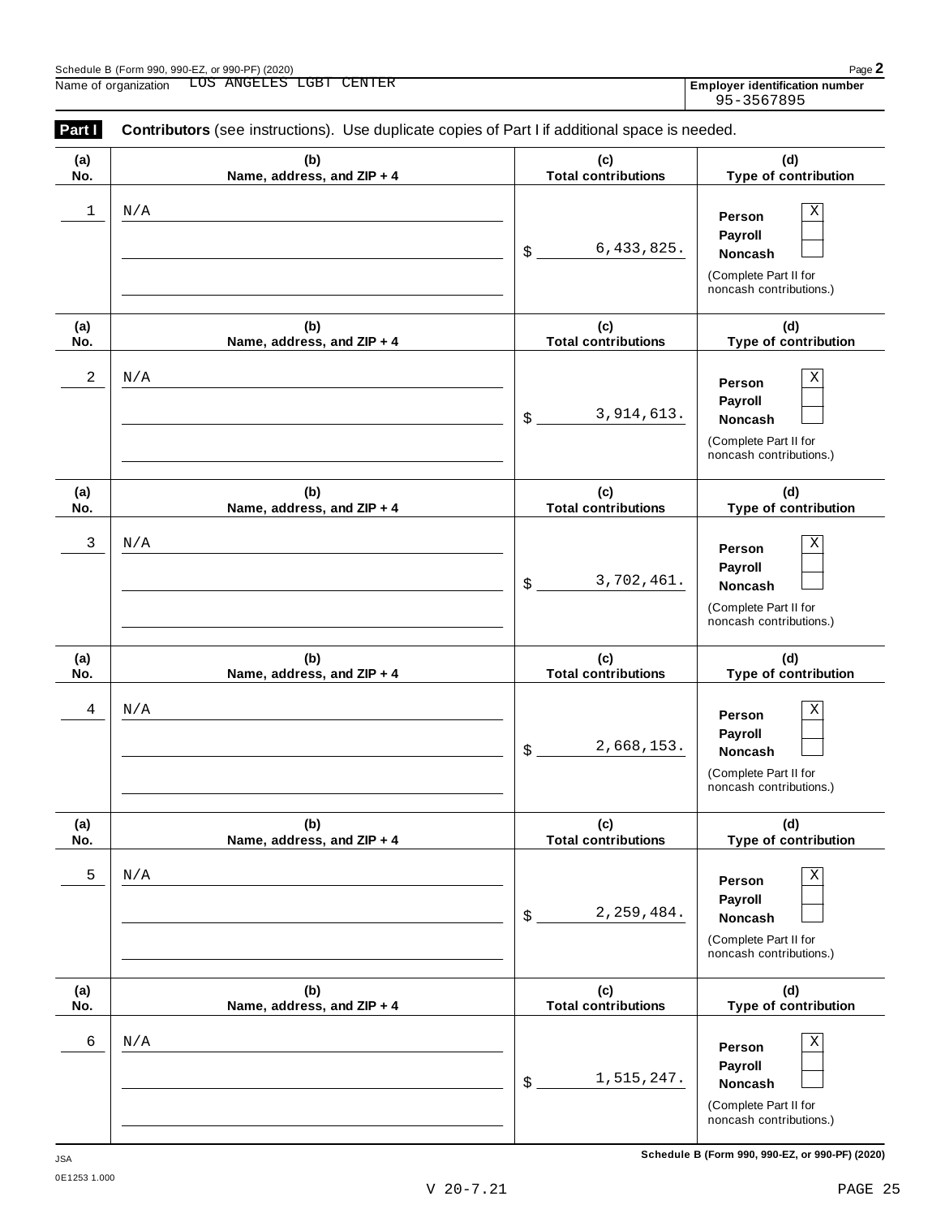Schedule B (Form 990, 990-EZ, or 990-PF) (2020)

Name of organization: LOS ANGELES LGBT CENTER

**Employer identification number** 95-3567895

**Part I** **Contributors** (see instructions). Use duplicate copies of Part I if additional space is needed.

| (a) No. | (b) Name, address, and ZIP + 4 | (c) Total contributions | (d) Type of contribution |
|---|---|---|---|
| 1 | N/A | $ 6,433,825. | Person [X] Payroll [ ] Noncash [ ] (Complete Part II for noncash contributions.) |
| 2 | N/A | $ 3,914,613. | Person [X] Payroll [ ] Noncash [ ] (Complete Part II for noncash contributions.) |
| 3 | N/A | $ 3,702,461. | Person [X] Payroll [ ] Noncash [ ] (Complete Part II for noncash contributions.) |
| 4 | N/A | $ 2,668,153. | Person [X] Payroll [ ] Noncash [ ] (Complete Part II for noncash contributions.) |
| 5 | N/A | $ 2,259,484. | Person [X] Payroll [ ] Noncash [ ] (Complete Part II for noncash contributions.) |
| 6 | N/A | $ 1,515,247. | Person [X] Payroll [ ] Noncash [ ] (Complete Part II for noncash contributions.) |

JSA 0E1253 1.000

**Schedule B (Form 990, 990-EZ, or 990-PF) (2020)**

V 20-7.21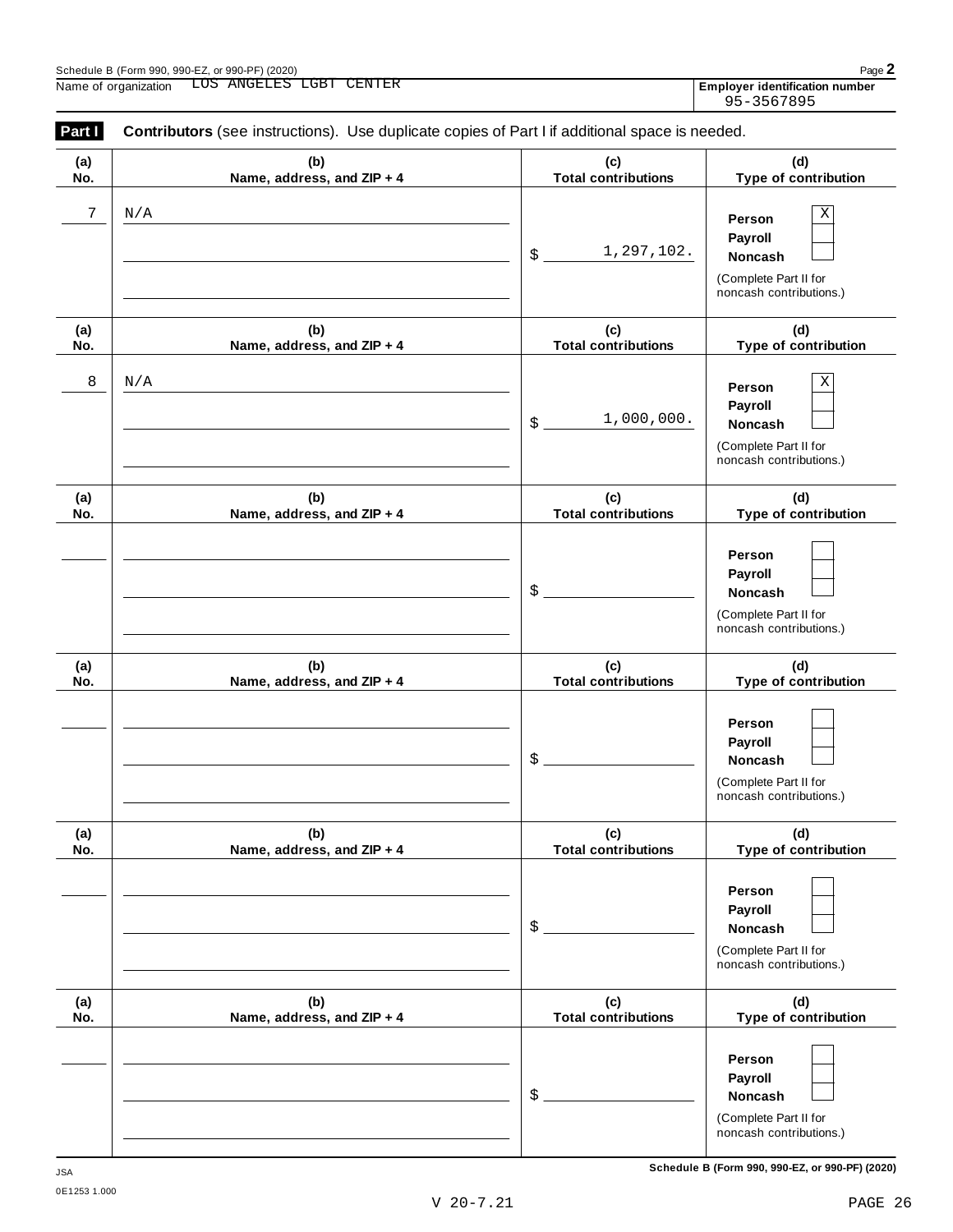Schedule B (Form 990, 990-EZ, or 990-PF) (2020)

Name of organization: LOS ANGELES LGBT CENTER

**Employer identification number** 95-3567895

**Part I** **Contributors** (see instructions). Use duplicate copies of Part I if additional space is needed.

| (a) No. | (b) Name, address, and ZIP + 4 | (c) Total contributions | (d) Type of contribution |
|---|---|---|---|
| 7 | N/A | $ 1,297,102. | Person [X] Payroll [ ] Noncash [ ] (Complete Part II for noncash contributions.) |
| 8 | N/A | $ 1,000,000. | Person [X] Payroll [ ] Noncash [ ] (Complete Part II for noncash contributions.) |
| | | $ | Person [ ] Payroll [ ] Noncash [ ] (Complete Part II for noncash contributions.) |
| | | $ | Person [ ] Payroll [ ] Noncash [ ] (Complete Part II for noncash contributions.) |
| | | $ | Person [ ] Payroll [ ] Noncash [ ] (Complete Part II for noncash contributions.) |
| | | $ | Person [ ] Payroll [ ] Noncash [ ] (Complete Part II for noncash contributions.) |

JSA
0E1253 1.000

**Schedule B (Form 990, 990-EZ, or 990-PF) (2020)**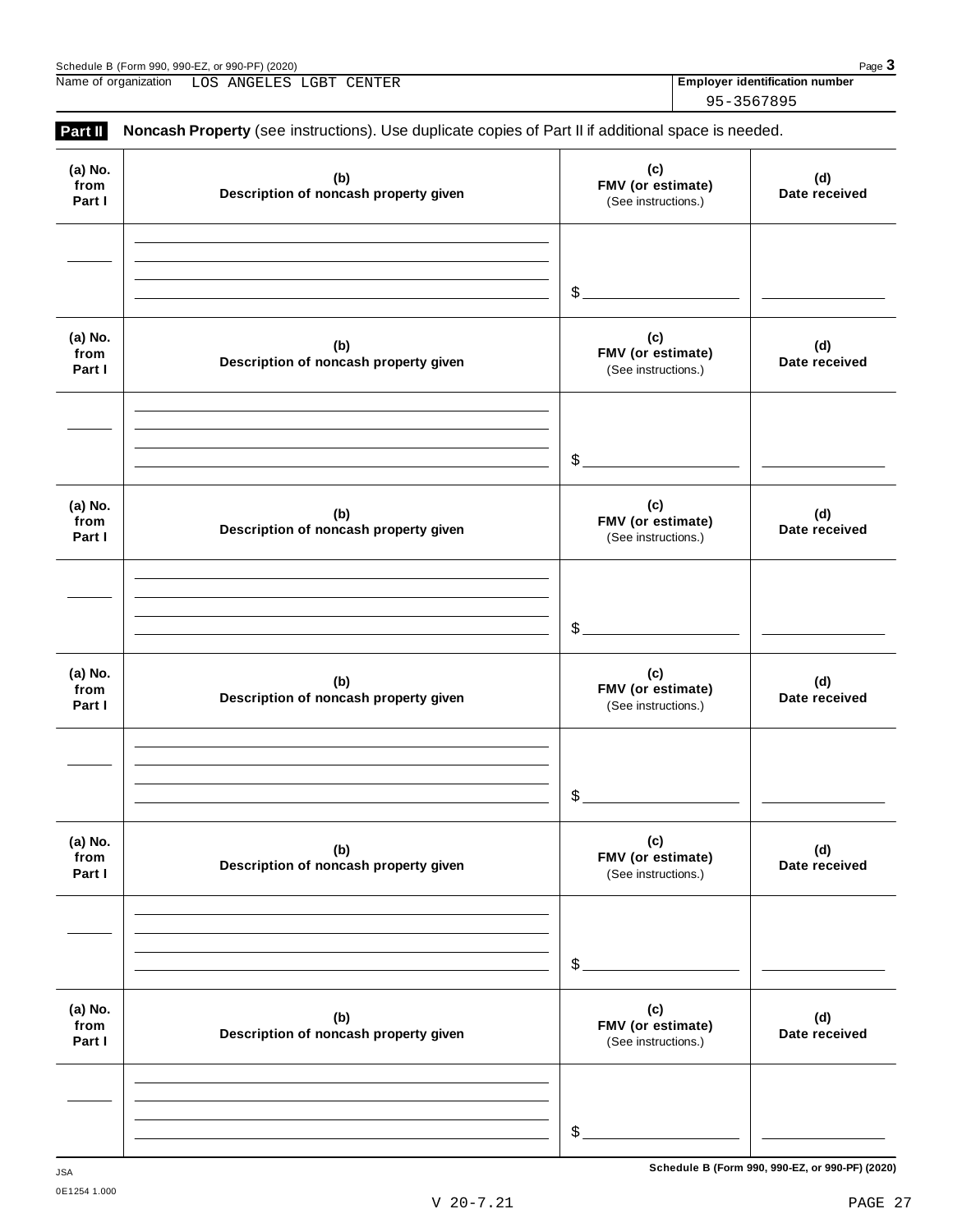Schedule B (Form 990, 990-EZ, or 990-PF) (2020)

Name of organization LOS ANGELES LGBT CENTER

**Employer identification number** 95-3567895

**Part II** **Noncash Property** (see instructions). Use duplicate copies of Part II if additional space is needed.

| (a) No. from Part I | (b) Description of noncash property given | (c) FMV (or estimate) (See instructions.) | (d) Date received |
|---|---|---|---|
| | | $ | |
| | | $ | |
| | | $ | |
| | | $ | |
| | | $ | |
| | | $ | |

JSA

0E1254 1.000

Schedule B (Form 990, 990-EZ, or 990-PF) (2020)

V 20-7.21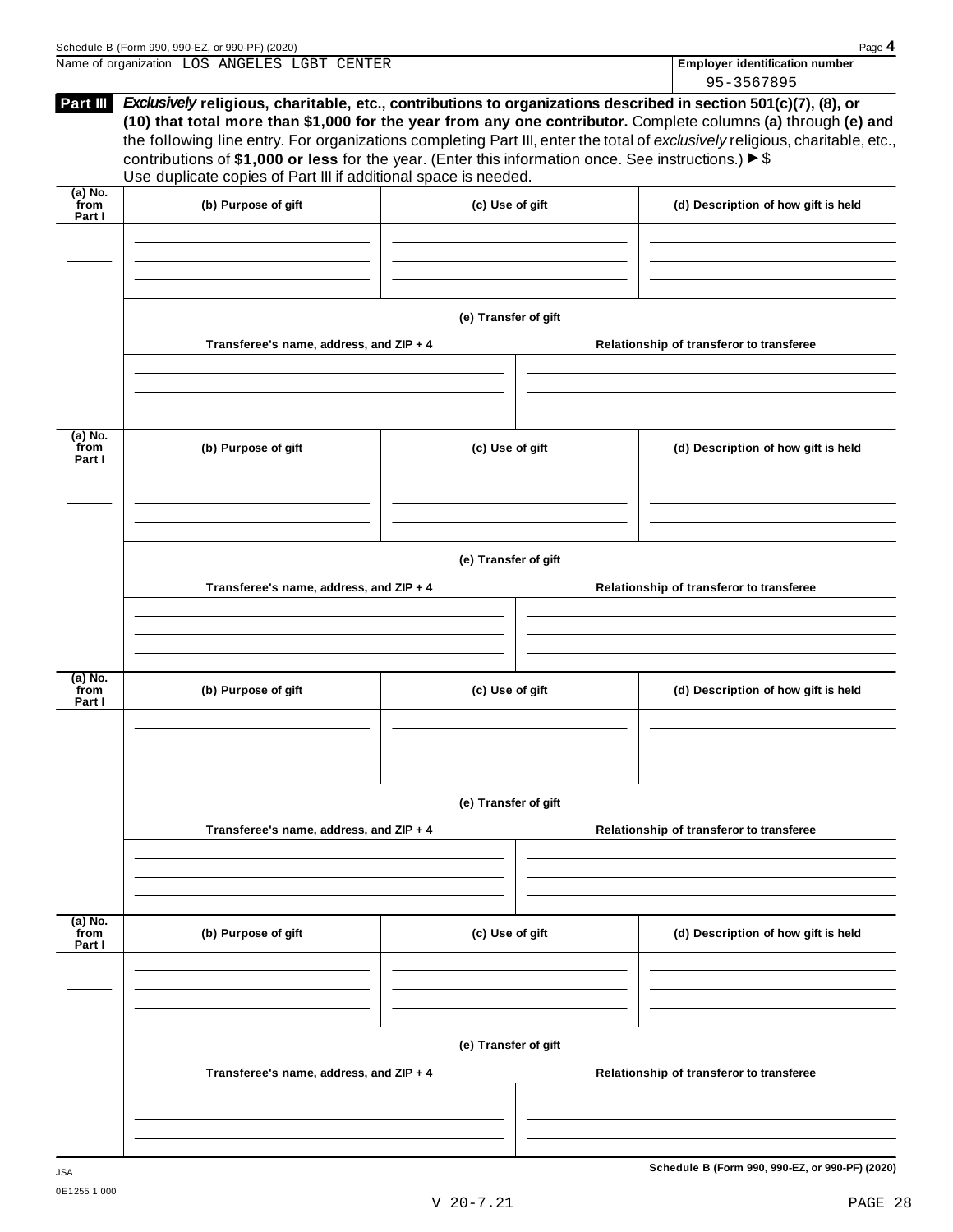Name of organization LOS ANGELES LGBT CENTER

**Employer identification number**
95-3567895

**Part III** ***Exclusively*** **religious, charitable, etc., contributions to organizations described in section 501(c)(7), (8), or (10) that total more than $1,000 for the year from any one contributor.** Complete columns **(a)** through **(e) and** the following line entry. For organizations completing Part III, enter the total of *exclusively* religious, charitable, etc., contributions of **$1,000 or less** for the year. (Enter this information once. See instructions.) ▶ $ \_\_\_\_\_\_\_\_\_\_

Use duplicate copies of Part III if additional space is needed.

| (a) No. from Part I | (b) Purpose of gift | (c) Use of gift | (d) Description of how gift is held |
|---|---|---|---|
| | | | |

**(e) Transfer of gift**

| Transferee's name, address, and ZIP + 4 | Relationship of transferor to transferee |
|---|---|
| | |

| (a) No. from Part I | (b) Purpose of gift | (c) Use of gift | (d) Description of how gift is held |
|---|---|---|---|
| | | | |

**(e) Transfer of gift**

| Transferee's name, address, and ZIP + 4 | Relationship of transferor to transferee |
|---|---|
| | |

| (a) No. from Part I | (b) Purpose of gift | (c) Use of gift | (d) Description of how gift is held |
|---|---|---|---|
| | | | |

**(e) Transfer of gift**

| Transferee's name, address, and ZIP + 4 | Relationship of transferor to transferee |
|---|---|
| | |

| (a) No. from Part I | (b) Purpose of gift | (c) Use of gift | (d) Description of how gift is held |
|---|---|---|---|
| | | | |

**(e) Transfer of gift**

| Transferee's name, address, and ZIP + 4 | Relationship of transferor to transferee |
|---|---|
| | |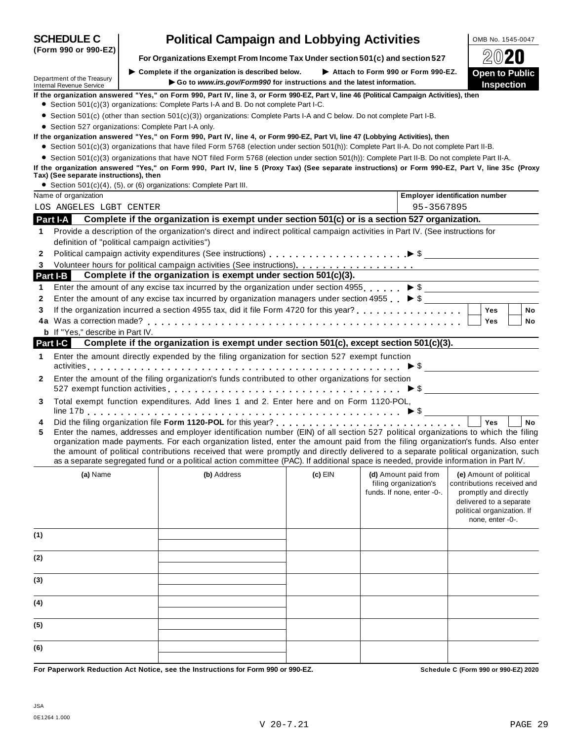# SCHEDULE C (Form 990 or 990-EZ)

# Political Campaign and Lobbying Activities

**For Organizations Exempt From Income Tax Under section 501(c) and section 527**

▶ Complete if the organization is described below. ▶ Attach to Form 990 or Form 990-EZ.

▶ Go to *www.irs.gov/Form990* for instructions and the latest information.

Department of the Treasury
Internal Revenue Service

OMB No. 1545-0047

2020

**Open to Public Inspection**

**If the organization answered "Yes," on Form 990, Part IV, line 3, or Form 990-EZ, Part V, line 46 (Political Campaign Activities), then**

- Section 501(c)(3) organizations: Complete Parts I-A and B. Do not complete Part I-C.
- Section 501(c) (other than section 501(c)(3)) organizations: Complete Parts I-A and C below. Do not complete Part I-B.
- Section 527 organizations: Complete Part I-A only.

**If the organization answered "Yes," on Form 990, Part IV, line 4, or Form 990-EZ, Part VI, line 47 (Lobbying Activities), then**

- Section 501(c)(3) organizations that have filed Form 5768 (election under section 501(h)): Complete Part II-A. Do not complete Part II-B.
- Section 501(c)(3) organizations that have NOT filed Form 5768 (election under section 501(h)): Complete Part II-B. Do not complete Part II-A.

**If the organization answered "Yes," on Form 990, Part IV, line 5 (Proxy Tax) (See separate instructions) or Form 990-EZ, Part V, line 35c (Proxy Tax) (See separate instructions), then**

- Section 501(c)(4), (5), or (6) organizations: Complete Part III.

| Name of organization | Employer identification number |
|---|---|
| LOS ANGELES LGBT CENTER | 95-3567895 |

## Part I-A Complete if the organization is exempt under section 501(c) or is a section 527 organization.

1. Provide a description of the organization's direct and indirect political campaign activities in Part IV. (See instructions for definition of "political campaign activities")
2. Political campaign activity expenditures (See instructions) ▶ $
3. Volunteer hours for political campaign activities (See instructions).

## Part I-B Complete if the organization is exempt under section 501(c)(3).

1. Enter the amount of any excise tax incurred by the organization under section 4955 ▶ $
2. Enter the amount of any excise tax incurred by organization managers under section 4955 ▶ $
3. If the organization incurred a section 4955 tax, did it file Form 4720 for this year? ☐ Yes ☐ No

**4a** Was a correction made? ☐ Yes ☐ No

**b** If "Yes," describe in Part IV.

## Part I-C Complete if the organization is exempt under section 501(c), except section 501(c)(3).

1. Enter the amount directly expended by the filing organization for section 527 exempt function activities ▶ $
2. Enter the amount of the filing organization's funds contributed to other organizations for section 527 exempt function activities ▶ $
3. Total exempt function expenditures. Add lines 1 and 2. Enter here and on Form 1120-POL, line 17b ▶ $
4. Did the filing organization file **Form 1120-POL** for this year? ☐ Yes ☐ No
5. Enter the names, addresses and employer identification number (EIN) of all section 527 political organizations to which the filing organization made payments. For each organization listed, enter the amount paid from the filing organization's funds. Also enter the amount of political contributions received that were promptly and directly delivered to a separate political organization, such as a separate segregated fund or a political action committee (PAC). If additional space is needed, provide information in Part IV.

| | (a) Name | (b) Address | (c) EIN | (d) Amount paid from filing organization's funds. If none, enter -0-. | (e) Amount of political contributions received and promptly and directly delivered to a separate political organization. If none, enter -0-. |
|---|---|---|---|---|---|
| (1) | | | | | |
| (2) | | | | | |
| (3) | | | | | |
| (4) | | | | | |
| (5) | | | | | |
| (6) | | | | | |

**For Paperwork Reduction Act Notice, see the Instructions for Form 990 or 990-EZ.** **Schedule C (Form 990 or 990-EZ) 2020**

JSA
0E1264 1.000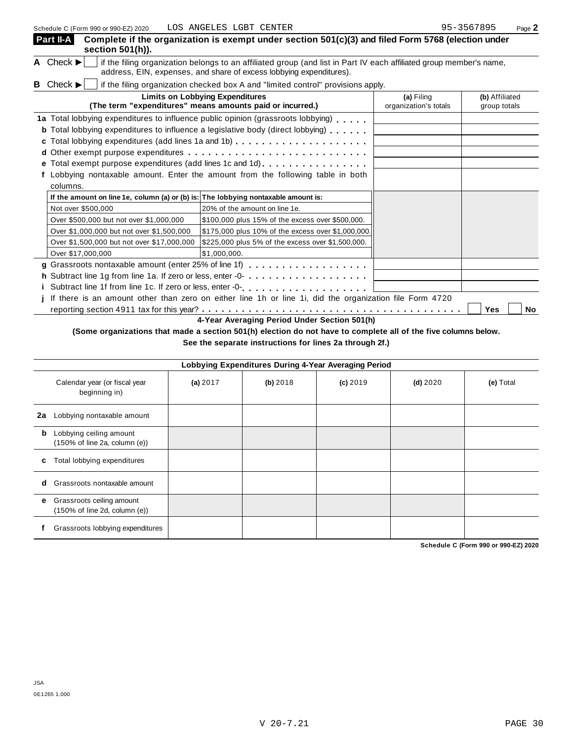Schedule C (Form 990 or 990-EZ) 2020 LOS ANGELES LGBT CENTER 95-3567895 Page **2**

## Part II-A Complete if the organization is exempt under section 501(c)(3) and filed Form 5768 (election under section 501(h)).

**A** Check ▶ ☐ if the filing organization belongs to an affiliated group (and list in Part IV each affiliated group member's name, address, EIN, expenses, and share of excess lobbying expenditures).

**B** Check ▶ ☐ if the filing organization checked box A and "limited control" provisions apply.

| Limits on Lobbying Expenditures (The term "expenditures" means amounts paid or incurred.) | (a) Filing organization's totals | (b) Affiliated group totals |
|---|---|---|
| **1a** Total lobbying expenditures to influence public opinion (grassroots lobbying) | | |
| **b** Total lobbying expenditures to influence a legislative body (direct lobbying) | | |
| **c** Total lobbying expenditures (add lines 1a and 1b) | | |
| **d** Other exempt purpose expenditures | | |
| **e** Total exempt purpose expenditures (add lines 1c and 1d) | | |
| **f** Lobbying nontaxable amount. Enter the amount from the following table in both columns. | | |

| If the amount on line 1e, column (a) or (b) is: | The lobbying nontaxable amount is: |
|---|---|
| Not over $500,000 | 20% of the amount on line 1e. |
| Over $500,000 but not over $1,000,000 | $100,000 plus 15% of the excess over $500,000. |
| Over $1,000,000 but not over $1,500,000 | $175,000 plus 10% of the excess over $1,000,000. |
| Over $1,500,000 but not over $17,000,000 | $225,000 plus 5% of the excess over $1,500,000. |
| Over $17,000,000 | $1,000,000. |

| | (a) | (b) |
|---|---|---|
| **g** Grassroots nontaxable amount (enter 25% of line 1f) | | |
| **h** Subtract line 1g from line 1a. If zero or less, enter -0- | | |
| **i** Subtract line 1f from line 1c. If zero or less, enter -0- | | |

**j** If there is an amount other than zero on either line 1h or line 1i, did the organization file Form 4720 reporting section 4911 tax for this year? ☐ Yes ☐ No

### 4-Year Averaging Period Under Section 501(h)

**(Some organizations that made a section 501(h) election do not have to complete all of the five columns below. See the separate instructions for lines 2a through 2f.)**

| Lobbying Expenditures During 4-Year Averaging Period | | | | | |
|---|---|---|---|---|---|
| Calendar year (or fiscal year beginning in) | **(a)** 2017 | **(b)** 2018 | **(c)** 2019 | **(d)** 2020 | **(e)** Total |
| **2a** Lobbying nontaxable amount | | | | | |
| **b** Lobbying ceiling amount (150% of line 2a, column (e)) | | | | | |
| **c** Total lobbying expenditures | | | | | |
| **d** Grassroots nontaxable amount | | | | | |
| **e** Grassroots ceiling amount (150% of line 2d, column (e)) | | | | | |
| **f** Grassroots lobbying expenditures | | | | | |

**Schedule C (Form 990 or 990-EZ) 2020**

JSA
0E1265 1.000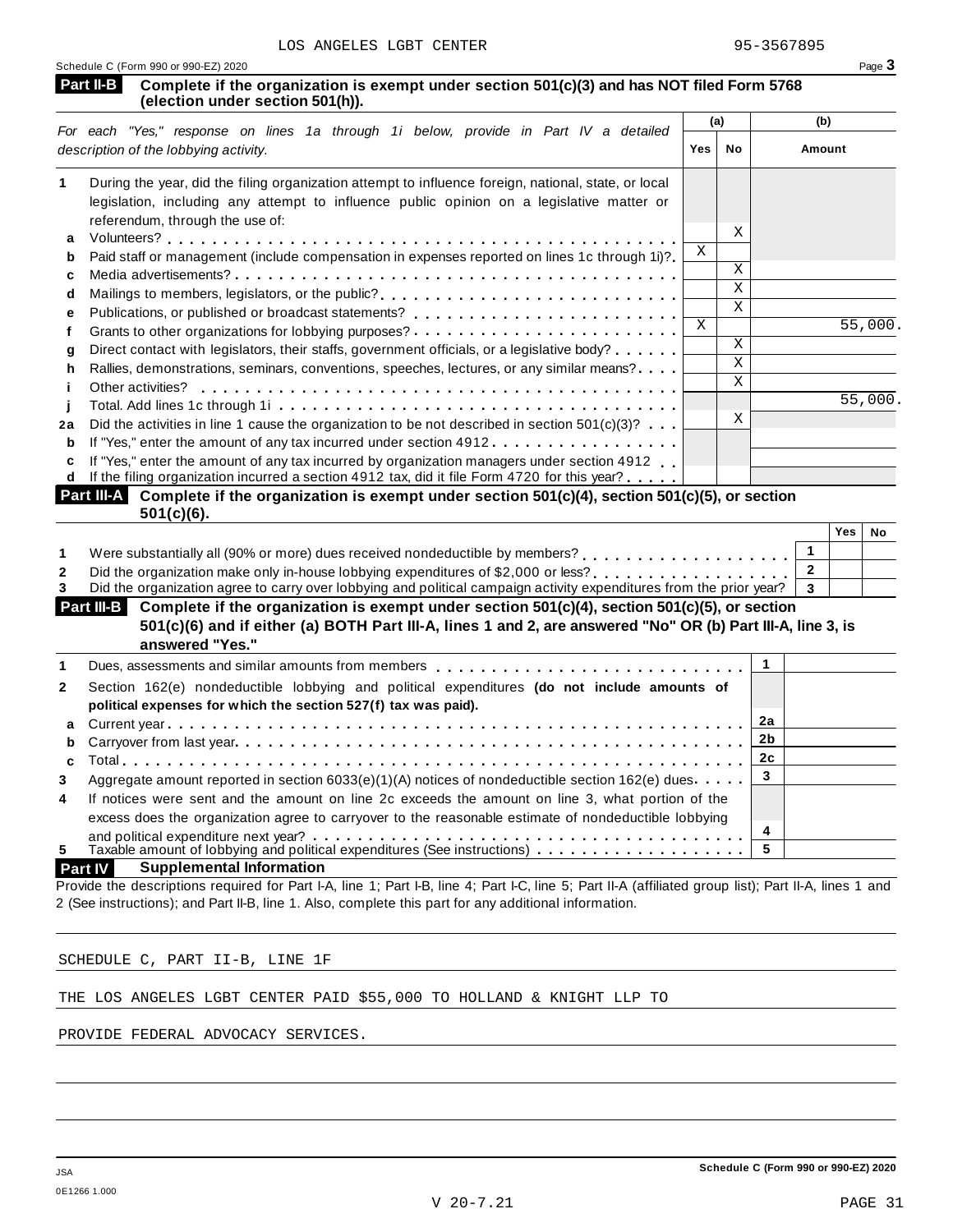LOS ANGELES LGBT CENTER 95-3567895

Schedule C (Form 990 or 990-EZ) 2020 Page **3**

## Part II-B Complete if the organization is exempt under section 501(c)(3) and has NOT filed Form 5768 (election under section 501(h)).

| | *For each "Yes," response on lines 1a through 1i below, provide in Part IV a detailed description of the lobbying activity.* | (a) Yes | (a) No | (b) Amount |
|---|---|---|---|---|
| **1** | During the year, did the filing organization attempt to influence foreign, national, state, or local legislation, including any attempt to influence public opinion on a legislative matter or referendum, through the use of: | | | |
| **a** | Volunteers? | | X | |
| **b** | Paid staff or management (include compensation in expenses reported on lines 1c through 1i)? | X | | |
| **c** | Media advertisements? | | X | |
| **d** | Mailings to members, legislators, or the public? | | X | |
| **e** | Publications, or published or broadcast statements? | | X | |
| **f** | Grants to other organizations for lobbying purposes? | X | | 55,000. |
| **g** | Direct contact with legislators, their staffs, government officials, or a legislative body? | | X | |
| **h** | Rallies, demonstrations, seminars, conventions, speeches, lectures, or any similar means? | | X | |
| **i** | Other activities? | | X | |
| **j** | Total. Add lines 1c through 1i | | | 55,000. |
| **2a** | Did the activities in line 1 cause the organization to be not described in section 501(c)(3)? | | X | |
| **b** | If "Yes," enter the amount of any tax incurred under section 4912 | | | |
| **c** | If "Yes," enter the amount of any tax incurred by organization managers under section 4912 | | | |
| **d** | If the filing organization incurred a section 4912 tax, did it file Form 4720 for this year? | | | |

## Part III-A Complete if the organization is exempt under section 501(c)(4), section 501(c)(5), or section 501(c)(6).

| | | | Yes | No |
|---|---|---|---|---|
| **1** | Were substantially all (90% or more) dues received nondeductible by members? | 1 | | |
| **2** | Did the organization make only in-house lobbying expenditures of $2,000 or less? | 2 | | |
| **3** | Did the organization agree to carry over lobbying and political campaign activity expenditures from the prior year? | 3 | | |

## Part III-B Complete if the organization is exempt under section 501(c)(4), section 501(c)(5), or section 501(c)(6) and if either (a) BOTH Part III-A, lines 1 and 2, are answered "No" OR (b) Part III-A, line 3, is answered "Yes."

| | | | |
|---|---|---|---|
| **1** | Dues, assessments and similar amounts from members | 1 | |
| **2** | Section 162(e) nondeductible lobbying and political expenditures **(do not include amounts of political expenses for which the section 527(f) tax was paid).** | | |
| **a** | Current year | 2a | |
| **b** | Carryover from last year | 2b | |
| **c** | Total | 2c | |
| **3** | Aggregate amount reported in section 6033(e)(1)(A) notices of nondeductible section 162(e) dues | 3 | |
| **4** | If notices were sent and the amount on line 2c exceeds the amount on line 3, what portion of the excess does the organization agree to carryover to the reasonable estimate of nondeductible lobbying and political expenditure next year? | 4 | |
| **5** | Taxable amount of lobbying and political expenditures (See instructions) | 5 | |

## Part IV Supplemental Information

Provide the descriptions required for Part I-A, line 1; Part I-B, line 4; Part I-C, line 5; Part II-A (affiliated group list); Part II-A, lines 1 and 2 (See instructions); and Part II-B, line 1. Also, complete this part for any additional information.

SCHEDULE C, PART II-B, LINE 1F

THE LOS ANGELES LGBT CENTER PAID $55,000 TO HOLLAND & KNIGHT LLP TO

PROVIDE FEDERAL ADVOCACY SERVICES.

JSA
0E1266 1.000

**Schedule C (Form 990 or 990-EZ) 2020**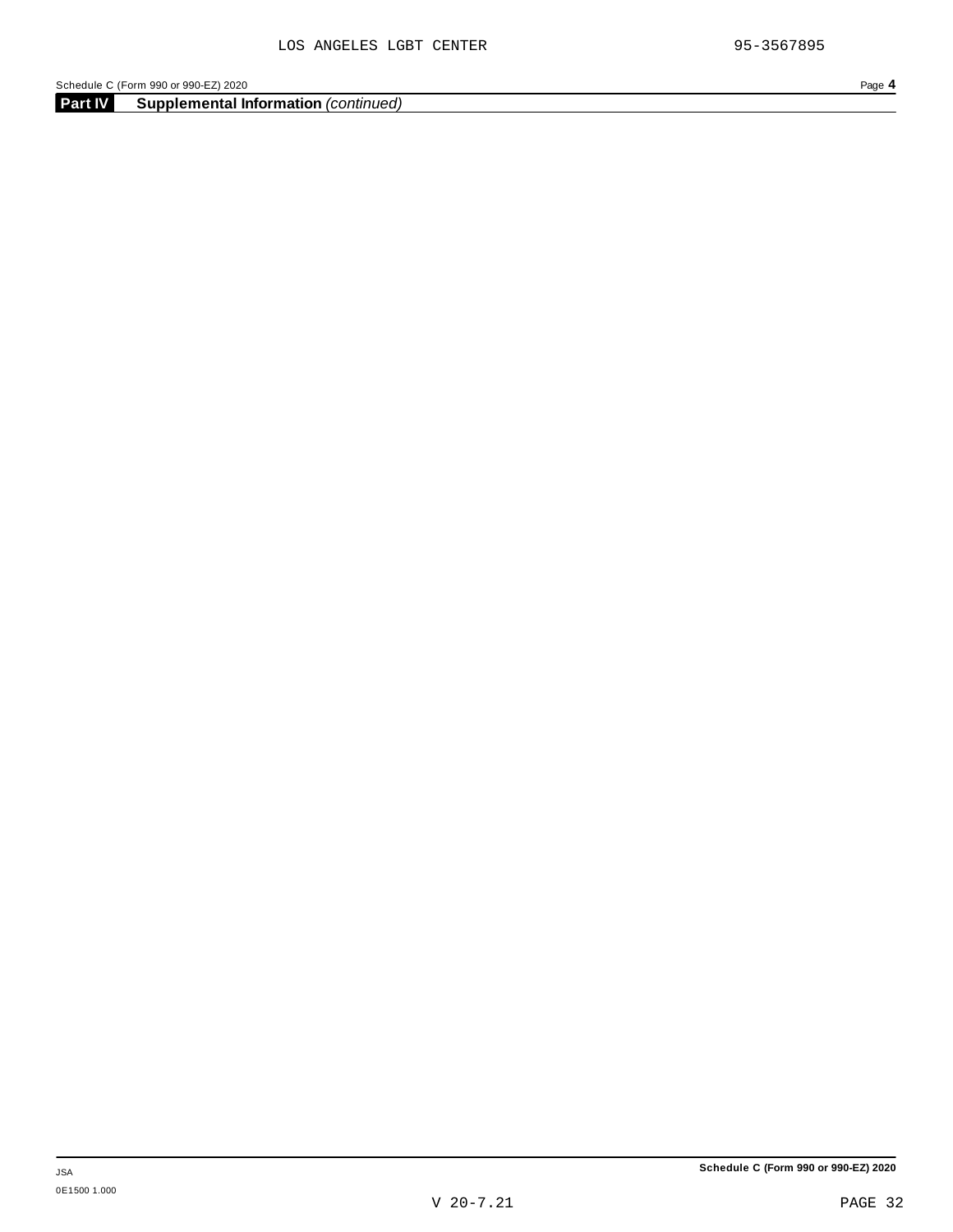**Part IV** **Supplemental Information** *(continued)*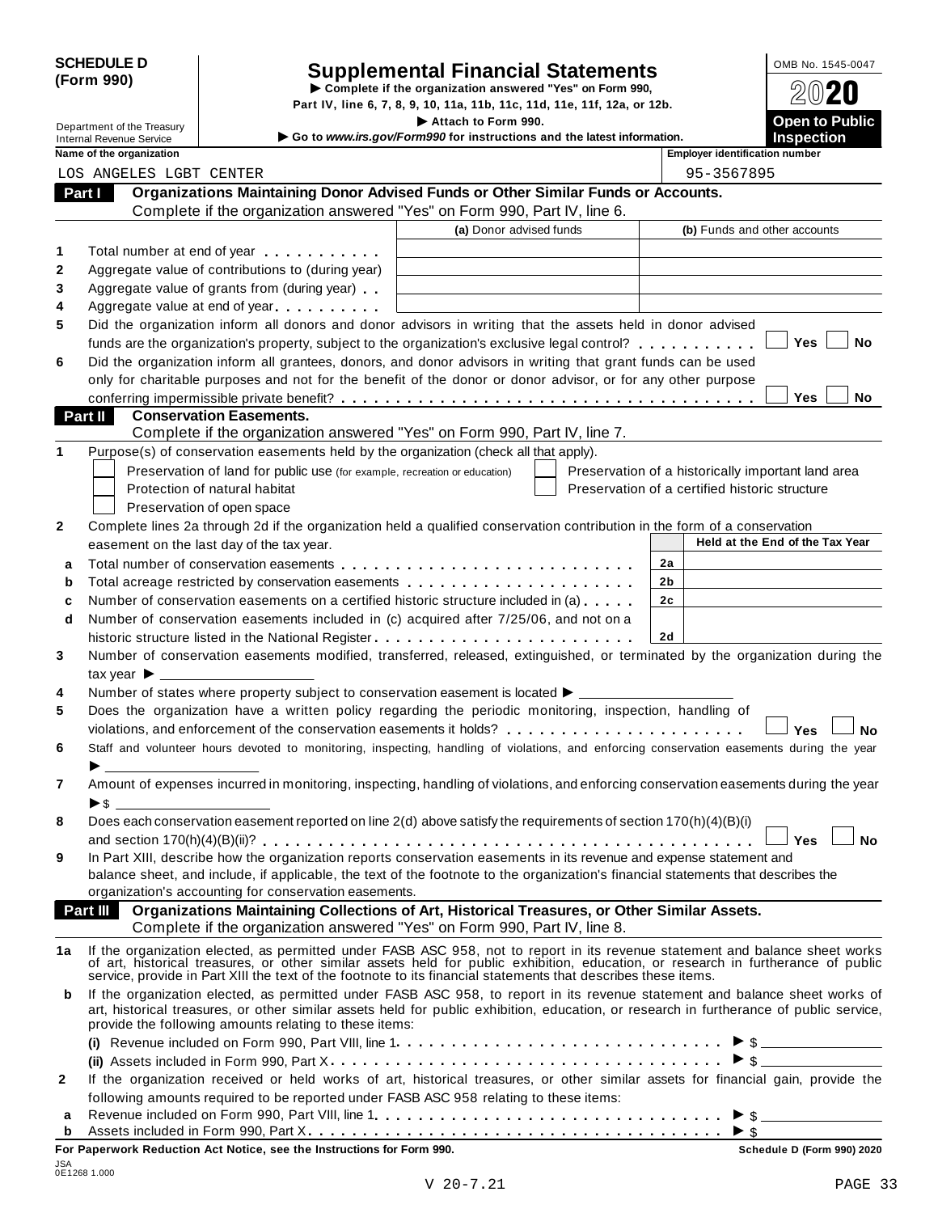**SCHEDULE D (Form 990)**

Department of the Treasury
Internal Revenue Service

# Supplemental Financial Statements

▶ Complete if the organization answered "Yes" on Form 990, Part IV, line 6, 7, 8, 9, 10, 11a, 11b, 11c, 11d, 11e, 11f, 12a, or 12b.
▶ Attach to Form 990.
▶ Go to *www.irs.gov/Form990* for instructions and the latest information.

OMB No. 1545-0047
**2020**
**Open to Public Inspection**

| Name of the organization | Employer identification number |
|---|---|
| LOS ANGELES LGBT CENTER | 95-3567895 |

## Part I Organizations Maintaining Donor Advised Funds or Other Similar Funds or Accounts.

Complete if the organization answered "Yes" on Form 990, Part IV, line 6.

| | | (a) Donor advised funds | (b) Funds and other accounts |
|---|---|---|---|
| 1 | Total number at end of year | | |
| 2 | Aggregate value of contributions to (during year) | | |
| 3 | Aggregate value of grants from (during year) | | |
| 4 | Aggregate value at end of year | | |

5 Did the organization inform all donors and donor advisors in writing that the assets held in donor advised funds are the organization's property, subject to the organization's exclusive legal control? ☐ Yes ☐ No

6 Did the organization inform all grantees, donors, and donor advisors in writing that grant funds can be used only for charitable purposes and not for the benefit of the donor or donor advisor, or for any other purpose conferring impermissible private benefit? ☐ Yes ☐ No

## Part II Conservation Easements.

Complete if the organization answered "Yes" on Form 990, Part IV, line 7.

1 Purpose(s) of conservation easements held by the organization (check all that apply).

- ☐ Preservation of land for public use (for example, recreation or education)
- ☐ Protection of natural habitat
- ☐ Preservation of open space
- ☐ Preservation of a historically important land area
- ☐ Preservation of a certified historic structure

2 Complete lines 2a through 2d if the organization held a qualified conservation contribution in the form of a conservation easement on the last day of the tax year.

| | | | Held at the End of the Tax Year |
|---|---|---|---|
| a | Total number of conservation easements | 2a | |
| b | Total acreage restricted by conservation easements | 2b | |
| c | Number of conservation easements on a certified historic structure included in (a) | 2c | |
| d | Number of conservation easements included in (c) acquired after 7/25/06, and not on a historic structure listed in the National Register | 2d | |

3 Number of conservation easements modified, transferred, released, extinguished, or terminated by the organization during the tax year ▶ ____________

4 Number of states where property subject to conservation easement is located ▶ ____________

5 Does the organization have a written policy regarding the periodic monitoring, inspection, handling of violations, and enforcement of the conservation easements it holds? ☐ Yes ☐ No

6 Staff and volunteer hours devoted to monitoring, inspecting, handling of violations, and enforcing conservation easements during the year ▶ ____________

7 Amount of expenses incurred in monitoring, inspecting, handling of violations, and enforcing conservation easements during the year ▶ $ ____________

8 Does each conservation easement reported on line 2(d) above satisfy the requirements of section 170(h)(4)(B)(i) and section 170(h)(4)(B)(ii)? ☐ Yes ☐ No

9 In Part XIII, describe how the organization reports conservation easements in its revenue and expense statement and balance sheet, and include, if applicable, the text of the footnote to the organization's financial statements that describes the organization's accounting for conservation easements.

## Part III Organizations Maintaining Collections of Art, Historical Treasures, or Other Similar Assets.

Complete if the organization answered "Yes" on Form 990, Part IV, line 8.

1a If the organization elected, as permitted under FASB ASC 958, not to report in its revenue statement and balance sheet works of art, historical treasures, or other similar assets held for public exhibition, education, or research in furtherance of public service, provide in Part XIII the text of the footnote to its financial statements that describes these items.

b If the organization elected, as permitted under FASB ASC 958, to report in its revenue statement and balance sheet works of art, historical treasures, or other similar assets held for public exhibition, education, or research in furtherance of public service, provide the following amounts relating to these items:

(i) Revenue included on Form 990, Part VIII, line 1 ▶ $ ____________

(ii) Assets included in Form 990, Part X ▶ $ ____________

2 If the organization received or held works of art, historical treasures, or other similar assets for financial gain, provide the following amounts required to be reported under FASB ASC 958 relating to these items:

a Revenue included on Form 990, Part VIII, line 1 ▶ $ ____________

b Assets included in Form 990, Part X ▶ $ ____________

**For Paperwork Reduction Act Notice, see the Instructions for Form 990.** **Schedule D (Form 990) 2020**

JSA
0E1268 1.000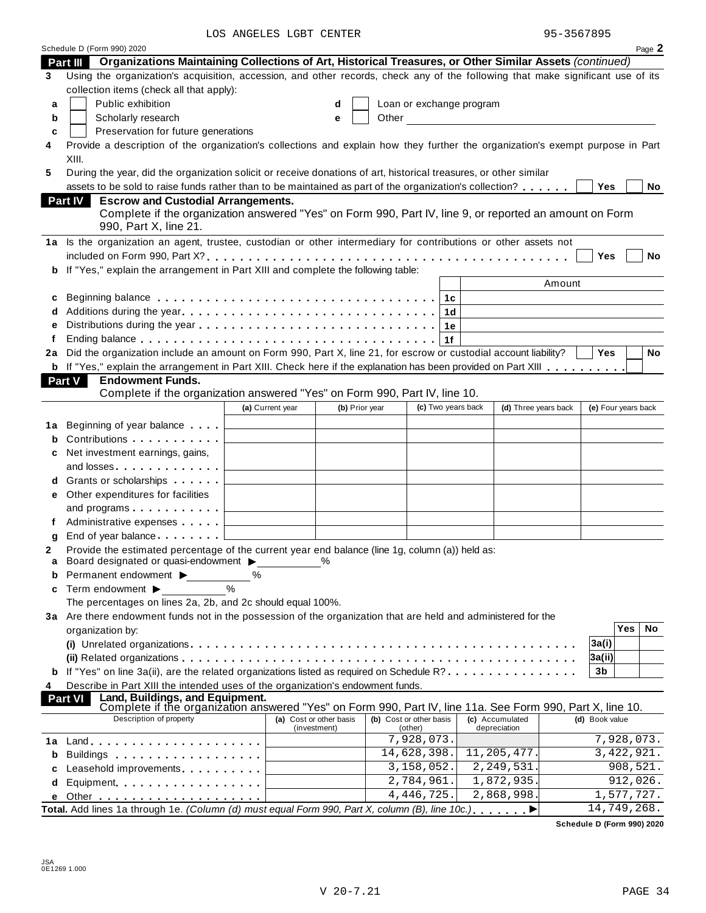LOS ANGELES LGBT CENTER 95-3567895

Schedule D (Form 990) 2020 Page **2**

## Part III Organizations Maintaining Collections of Art, Historical Treasures, or Other Similar Assets *(continued)*

**3** Using the organization's acquisition, accession, and other records, check any of the following that make significant use of its collection items (check all that apply):

- **a** ☐ Public exhibition
- **b** ☐ Scholarly research
- **c** ☐ Preservation for future generations
- **d** ☐ Loan or exchange program
- **e** ☐ Other

**4** Provide a description of the organization's collections and explain how they further the organization's exempt purpose in Part XIII.

**5** During the year, did the organization solicit or receive donations of art, historical treasures, or other similar assets to be sold to raise funds rather than to be maintained as part of the organization's collection? ☐ Yes ☐ No

## Part IV Escrow and Custodial Arrangements.

Complete if the organization answered "Yes" on Form 990, Part IV, line 9, or reported an amount on Form 990, Part X, line 21.

**1a** Is the organization an agent, trustee, custodian or other intermediary for contributions or other assets not included on Form 990, Part X? ☐ Yes ☐ No

**b** If "Yes," explain the arrangement in Part XIII and complete the following table:

| | | | Amount |
|---|---|---|---|
| **c** | Beginning balance | 1c | |
| **d** | Additions during the year | 1d | |
| **e** | Distributions during the year | 1e | |
| **f** | Ending balance | 1f | |

**2a** Did the organization include an amount on Form 990, Part X, line 21, for escrow or custodial account liability? ☐ Yes ☐ No

**b** If "Yes," explain the arrangement in Part XIII. Check here if the explanation has been provided on Part XIII ☐

## Part V Endowment Funds.

Complete if the organization answered "Yes" on Form 990, Part IV, line 10.

| | | (a) Current year | (b) Prior year | (c) Two years back | (d) Three years back | (e) Four years back |
|---|---|---|---|---|---|---|
| **1a** | Beginning of year balance | | | | | |
| **b** | Contributions | | | | | |
| **c** | Net investment earnings, gains, and losses | | | | | |
| **d** | Grants or scholarships | | | | | |
| **e** | Other expenditures for facilities and programs | | | | | |
| **f** | Administrative expenses | | | | | |
| **g** | End of year balance | | | | | |

**2** Provide the estimated percentage of the current year end balance (line 1g, column (a)) held as:

- **a** Board designated or quasi-endowment ▶ _____ %
- **b** Permanent endowment ▶ _____ %
- **c** Term endowment ▶ _____ %

The percentages on lines 2a, 2b, and 2c should equal 100%.

**3a** Are there endowment funds not in the possession of the organization that are held and administered for the organization by:

| | | | Yes | No |
|---|---|---|---|---|
| | **(i)** Unrelated organizations | 3a(i) | | |
| | **(ii)** Related organizations | 3a(ii) | | |
| **b** | If "Yes" on line 3a(ii), are the related organizations listed as required on Schedule R? | 3b | | |

**4** Describe in Part XIII the intended uses of the organization's endowment funds.

## Part VI Land, Buildings, and Equipment.

Complete if the organization answered "Yes" on Form 990, Part IV, line 11a. See Form 990, Part X, line 10.

| | Description of property | (a) Cost or other basis (investment) | (b) Cost or other basis (other) | (c) Accumulated depreciation | (d) Book value |
|---|---|---|---|---|---|
| **1a** | Land | | 7,928,073. | | 7,928,073. |
| **b** | Buildings | | 14,628,398. | 11,205,477. | 3,422,921. |
| **c** | Leasehold improvements | | 3,158,052. | 2,249,531. | 908,521. |
| **d** | Equipment | | 2,784,961. | 1,872,935. | 912,026. |
| **e** | Other | | 4,446,725. | 2,868,998. | 1,577,727. |
| **Total.** | Add lines 1a through 1e. *(Column (d) must equal Form 990, Part X, column (B), line 10c.)* ▶ | | | | 14,749,268. |

**Schedule D (Form 990) 2020**

JSA 0E1269 1.000

V 20-7.21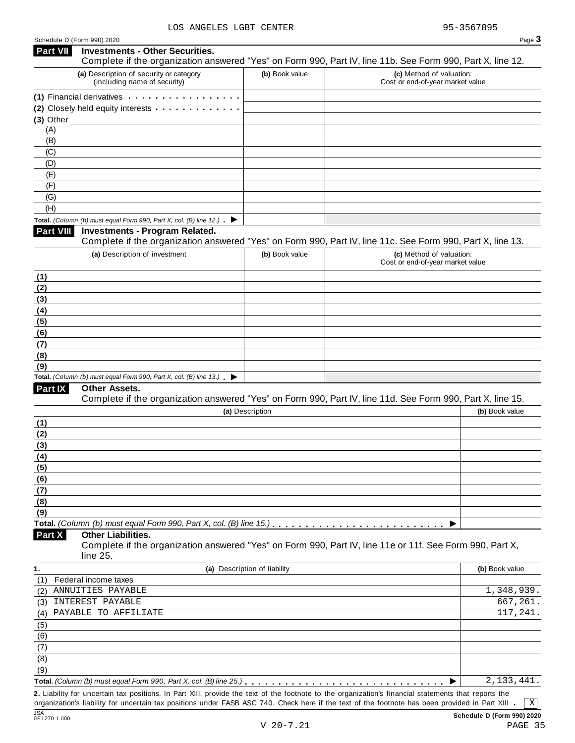LOS ANGELES LGBT CENTER 95-3567895

Schedule D (Form 990) 2020

## Part VII Investments - Other Securities.

Complete if the organization answered "Yes" on Form 990, Part IV, line 11b. See Form 990, Part X, line 12.

| (a) Description of security or category (including name of security) | (b) Book value | (c) Method of valuation: Cost or end-of-year market value |
|---|---|---|
| (1) Financial derivatives | | |
| (2) Closely held equity interests | | |
| (3) Other | | |
| (A) | | |
| (B) | | |
| (C) | | |
| (D) | | |
| (E) | | |
| (F) | | |
| (G) | | |
| (H) | | |
| **Total.** *(Column (b) must equal Form 990, Part X, col. (B) line 12.)* ▶ | | |

## Part VIII Investments - Program Related.

Complete if the organization answered "Yes" on Form 990, Part IV, line 11c. See Form 990, Part X, line 13.

| (a) Description of investment | (b) Book value | (c) Method of valuation: Cost or end-of-year market value |
|---|---|---|
| (1) | | |
| (2) | | |
| (3) | | |
| (4) | | |
| (5) | | |
| (6) | | |
| (7) | | |
| (8) | | |
| (9) | | |
| **Total.** *(Column (b) must equal Form 990, Part X, col. (B) line 13.)* ▶ | | |

## Part IX Other Assets.

Complete if the organization answered "Yes" on Form 990, Part IV, line 11d. See Form 990, Part X, line 15.

| (a) Description | (b) Book value |
|---|---|
| (1) | |
| (2) | |
| (3) | |
| (4) | |
| (5) | |
| (6) | |
| (7) | |
| (8) | |
| (9) | |
| **Total.** *(Column (b) must equal Form 990, Part X, col. (B) line 15.)* ▶ | |

## Part X Other Liabilities.

Complete if the organization answered "Yes" on Form 990, Part IV, line 11e or 11f. See Form 990, Part X, line 25.

| 1. (a) Description of liability | (b) Book value |
|---|---|
| (1) Federal income taxes | |
| (2) ANNUITIES PAYABLE | 1,348,939. |
| (3) INTEREST PAYABLE | 667,261. |
| (4) PAYABLE TO AFFILIATE | 117,241. |
| (5) | |
| (6) | |
| (7) | |
| (8) | |
| (9) | |
| **Total.** *(Column (b) must equal Form 990, Part X, col. (B) line 25.)* ▶ | 2,133,441. |

**2.** Liability for uncertain tax positions. In Part XIII, provide the text of the footnote to the organization's financial statements that reports the organization's liability for uncertain tax positions under FASB ASC 740. Check here if the text of the footnote has been provided in Part XIII . [X]

Schedule D (Form 990) 2020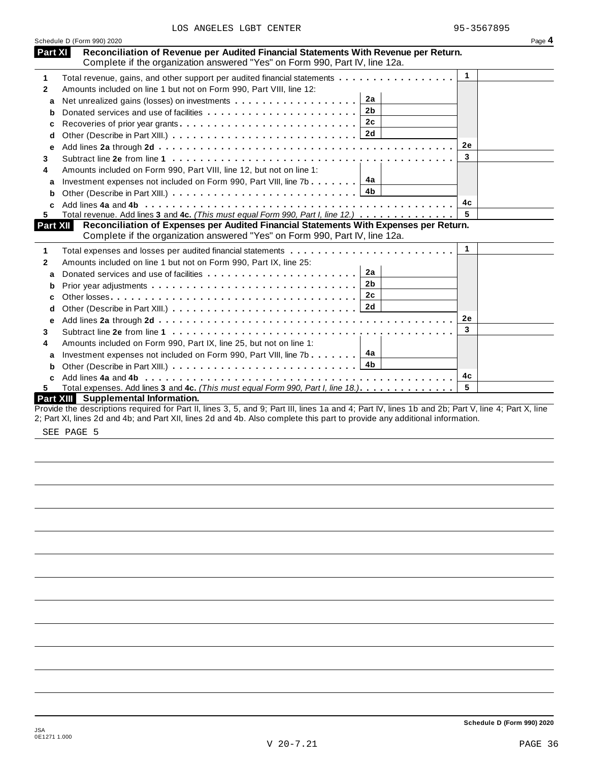LOS ANGELES LGBT CENTER 95-3567895

Schedule D (Form 990) 2020

## Part XI Reconciliation of Revenue per Audited Financial Statements With Revenue per Return.

Complete if the organization answered "Yes" on Form 990, Part IV, line 12a.

| | | | | | |
|---|---|---|---|---|---|
| **1** | Total revenue, gains, and other support per audited financial statements | | | 1 | |
| **2** | Amounts included on line 1 but not on Form 990, Part VIII, line 12: | | | | |
| **a** | Net unrealized gains (losses) on investments | 2a | | | |
| **b** | Donated services and use of facilities | 2b | | | |
| **c** | Recoveries of prior year grants | 2c | | | |
| **d** | Other (Describe in Part XIII.) | 2d | | | |
| **e** | Add lines **2a** through **2d** | | | 2e | |
| **3** | Subtract line **2e** from line **1** | | | 3 | |
| **4** | Amounts included on Form 990, Part VIII, line 12, but not on line 1: | | | | |
| **a** | Investment expenses not included on Form 990, Part VIII, line 7b | 4a | | | |
| **b** | Other (Describe in Part XIII.) | 4b | | | |
| **c** | Add lines **4a** and **4b** | | | 4c | |
| **5** | Total revenue. Add lines **3** and **4c.** *(This must equal Form 990, Part I, line 12.)* | | | 5 | |

## Part XII Reconciliation of Expenses per Audited Financial Statements With Expenses per Return.

Complete if the organization answered "Yes" on Form 990, Part IV, line 12a.

| | | | | | |
|---|---|---|---|---|---|
| **1** | Total expenses and losses per audited financial statements | | | 1 | |
| **2** | Amounts included on line 1 but not on Form 990, Part IX, line 25: | | | | |
| **a** | Donated services and use of facilities | 2a | | | |
| **b** | Prior year adjustments | 2b | | | |
| **c** | Other losses | 2c | | | |
| **d** | Other (Describe in Part XIII.) | 2d | | | |
| **e** | Add lines **2a** through **2d** | | | 2e | |
| **3** | Subtract line **2e** from line **1** | | | 3 | |
| **4** | Amounts included on Form 990, Part IX, line 25, but not on line 1: | | | | |
| **a** | Investment expenses not included on Form 990, Part VIII, line 7b | 4a | | | |
| **b** | Other (Describe in Part XIII.) | 4b | | | |
| **c** | Add lines **4a** and **4b** | | | 4c | |
| **5** | Total expenses. Add lines **3** and **4c.** *(This must equal Form 990, Part I, line 18.)* | | | 5 | |

## Part XIII Supplemental Information.

Provide the descriptions required for Part II, lines 3, 5, and 9; Part III, lines 1a and 4; Part IV, lines 1b and 2b; Part V, line 4; Part X, line 2; Part XI, lines 2d and 4b; and Part XII, lines 2d and 4b. Also complete this part to provide any additional information.

SEE PAGE 5

Schedule D (Form 990) 2020

JSA
0E1271 1.000

V 20-7.21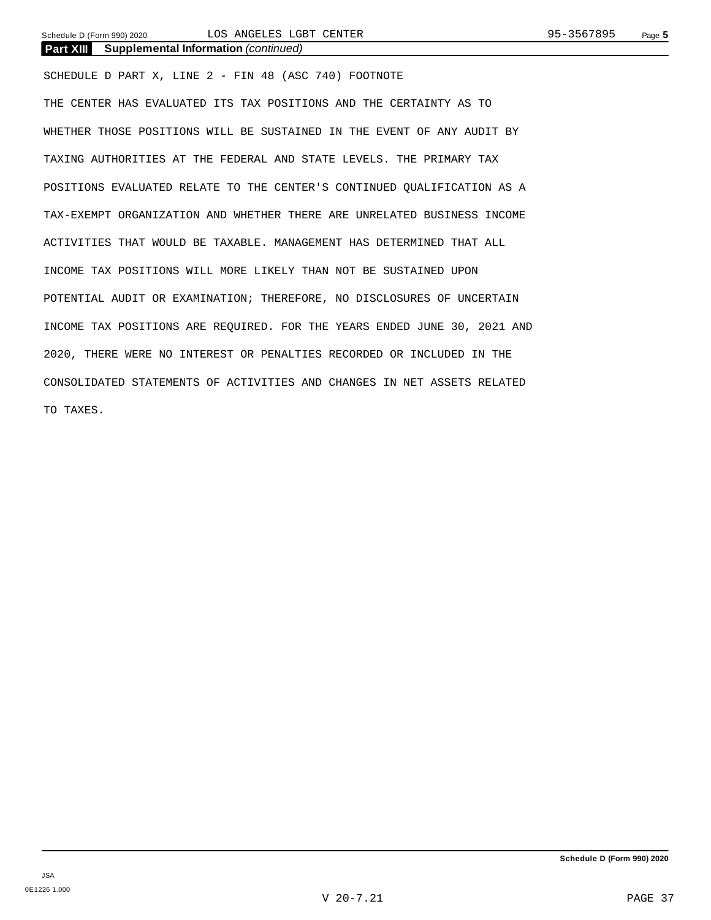## Part XIII Supplemental Information *(continued)*

SCHEDULE D PART X, LINE 2 - FIN 48 (ASC 740) FOOTNOTE

THE CENTER HAS EVALUATED ITS TAX POSITIONS AND THE CERTAINTY AS TO WHETHER THOSE POSITIONS WILL BE SUSTAINED IN THE EVENT OF ANY AUDIT BY TAXING AUTHORITIES AT THE FEDERAL AND STATE LEVELS. THE PRIMARY TAX POSITIONS EVALUATED RELATE TO THE CENTER'S CONTINUED QUALIFICATION AS A TAX-EXEMPT ORGANIZATION AND WHETHER THERE ARE UNRELATED BUSINESS INCOME ACTIVITIES THAT WOULD BE TAXABLE. MANAGEMENT HAS DETERMINED THAT ALL INCOME TAX POSITIONS WILL MORE LIKELY THAN NOT BE SUSTAINED UPON POTENTIAL AUDIT OR EXAMINATION; THEREFORE, NO DISCLOSURES OF UNCERTAIN INCOME TAX POSITIONS ARE REQUIRED. FOR THE YEARS ENDED JUNE 30, 2021 AND 2020, THERE WERE NO INTEREST OR PENALTIES RECORDED OR INCLUDED IN THE CONSOLIDATED STATEMENTS OF ACTIVITIES AND CHANGES IN NET ASSETS RELATED TO TAXES.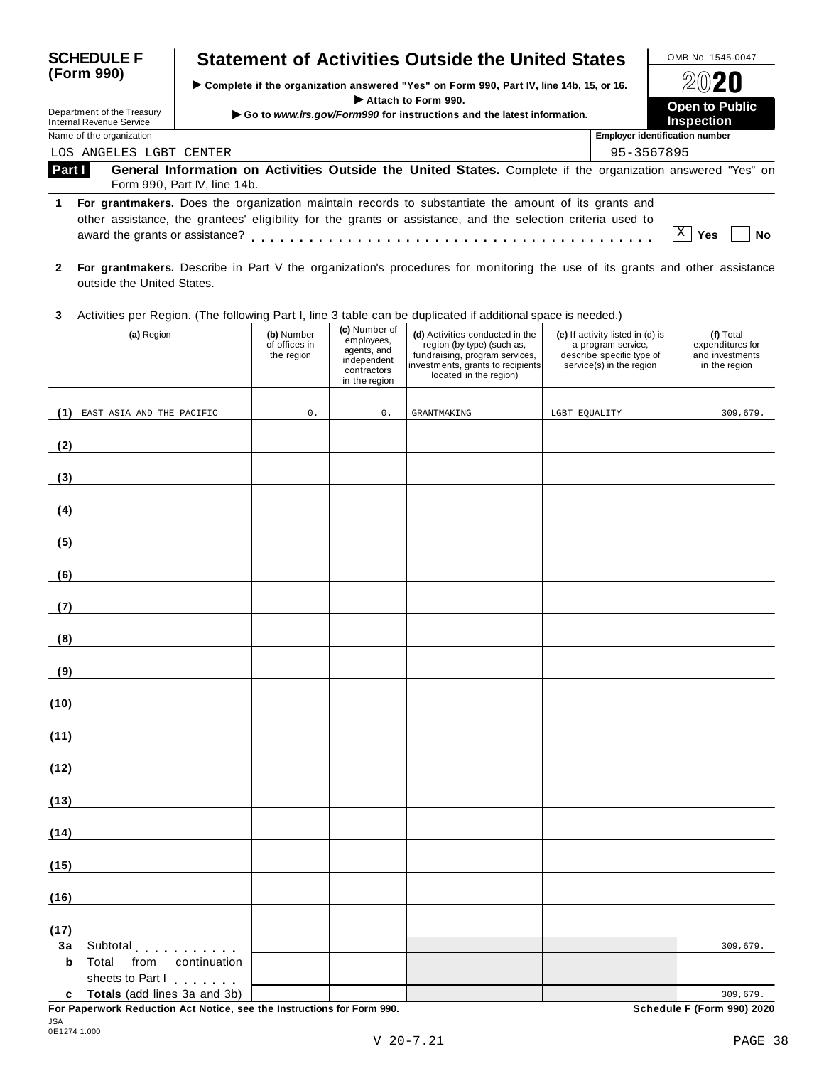**SCHEDULE F (Form 990)**

Department of the Treasury
Internal Revenue Service

# Statement of Activities Outside the United States

▶ Complete if the organization answered "Yes" on Form 990, Part IV, line 14b, 15, or 16.
▶ Attach to Form 990.
▶ Go to *www.irs.gov/Form990* for instructions and the latest information.

OMB No. 1545-0047

**2020**

**Open to Public Inspection**

Name of the organization: LOS ANGELES LGBT CENTER

Employer identification number: 95-3567895

**Part I** **General Information on Activities Outside the United States.** Complete if the organization answered "Yes" on Form 990, Part IV, line 14b.

**1** **For grantmakers.** Does the organization maintain records to substantiate the amount of its grants and other assistance, the grantees' eligibility for the grants or assistance, and the selection criteria used to award the grants or assistance? [X] Yes [ ] No

**2** **For grantmakers.** Describe in Part V the organization's procedures for monitoring the use of its grants and other assistance outside the United States.

**3** Activities per Region. (The following Part I, line 3 table can be duplicated if additional space is needed.)

| | (a) Region | (b) Number of offices in the region | (c) Number of employees, agents, and independent contractors in the region | (d) Activities conducted in the region (by type) (such as, fundraising, program services, investments, grants to recipients located in the region) | (e) If activity listed in (d) is a program service, describe specific type of service(s) in the region | (f) Total expenditures for and investments in the region |
|---|---|---|---|---|---|---|
| (1) | EAST ASIA AND THE PACIFIC | 0. | 0. | GRANTMAKING | LGBT EQUALITY | 309,679. |
| (2) | | | | | | |
| (3) | | | | | | |
| (4) | | | | | | |
| (5) | | | | | | |
| (6) | | | | | | |
| (7) | | | | | | |
| (8) | | | | | | |
| (9) | | | | | | |
| (10) | | | | | | |
| (11) | | | | | | |
| (12) | | | | | | |
| (13) | | | | | | |
| (14) | | | | | | |
| (15) | | | | | | |
| (16) | | | | | | |
| (17) | | | | | | |
| 3a | Subtotal | | | | | 309,679. |
| b | Total from continuation sheets to Part I | | | | | |
| c | **Totals** (add lines 3a and 3b) | | | | | 309,679. |

**For Paperwork Reduction Act Notice, see the Instructions for Form 990.** **Schedule F (Form 990) 2020**

JSA
0E1274 1.000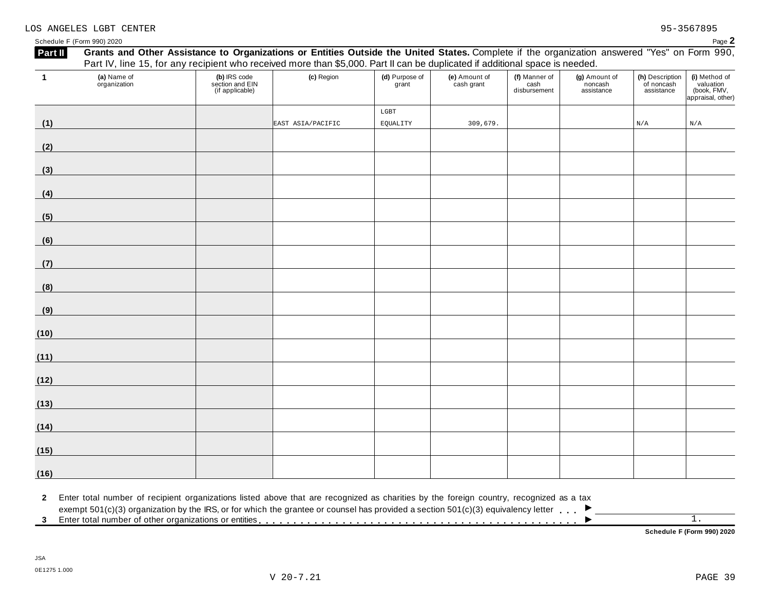LOS ANGELES LGBT CENTER 95-3567895

Schedule F (Form 990) 2020 Page **2**

**Part II** **Grants and Other Assistance to Organizations or Entities Outside the United States.** Complete if the organization answered "Yes" on Form 990, Part IV, line 15, for any recipient who received more than $5,000. Part II can be duplicated if additional space is needed.

| 1 | (a) Name of organization | (b) IRS code section and EIN (if applicable) | (c) Region | (d) Purpose of grant | (e) Amount of cash grant | (f) Manner of cash disbursement | (g) Amount of noncash assistance | (h) Description of noncash assistance | (i) Method of valuation (book, FMV, appraisal, other) |
|---|---|---|---|---|---|---|---|---|---|
| (1) | | | EAST ASIA/PACIFIC | LGBT EQUALITY | 309,679. | | | N/A | N/A |
| (2) | | | | | | | | | |
| (3) | | | | | | | | | |
| (4) | | | | | | | | | |
| (5) | | | | | | | | | |
| (6) | | | | | | | | | |
| (7) | | | | | | | | | |
| (8) | | | | | | | | | |
| (9) | | | | | | | | | |
| (10) | | | | | | | | | |
| (11) | | | | | | | | | |
| (12) | | | | | | | | | |
| (13) | | | | | | | | | |
| (14) | | | | | | | | | |
| (15) | | | | | | | | | |
| (16) | | | | | | | | | |

**2** Enter total number of recipient organizations listed above that are recognized as charities by the foreign country, recognized as a tax exempt 501(c)(3) organization by the IRS, or for which the grantee or counsel has provided a section 501(c)(3) equivalency letter . . . ▶

**3** Enter total number of other organizations or entities . . . ▶ 1.

**Schedule F (Form 990) 2020**

JSA
0E1275 1.000

V 20-7.21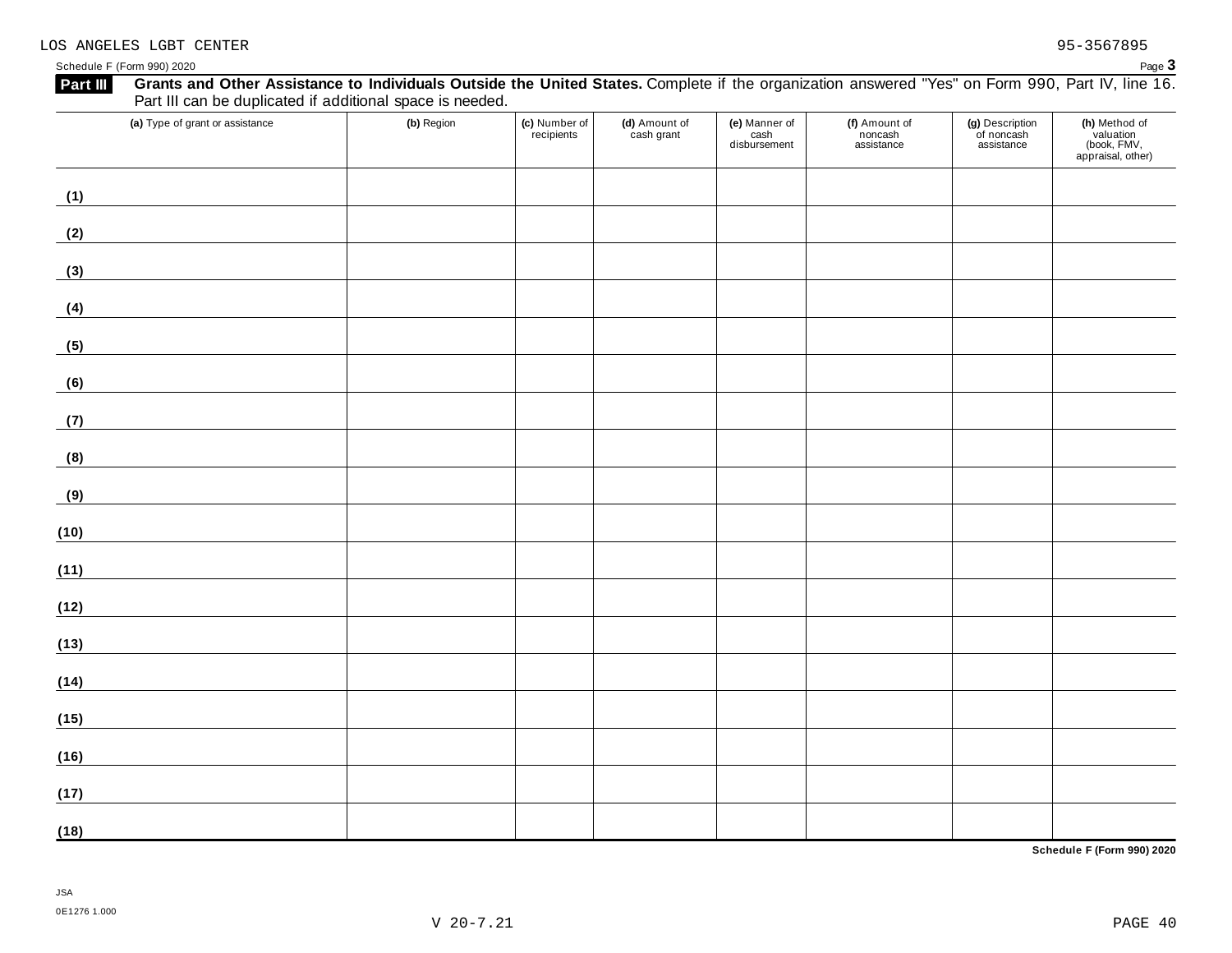LOS ANGELES LGBT CENTER 95-3567895

Schedule F (Form 990) 2020

**Part III** **Grants and Other Assistance to Individuals Outside the United States.** Complete if the organization answered "Yes" on Form 990, Part IV, line 16. Part III can be duplicated if additional space is needed.

| (a) Type of grant or assistance | (b) Region | (c) Number of recipients | (d) Amount of cash grant | (e) Manner of cash disbursement | (f) Amount of noncash assistance | (g) Description of noncash assistance | (h) Method of valuation (book, FMV, appraisal, other) |
|---|---|---|---|---|---|---|---|
| (1) | | | | | | | |
| (2) | | | | | | | |
| (3) | | | | | | | |
| (4) | | | | | | | |
| (5) | | | | | | | |
| (6) | | | | | | | |
| (7) | | | | | | | |
| (8) | | | | | | | |
| (9) | | | | | | | |
| (10) | | | | | | | |
| (11) | | | | | | | |
| (12) | | | | | | | |
| (13) | | | | | | | |
| (14) | | | | | | | |
| (15) | | | | | | | |
| (16) | | | | | | | |
| (17) | | | | | | | |
| (18) | | | | | | | |

**Schedule F (Form 990) 2020**

JSA
0E1276 1.000

V 20-7.21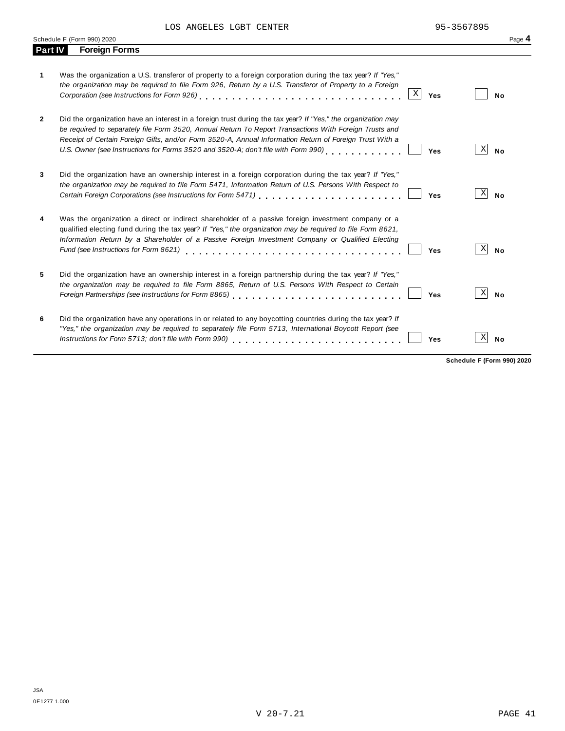LOS ANGELES LGBT CENTER 95-3567895

Schedule F (Form 990) 2020

## Part IV Foreign Forms

| | | Yes | No |
|---|---|---|---|
| 1 | Was the organization a U.S. transferor of property to a foreign corporation during the tax year? *If "Yes," the organization may be required to file Form 926, Return by a U.S. Transferor of Property to a Foreign Corporation (see Instructions for Form 926)* | X | |
| 2 | Did the organization have an interest in a foreign trust during the tax year? *If "Yes," the organization may be required to separately file Form 3520, Annual Return To Report Transactions With Foreign Trusts and Receipt of Certain Foreign Gifts, and/or Form 3520-A, Annual Information Return of Foreign Trust With a U.S. Owner (see Instructions for Forms 3520 and 3520-A; don't file with Form 990)* | | X |
| 3 | Did the organization have an ownership interest in a foreign corporation during the tax year? *If "Yes," the organization may be required to file Form 5471, Information Return of U.S. Persons With Respect to Certain Foreign Corporations (see Instructions for Form 5471)* | | X |
| 4 | Was the organization a direct or indirect shareholder of a passive foreign investment company or a qualified electing fund during the tax year? *If "Yes," the organization may be required to file Form 8621, Information Return by a Shareholder of a Passive Foreign Investment Company or Qualified Electing Fund (see Instructions for Form 8621)* | | X |
| 5 | Did the organization have an ownership interest in a foreign partnership during the tax year? *If "Yes," the organization may be required to file Form 8865, Return of U.S. Persons With Respect to Certain Foreign Partnerships (see Instructions for Form 8865)* | | X |
| 6 | Did the organization have any operations in or related to any boycotting countries during the tax year? *If "Yes," the organization may be required to separately file Form 5713, International Boycott Report (see Instructions for Form 5713; don't file with Form 990)* | | X |

**Schedule F (Form 990) 2020**

JSA
0E1277 1.000

V 20-7.21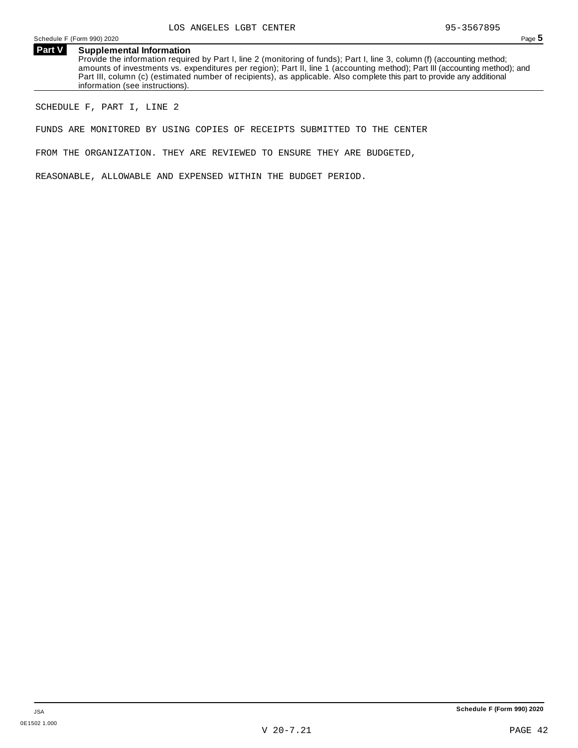LOS ANGELES LGBT CENTER 95-3567895

## Part V Supplemental Information

Provide the information required by Part I, line 2 (monitoring of funds); Part I, line 3, column (f) (accounting method; amounts of investments vs. expenditures per region); Part II, line 1 (accounting method); Part III (accounting method); and Part III, column (c) (estimated number of recipients), as applicable. Also complete this part to provide any additional information (see instructions).

SCHEDULE F, PART I, LINE 2

FUNDS ARE MONITORED BY USING COPIES OF RECEIPTS SUBMITTED TO THE CENTER FROM THE ORGANIZATION. THEY ARE REVIEWED TO ENSURE THEY ARE BUDGETED, REASONABLE, ALLOWABLE AND EXPENSED WITHIN THE BUDGET PERIOD.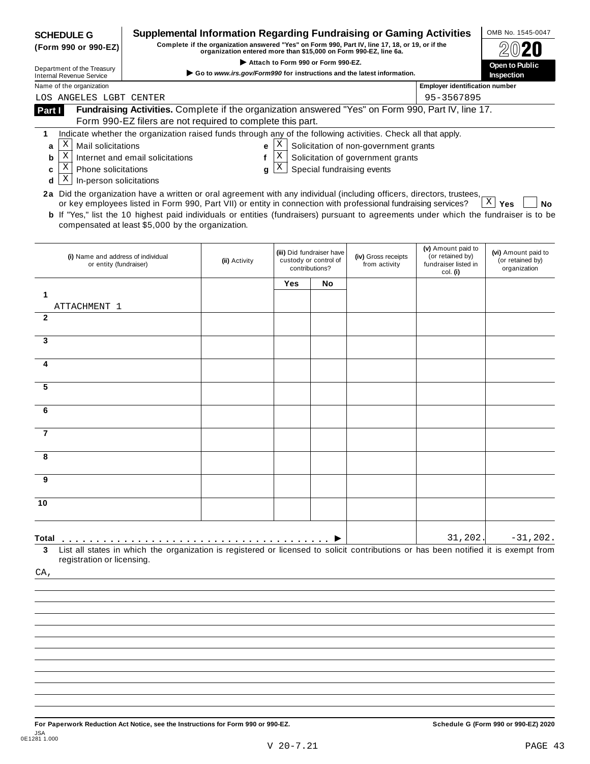**SCHEDULE G (Form 990 or 990-EZ)**

Department of the Treasury
Internal Revenue Service

# Supplemental Information Regarding Fundraising or Gaming Activities

**Complete if the organization answered "Yes" on Form 990, Part IV, line 17, 18, or 19, or if the organization entered more than $15,000 on Form 990-EZ, line 6a.**

▶ Attach to Form 990 or Form 990-EZ.

▶ Go to *www.irs.gov/Form990* for instructions and the latest information.

OMB No. 1545-0047

**2020**

**Open to Public Inspection**

Name of the organization: LOS ANGELES LGBT CENTER

Employer identification number: 95-3567895

## Part I Fundraising Activities.

Complete if the organization answered "Yes" on Form 990, Part IV, line 17. Form 990-EZ filers are not required to complete this part.

**1** Indicate whether the organization raised funds through any of the following activities. Check all that apply.

- **a** [X] Mail solicitations
- **b** [X] Internet and email solicitations
- **c** [X] Phone solicitations
- **d** [X] In-person solicitations
- **e** [X] Solicitation of non-government grants
- **f** [X] Solicitation of government grants
- **g** [X] Special fundraising events

**2a** Did the organization have a written or oral agreement with any individual (including officers, directors, trustees, or key employees listed in Form 990, Part VII) or entity in connection with professional fundraising services? [X] **Yes** [ ] **No**

**b** If "Yes," list the 10 highest paid individuals or entities (fundraisers) pursuant to agreements under which the fundraiser is to be compensated at least $5,000 by the organization.

| | (i) Name and address of individual or entity (fundraiser) | (ii) Activity | (iii) Did fundraiser have custody or control of contributions? Yes | No | (iv) Gross receipts from activity | (v) Amount paid to (or retained by) fundraiser listed in col. (i) | (vi) Amount paid to (or retained by) organization |
|---|---|---|---|---|---|---|---|
| 1 | ATTACHMENT 1 | | | | | | |
| 2 | | | | | | | |
| 3 | | | | | | | |
| 4 | | | | | | | |
| 5 | | | | | | | |
| 6 | | | | | | | |
| 7 | | | | | | | |
| 8 | | | | | | | |
| 9 | | | | | | | |
| 10 | | | | | | | |
| **Total** ▶ | | | | | | 31,202. | -31,202. |

**3** List all states in which the organization is registered or licensed to solicit contributions or has been notified it is exempt from registration or licensing.

CA,

**For Paperwork Reduction Act Notice, see the Instructions for Form 990 or 990-EZ.**

**Schedule G (Form 990 or 990-EZ) 2020**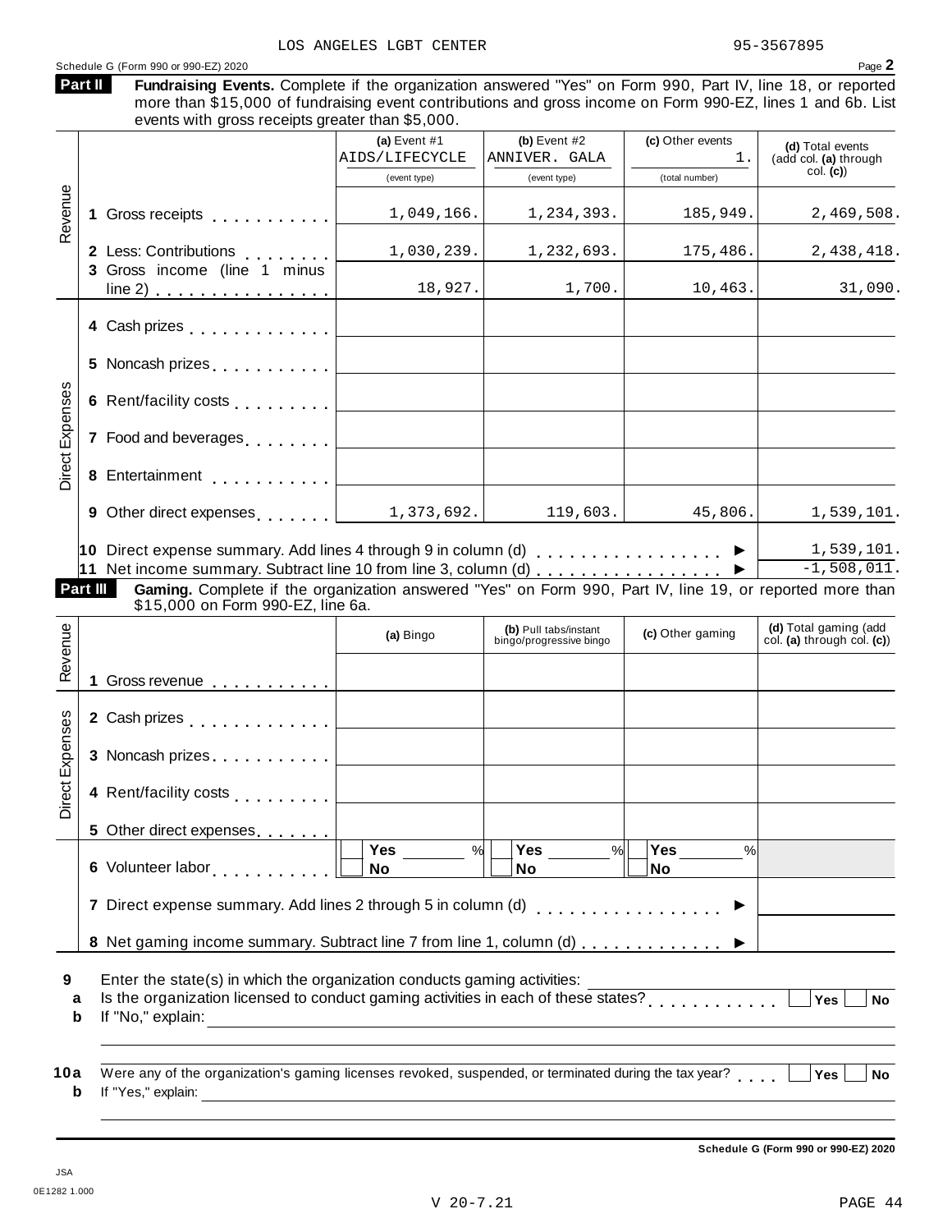LOS ANGELES LGBT CENTER 95-3567895

Schedule G (Form 990 or 990-EZ) 2020 Page **2**

**Part II** **Fundraising Events.** Complete if the organization answered "Yes" on Form 990, Part IV, line 18, or reported more than $15,000 of fundraising event contributions and gross income on Form 990-EZ, lines 1 and 6b. List events with gross receipts greater than $5,000.

| | | (a) Event #1 AIDS/LIFECYCLE (event type) | (b) Event #2 ANNIVER. GALA (event type) | (c) Other events 1. (total number) | (d) Total events (add col. (a) through col. (c)) |
|---|---|---|---|---|---|
| Revenue | 1 Gross receipts | 1,049,166. | 1,234,393. | 185,949. | 2,469,508. |
| | 2 Less: Contributions | 1,030,239. | 1,232,693. | 175,486. | 2,438,418. |
| | 3 Gross income (line 1 minus line 2) | 18,927. | 1,700. | 10,463. | 31,090. |
| Direct Expenses | 4 Cash prizes | | | | |
| | 5 Noncash prizes | | | | |
| | 6 Rent/facility costs | | | | |
| | 7 Food and beverages | | | | |
| | 8 Entertainment | | | | |
| | 9 Other direct expenses | 1,373,692. | 119,603. | 45,806. | 1,539,101. |
| | 10 Direct expense summary. Add lines 4 through 9 in column (d) ▶ | | | | 1,539,101. |
| | 11 Net income summary. Subtract line 10 from line 3, column (d) ▶ | | | | -1,508,011. |

**Part III** **Gaming.** Complete if the organization answered "Yes" on Form 990, Part IV, line 19, or reported more than $15,000 on Form 990-EZ, line 6a.

| | | (a) Bingo | (b) Pull tabs/instant bingo/progressive bingo | (c) Other gaming | (d) Total gaming (add col. (a) through col. (c)) |
|---|---|---|---|---|---|
| Revenue | 1 Gross revenue | | | | |
| Direct Expenses | 2 Cash prizes | | | | |
| | 3 Noncash prizes | | | | |
| | 4 Rent/facility costs | | | | |
| | 5 Other direct expenses | | | | |
| | 6 Volunteer labor | Yes ____ % No | Yes ____ % No | Yes ____ % No | |
| | 7 Direct expense summary. Add lines 2 through 5 in column (d) ▶ | | | | |
| | 8 Net gaming income summary. Subtract line 7 from line 1, column (d) ▶ | | | | |

**9** Enter the state(s) in which the organization conducts gaming activities: ____________

**a** Is the organization licensed to conduct gaming activities in each of these states? ☐ Yes ☐ No

**b** If "No," explain: ____________

**10a** Were any of the organization's gaming licenses revoked, suspended, or terminated during the tax year? ☐ Yes ☐ No

**b** If "Yes," explain: ____________

**Schedule G (Form 990 or 990-EZ) 2020**

JSA
0E1282 1.000

V 20-7.21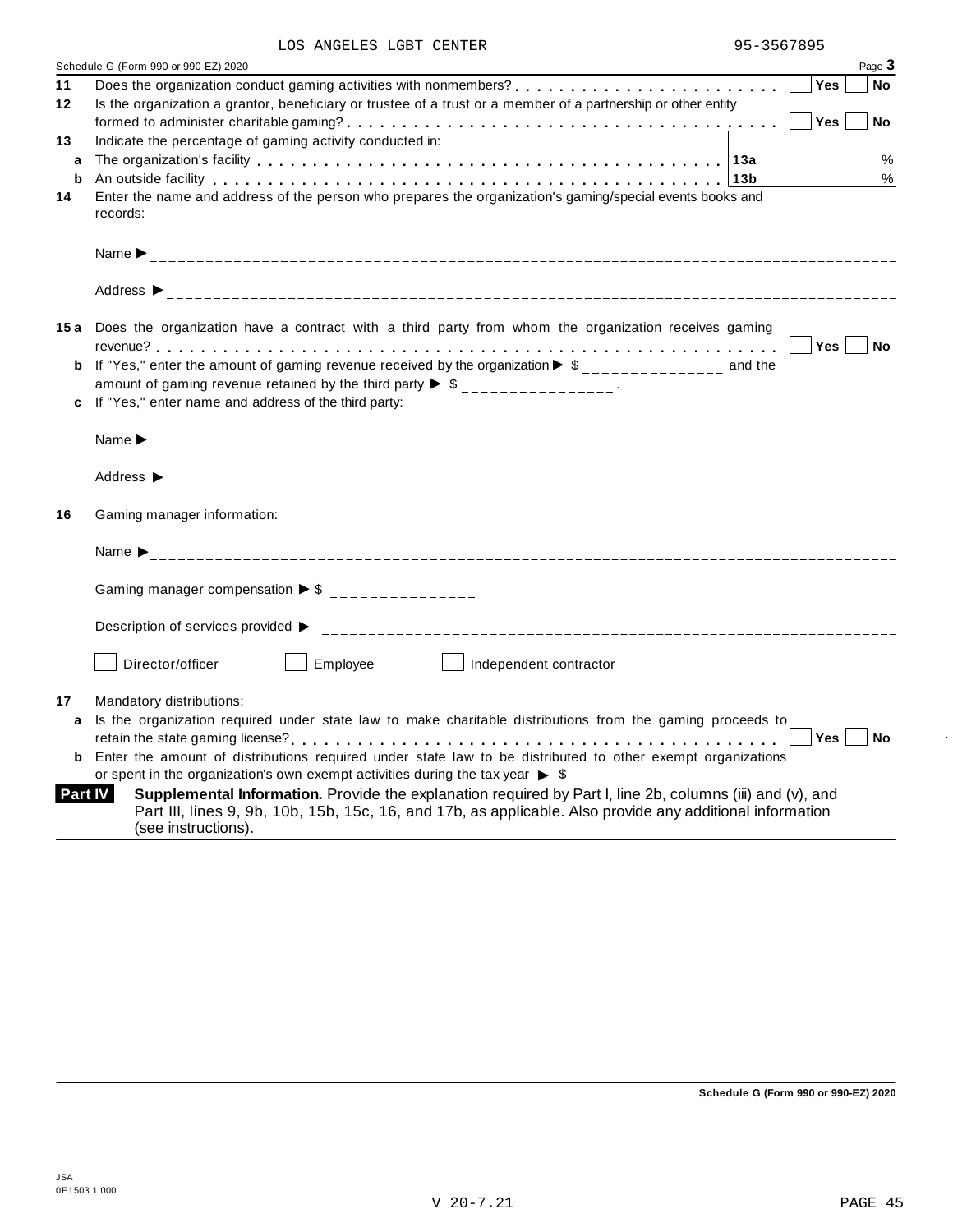LOS ANGELES LGBT CENTER 95-3567895

Schedule G (Form 990 or 990-EZ) 2020 Page **3**

**11** Does the organization conduct gaming activities with nonmembers? . . . . . . . . . . . . . . . . . . . . . . . ☐ Yes ☐ No

**12** Is the organization a grantor, beneficiary or trustee of a trust or a member of a partnership or other entity formed to administer charitable gaming? . . . . . . . . . . . . . . . . . . . . . . . . . . . . . . . . . . . ☐ Yes ☐ No

**13** Indicate the percentage of gaming activity conducted in:

| | | | |
|---|---|---|---|
| **a** | The organization's facility | **13a** | % |
| **b** | An outside facility | **13b** | % |

**14** Enter the name and address of the person who prepares the organization's gaming/special events books and records:

Name ▶ ______________________________

Address ▶ ______________________________

**15 a** Does the organization have a contract with a third party from whom the organization receives gaming revenue? . . . . . . . . . . . . . . . . . . . . . . . . . . . . . . . . . . . . . . . . . . . . . . . . . ☐ Yes ☐ No

**b** If "Yes," enter the amount of gaming revenue received by the organization ▶ $ _______________ and the amount of gaming revenue retained by the third party ▶ $ _______________ .

**c** If "Yes," enter name and address of the third party:

Name ▶ ______________________________

Address ▶ ______________________________

**16** Gaming manager information:

Name ▶ ______________________________

Gaming manager compensation ▶ $ _______________

Description of services provided ▶ ______________________________

☐ Director/officer ☐ Employee ☐ Independent contractor

**17** Mandatory distributions:

**a** Is the organization required under state law to make charitable distributions from the gaming proceeds to retain the state gaming license? . . . . . . . . . . . . . . . . . . . . . . . . . . . . . . . . . . . . . ☐ Yes ☐ No

**b** Enter the amount of distributions required under state law to be distributed to other exempt organizations or spent in the organization's own exempt activities during the tax year ▶ $

**Part IV** **Supplemental Information.** Provide the explanation required by Part I, line 2b, columns (iii) and (v), and Part III, lines 9, 9b, 10b, 15b, 15c, 16, and 17b, as applicable. Also provide any additional information (see instructions).

**Schedule G (Form 990 or 990-EZ) 2020**

JSA
0E1503 1.000

V 20-7.21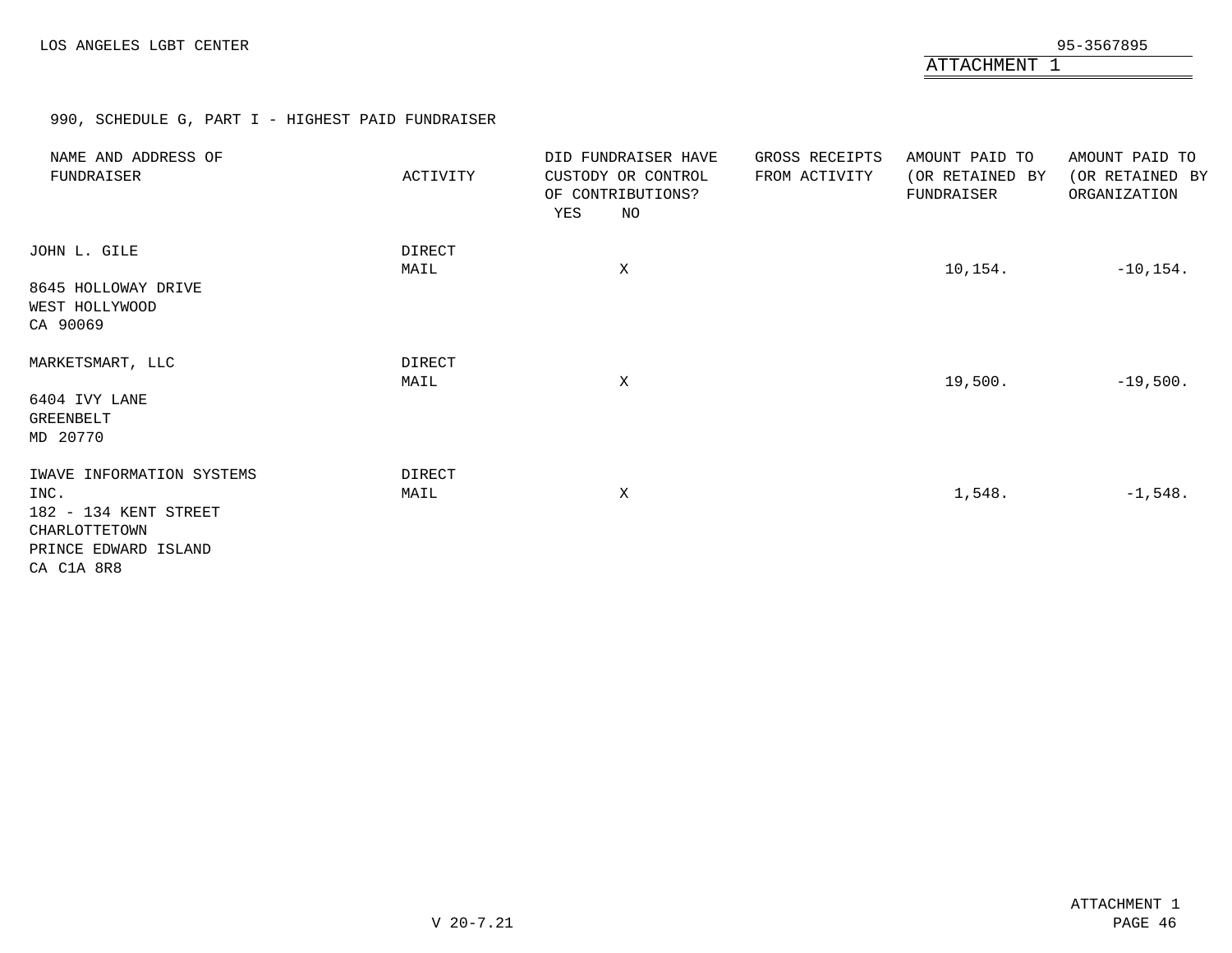LOS ANGELES LGBT CENTER

95-3567895

ATTACHMENT 1

990, SCHEDULE G, PART I - HIGHEST PAID FUNDRAISER

| NAME AND ADDRESS OF FUNDRAISER | ACTIVITY | DID FUNDRAISER HAVE CUSTODY OR CONTROL OF CONTRIBUTIONS? YES | NO | GROSS RECEIPTS FROM ACTIVITY | AMOUNT PAID TO (OR RETAINED BY FUNDRAISER | AMOUNT PAID TO (OR RETAINED BY ORGANIZATION |
|---|---|---|---|---|---|---|
| JOHN L. GILE<br>8645 HOLLOWAY DRIVE<br>WEST HOLLYWOOD<br>CA 90069 | DIRECT MAIL | | X | | 10,154. | -10,154. |
| MARKETSMART, LLC<br>6404 IVY LANE<br>GREENBELT<br>MD 20770 | DIRECT MAIL | | X | | 19,500. | -19,500. |
| IWAVE INFORMATION SYSTEMS INC.<br>182 - 134 KENT STREET<br>CHARLOTTETOWN<br>PRINCE EDWARD ISLAND<br>CA C1A 8R8 | DIRECT MAIL | | X | | 1,548. | -1,548. |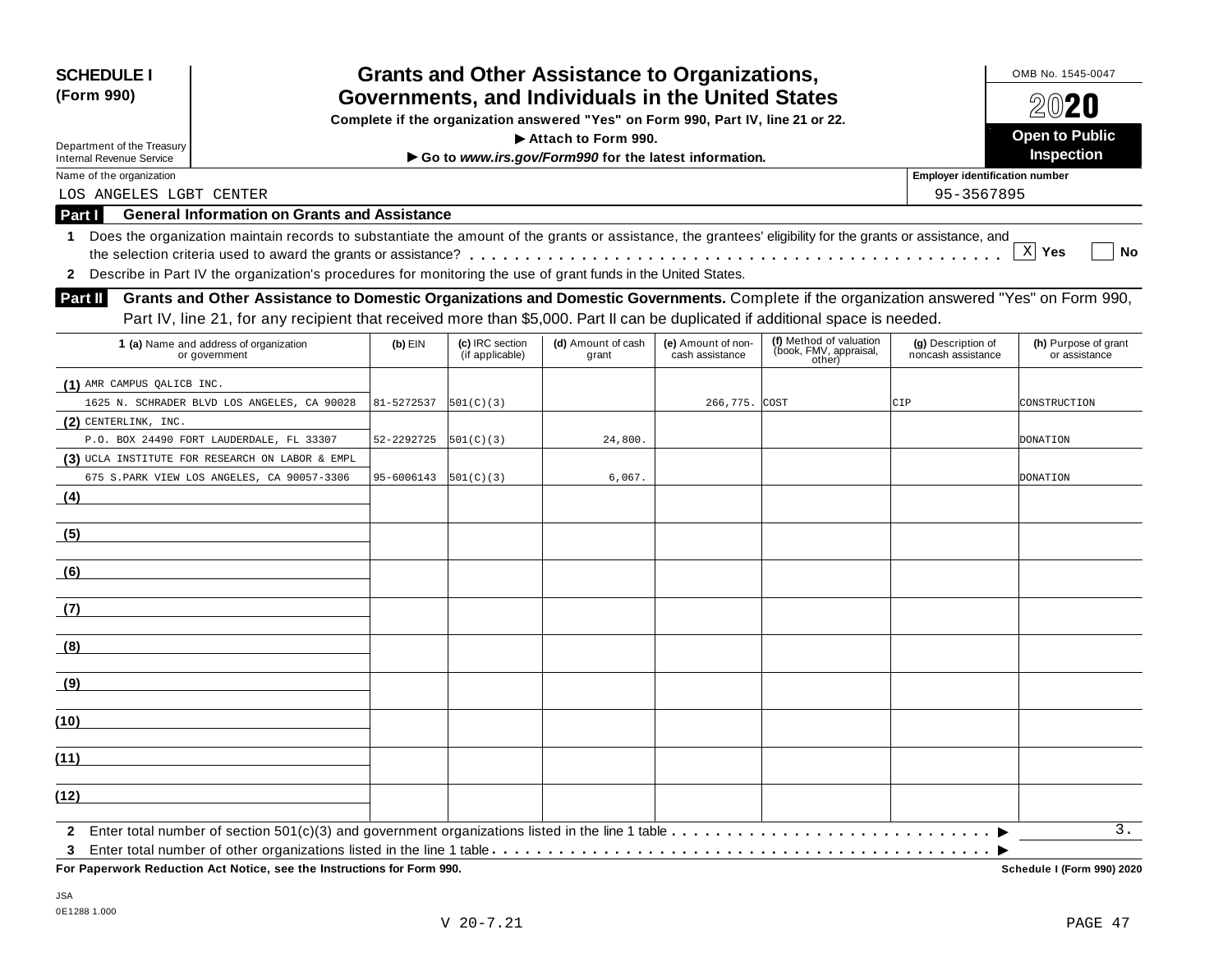**SCHEDULE I (Form 990)**

Department of the Treasury
Internal Revenue Service

# Grants and Other Assistance to Organizations, Governments, and Individuals in the United States

**Complete if the organization answered "Yes" on Form 990, Part IV, line 21 or 22.**
**▶ Attach to Form 990.**
**▶ Go to *www.irs.gov/Form990* for the latest information.**

OMB No. 1545-0047

**2020**

**Open to Public Inspection**

Name of the organization: LOS ANGELES LGBT CENTER

Employer identification number: 95-3567895

## Part I General Information on Grants and Assistance

1 Does the organization maintain records to substantiate the amount of the grants or assistance, the grantees' eligibility for the grants or assistance, and the selection criteria used to award the grants or assistance? . . . . . [X] Yes [ ] No

2 Describe in Part IV the organization's procedures for monitoring the use of grant funds in the United States.

## Part II Grants and Other Assistance to Domestic Organizations and Domestic Governments.

Complete if the organization answered "Yes" on Form 990, Part IV, line 21, for any recipient that received more than $5,000. Part II can be duplicated if additional space is needed.

| 1 (a) Name and address of organization or government | (b) EIN | (c) IRC section (if applicable) | (d) Amount of cash grant | (e) Amount of non-cash assistance | (f) Method of valuation (book, FMV, appraisal, other) | (g) Description of noncash assistance | (h) Purpose of grant or assistance |
|---|---|---|---|---|---|---|---|
| (1) AMR CAMPUS QALICB INC. 1625 N. SCHRADER BLVD LOS ANGELES, CA 90028 | 81-5272537 | 501(C)(3) | | 266,775. | COST | CIP | CONSTRUCTION |
| (2) CENTERLINK, INC. P.O. BOX 24490 FORT LAUDERDALE, FL 33307 | 52-2292725 | 501(C)(3) | 24,800. | | | | DONATION |
| (3) UCLA INSTITUTE FOR RESEARCH ON LABOR & EMPL 675 S.PARK VIEW LOS ANGELES, CA 90057-3306 | 95-6006143 | 501(C)(3) | 6,067. | | | | DONATION |
| (4) | | | | | | | |
| (5) | | | | | | | |
| (6) | | | | | | | |
| (7) | | | | | | | |
| (8) | | | | | | | |
| (9) | | | | | | | |
| (10) | | | | | | | |
| (11) | | | | | | | |
| (12) | | | | | | | |

2 Enter total number of section 501(c)(3) and government organizations listed in the line 1 table . . . . ▶ 3.

3 Enter total number of other organizations listed in the line 1 table . . . . ▶

**For Paperwork Reduction Act Notice, see the Instructions for Form 990.** **Schedule I (Form 990) 2020**

JSA
0E1288 1.000

V 20-7.21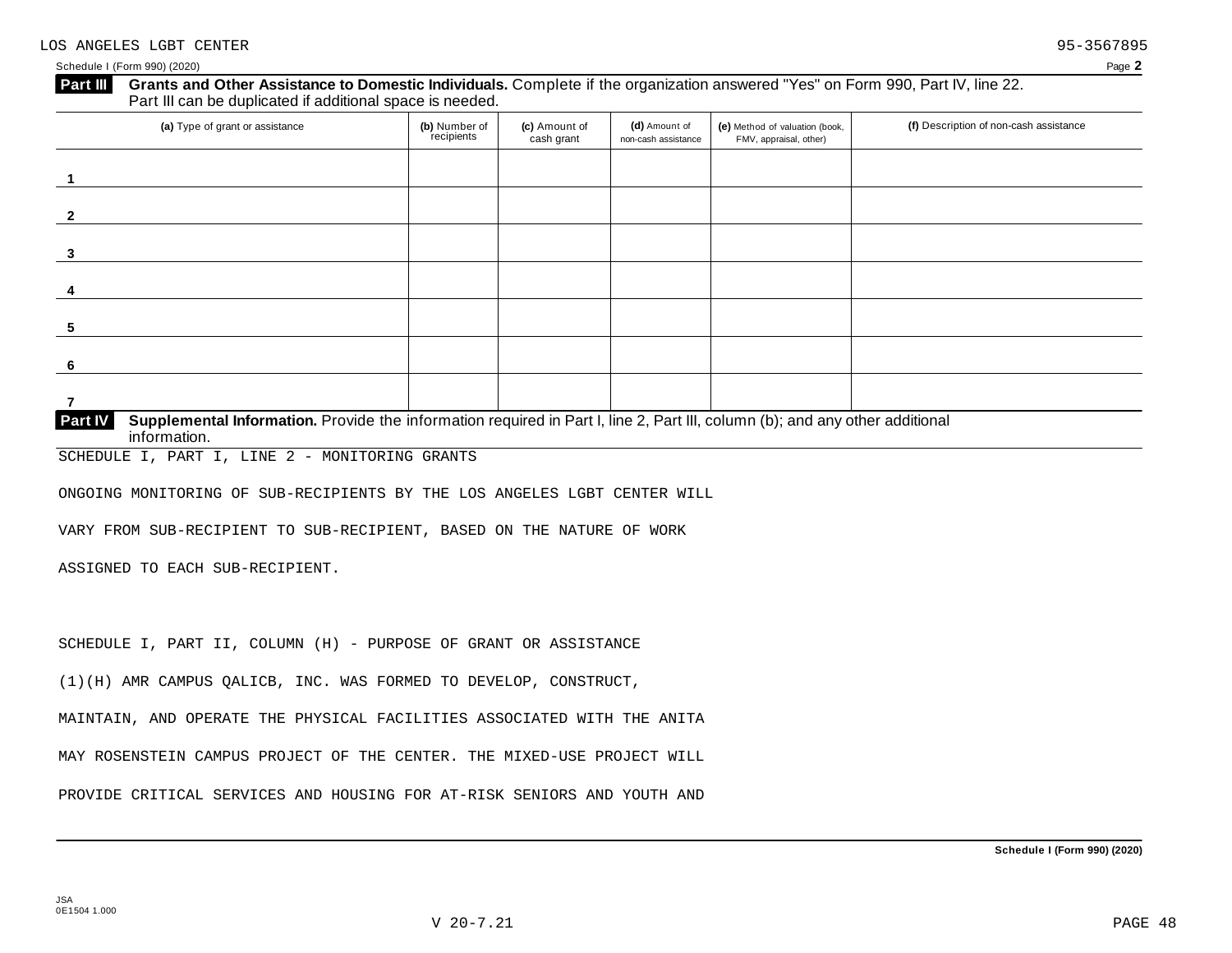LOS ANGELES LGBT CENTER 95-3567895

Schedule I (Form 990) (2020) Page **2**

**Part III** **Grants and Other Assistance to Domestic Individuals.** Complete if the organization answered "Yes" on Form 990, Part IV, line 22. Part III can be duplicated if additional space is needed.

| (a) Type of grant or assistance | (b) Number of recipients | (c) Amount of cash grant | (d) Amount of non-cash assistance | (e) Method of valuation (book, FMV, appraisal, other) | (f) Description of non-cash assistance |
|---|---|---|---|---|---|
| 1 | | | | | |
| 2 | | | | | |
| 3 | | | | | |
| 4 | | | | | |
| 5 | | | | | |
| 6 | | | | | |
| 7 | | | | | |

**Part IV** **Supplemental Information.** Provide the information required in Part I, line 2, Part III, column (b); and any other additional information.

SCHEDULE I, PART I, LINE 2 - MONITORING GRANTS

ONGOING MONITORING OF SUB-RECIPIENTS BY THE LOS ANGELES LGBT CENTER WILL VARY FROM SUB-RECIPIENT TO SUB-RECIPIENT, BASED ON THE NATURE OF WORK ASSIGNED TO EACH SUB-RECIPIENT.

SCHEDULE I, PART II, COLUMN (H) - PURPOSE OF GRANT OR ASSISTANCE

(1)(H) AMR CAMPUS QALICB, INC. WAS FORMED TO DEVELOP, CONSTRUCT, MAINTAIN, AND OPERATE THE PHYSICAL FACILITIES ASSOCIATED WITH THE ANITA MAY ROSENSTEIN CAMPUS PROJECT OF THE CENTER. THE MIXED-USE PROJECT WILL PROVIDE CRITICAL SERVICES AND HOUSING FOR AT-RISK SENIORS AND YOUTH AND

**Schedule I (Form 990) (2020)**

JSA
0E1504 1.000

V 20-7.21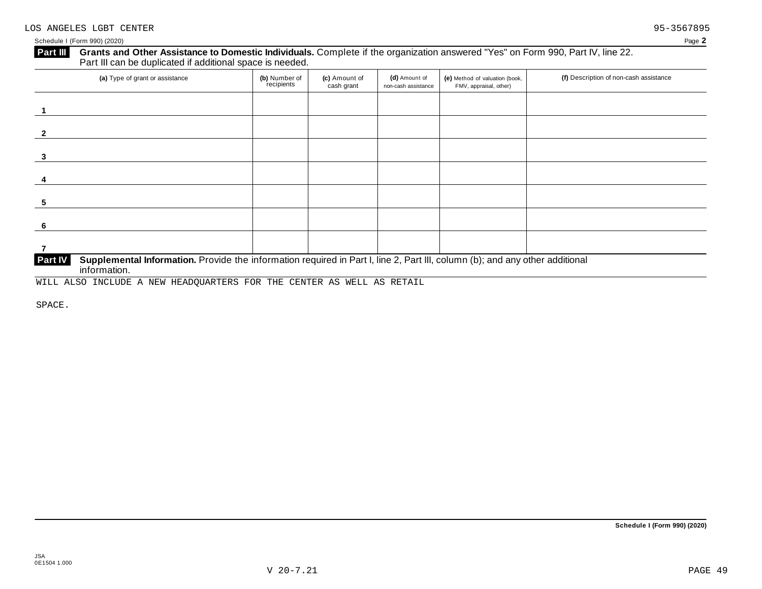LOS ANGELES LGBT CENTER 95-3567895

Schedule I (Form 990) (2020) Page **2**

## Part III Grants and Other Assistance to Domestic Individuals.

Complete if the organization answered "Yes" on Form 990, Part IV, line 22. Part III can be duplicated if additional space is needed.

| (a) Type of grant or assistance | (b) Number of recipients | (c) Amount of cash grant | (d) Amount of non-cash assistance | (e) Method of valuation (book, FMV, appraisal, other) | (f) Description of non-cash assistance |
|---|---|---|---|---|---|
| 1 | | | | | |
| 2 | | | | | |
| 3 | | | | | |
| 4 | | | | | |
| 5 | | | | | |
| 6 | | | | | |
| 7 | | | | | |

## Part IV Supplemental Information.

Provide the information required in Part I, line 2, Part III, column (b); and any other additional information.

WILL ALSO INCLUDE A NEW HEADQUARTERS FOR THE CENTER AS WELL AS RETAIL

SPACE.

**Schedule I (Form 990) (2020)**

JSA
0E1504 1.000

V 20-7.21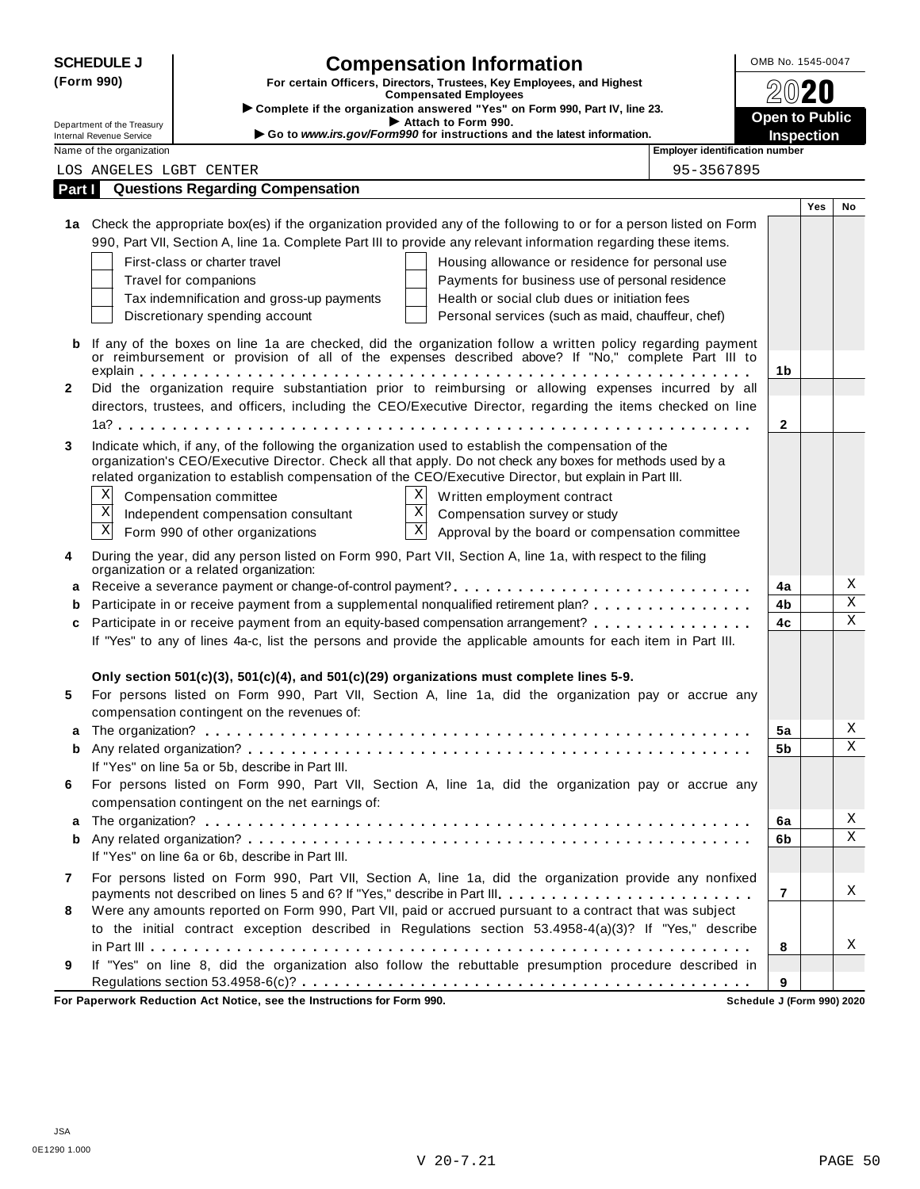**SCHEDULE J (Form 990)**

# Compensation Information

**For certain Officers, Directors, Trustees, Key Employees, and Highest Compensated Employees**

▶ Complete if the organization answered "Yes" on Form 990, Part IV, line 23.
▶ Attach to Form 990.
▶ Go to *www.irs.gov/Form990* for instructions and the latest information.

Department of the Treasury
Internal Revenue Service

OMB No. 1545-0047

2020

**Open to Public Inspection**

| Name of the organization | Employer identification number |
|---|---|
| LOS ANGELES LGBT CENTER | 95-3567895 |

## Part I Questions Regarding Compensation

| | | | Yes | No |
|---|---|---|---|---|
| **1a** | Check the appropriate box(es) if the organization provided any of the following to or for a person listed on Form 990, Part VII, Section A, line 1a. Complete Part III to provide any relevant information regarding these items.<br>☐ First-class or charter travel ☐ Housing allowance or residence for personal use<br>☐ Travel for companions ☐ Payments for business use of personal residence<br>☐ Tax indemnification and gross-up payments ☐ Health or social club dues or initiation fees<br>☐ Discretionary spending account ☐ Personal services (such as maid, chauffeur, chef) | | | |
| **b** | If any of the boxes on line 1a are checked, did the organization follow a written policy regarding payment or reimbursement or provision of all of the expenses described above? If "No," complete Part III to explain | 1b | | |
| **2** | Did the organization require substantiation prior to reimbursing or allowing expenses incurred by all directors, trustees, and officers, including the CEO/Executive Director, regarding the items checked on line 1a? | 2 | | |
| **3** | Indicate which, if any, of the following the organization used to establish the compensation of the organization's CEO/Executive Director. Check all that apply. Do not check any boxes for methods used by a related organization to establish compensation of the CEO/Executive Director, but explain in Part III.<br>☒ Compensation committee ☒ Written employment contract<br>☒ Independent compensation consultant ☒ Compensation survey or study<br>☒ Form 990 of other organizations ☒ Approval by the board or compensation committee | | | |
| **4** | During the year, did any person listed on Form 990, Part VII, Section A, line 1a, with respect to the filing organization or a related organization: | | | |
| **a** | Receive a severance payment or change-of-control payment? | 4a | | X |
| **b** | Participate in or receive payment from a supplemental nonqualified retirement plan? | 4b | | X |
| **c** | Participate in or receive payment from an equity-based compensation arrangement? | 4c | | X |
| | If "Yes" to any of lines 4a-c, list the persons and provide the applicable amounts for each item in Part III. | | | |
| | **Only section 501(c)(3), 501(c)(4), and 501(c)(29) organizations must complete lines 5-9.** | | | |
| **5** | For persons listed on Form 990, Part VII, Section A, line 1a, did the organization pay or accrue any compensation contingent on the revenues of: | | | |
| **a** | The organization? | 5a | | X |
| **b** | Any related organization? | 5b | | X |
| | If "Yes" on line 5a or 5b, describe in Part III. | | | |
| **6** | For persons listed on Form 990, Part VII, Section A, line 1a, did the organization pay or accrue any compensation contingent on the net earnings of: | | | |
| **a** | The organization? | 6a | | X |
| **b** | Any related organization? | 6b | | X |
| | If "Yes" on line 6a or 6b, describe in Part III. | | | |
| **7** | For persons listed on Form 990, Part VII, Section A, line 1a, did the organization provide any nonfixed payments not described on lines 5 and 6? If "Yes," describe in Part III | 7 | | X |
| **8** | Were any amounts reported on Form 990, Part VII, paid or accrued pursuant to a contract that was subject to the initial contract exception described in Regulations section 53.4958-4(a)(3)? If "Yes," describe in Part III | 8 | | X |
| **9** | If "Yes" on line 8, did the organization also follow the rebuttable presumption procedure described in Regulations section 53.4958-6(c)? | 9 | | |

**For Paperwork Reduction Act Notice, see the Instructions for Form 990.** **Schedule J (Form 990) 2020**

JSA
0E1290 1.000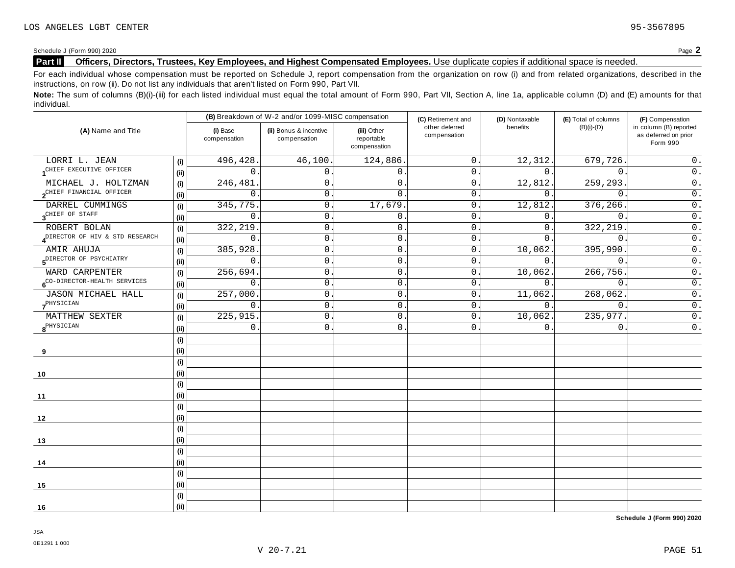LOS ANGELES LGBT CENTER 95-3567895

Schedule J (Form 990) 2020

## Part II Officers, Directors, Trustees, Key Employees, and Highest Compensated Employees. Use duplicate copies if additional space is needed.

For each individual whose compensation must be reported on Schedule J, report compensation from the organization on row (i) and from related organizations, described in the instructions, on row (ii). Do not list any individuals that aren't listed on Form 990, Part VII.

**Note:** The sum of columns (B)(i)-(iii) for each listed individual must equal the total amount of Form 990, Part VII, Section A, line 1a, applicable column (D) and (E) amounts for that individual.

| (A) Name and Title | | (B) Breakdown of W-2 and/or 1099-MISC compensation | | | (C) Retirement and other deferred compensation | (D) Nontaxable benefits | (E) Total of columns (B)(i)-(D) | (F) Compensation in column (B) reported as deferred on prior Form 990 |
|---|---|---|---|---|---|---|---|---|
| | | (i) Base compensation | (ii) Bonus & incentive compensation | (iii) Other reportable compensation | | | | |
| 1 LORRI L. JEAN | (i) | 496,428. | 46,100. | 124,886. | 0. | 12,312. | 679,726. | 0. |
| CHIEF EXECUTIVE OFFICER | (ii) | 0. | 0. | 0. | 0. | 0. | 0. | 0. |
| 2 MICHAEL J. HOLTZMAN | (i) | 246,481. | 0. | 0. | 0. | 12,812. | 259,293. | 0. |
| CHIEF FINANCIAL OFFICER | (ii) | 0. | 0. | 0. | 0. | 0. | 0. | 0. |
| 3 DARREL CUMMINGS | (i) | 345,775. | 0. | 17,679. | 0. | 12,812. | 376,266. | 0. |
| CHIEF OF STAFF | (ii) | 0. | 0. | 0. | 0. | 0. | 0. | 0. |
| 4 ROBERT BOLAN | (i) | 322,219. | 0. | 0. | 0. | 0. | 322,219. | 0. |
| DIRECTOR OF HIV & STD RESEARCH | (ii) | 0. | 0. | 0. | 0. | 0. | 0. | 0. |
| 5 AMIR AHUJA | (i) | 385,928. | 0. | 0. | 0. | 10,062. | 395,990. | 0. |
| DIRECTOR OF PSYCHIATRY | (ii) | 0. | 0. | 0. | 0. | 0. | 0. | 0. |
| 6 WARD CARPENTER | (i) | 256,694. | 0. | 0. | 0. | 10,062. | 266,756. | 0. |
| CO-DIRECTOR-HEALTH SERVICES | (ii) | 0. | 0. | 0. | 0. | 0. | 0. | 0. |
| 7 JASON MICHAEL HALL | (i) | 257,000. | 0. | 0. | 0. | 11,062. | 268,062. | 0. |
| PHYSICIAN | (ii) | 0. | 0. | 0. | 0. | 0. | 0. | 0. |
| 8 MATTHEW SEXTER | (i) | 225,915. | 0. | 0. | 0. | 10,062. | 235,977. | 0. |
| PHYSICIAN | (ii) | 0. | 0. | 0. | 0. | 0. | 0. | 0. |
| 9 | (i) | | | | | | | |
| | (ii) | | | | | | | |
| 10 | (i) | | | | | | | |
| | (ii) | | | | | | | |
| 11 | (i) | | | | | | | |
| | (ii) | | | | | | | |
| 12 | (i) | | | | | | | |
| | (ii) | | | | | | | |
| 13 | (i) | | | | | | | |
| | (ii) | | | | | | | |
| 14 | (i) | | | | | | | |
| | (ii) | | | | | | | |
| 15 | (i) | | | | | | | |
| | (ii) | | | | | | | |
| 16 | (i) | | | | | | | |
| | (ii) | | | | | | | |

**Schedule J (Form 990) 2020**

JSA
0E1291 1.000

V 20-7.21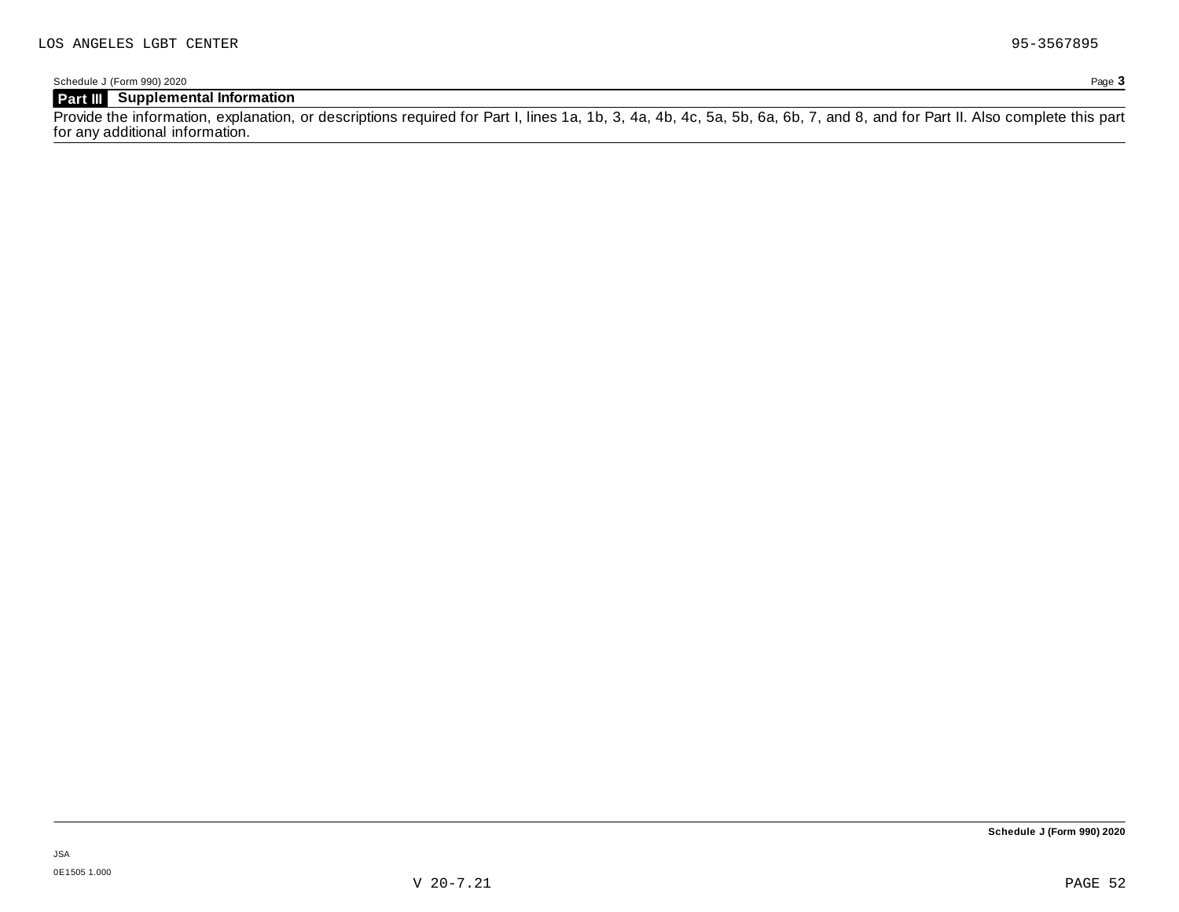LOS ANGELES LGBT CENTER 95-3567895

Schedule J (Form 990) 2020

## Part III Supplemental Information

Provide the information, explanation, or descriptions required for Part I, lines 1a, 1b, 3, 4a, 4b, 4c, 5a, 5b, 6a, 6b, 7, and 8, and for Part II. Also complete this part for any additional information.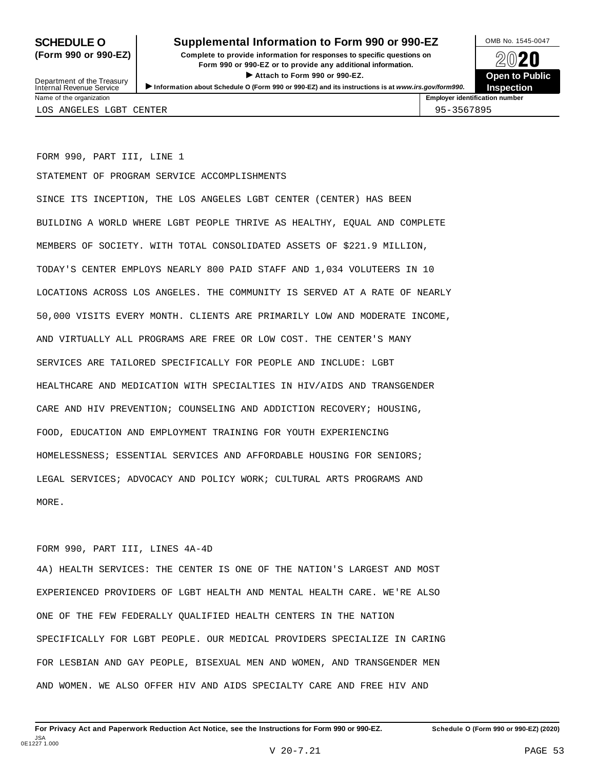# SCHEDULE O (Form 990 or 990-EZ)

## Supplemental Information to Form 990 or 990-EZ

**Complete to provide information for responses to specific questions on Form 990 or 990-EZ or to provide any additional information.**

**▶ Attach to Form 990 or 990-EZ.**

**▶ Information about Schedule O (Form 990 or 990-EZ) and its instructions is at www.irs.gov/form990.**

Department of the Treasury
Internal Revenue Service

OMB No. 1545-0047

**2020**

**Open to Public Inspection**

| Name of the organization | Employer identification number |
|---|---|
| LOS ANGELES LGBT CENTER | 95-3567895 |

FORM 990, PART III, LINE 1

STATEMENT OF PROGRAM SERVICE ACCOMPLISHMENTS

SINCE ITS INCEPTION, THE LOS ANGELES LGBT CENTER (CENTER) HAS BEEN BUILDING A WORLD WHERE LGBT PEOPLE THRIVE AS HEALTHY, EQUAL AND COMPLETE MEMBERS OF SOCIETY. WITH TOTAL CONSOLIDATED ASSETS OF $221.9 MILLION, TODAY'S CENTER EMPLOYS NEARLY 800 PAID STAFF AND 1,034 VOLUTEERS IN 10 LOCATIONS ACROSS LOS ANGELES. THE COMMUNITY IS SERVED AT A RATE OF NEARLY 50,000 VISITS EVERY MONTH. CLIENTS ARE PRIMARILY LOW AND MODERATE INCOME, AND VIRTUALLY ALL PROGRAMS ARE FREE OR LOW COST. THE CENTER'S MANY SERVICES ARE TAILORED SPECIFICALLY FOR PEOPLE AND INCLUDE: LGBT HEALTHCARE AND MEDICATION WITH SPECIALTIES IN HIV/AIDS AND TRANSGENDER CARE AND HIV PREVENTION; COUNSELING AND ADDICTION RECOVERY; HOUSING, FOOD, EDUCATION AND EMPLOYMENT TRAINING FOR YOUTH EXPERIENCING HOMELESSNESS; ESSENTIAL SERVICES AND AFFORDABLE HOUSING FOR SENIORS; LEGAL SERVICES; ADVOCACY AND POLICY WORK; CULTURAL ARTS PROGRAMS AND MORE.

FORM 990, PART III, LINES 4A-4D

4A) HEALTH SERVICES: THE CENTER IS ONE OF THE NATION'S LARGEST AND MOST EXPERIENCED PROVIDERS OF LGBT HEALTH AND MENTAL HEALTH CARE. WE'RE ALSO ONE OF THE FEW FEDERALLY QUALIFIED HEALTH CENTERS IN THE NATION SPECIFICALLY FOR LGBT PEOPLE. OUR MEDICAL PROVIDERS SPECIALIZE IN CARING FOR LESBIAN AND GAY PEOPLE, BISEXUAL MEN AND WOMEN, AND TRANSGENDER MEN AND WOMEN. WE ALSO OFFER HIV AND AIDS SPECIALTY CARE AND FREE HIV AND

**For Privacy Act and Paperwork Reduction Act Notice, see the Instructions for Form 990 or 990-EZ.** **Schedule O (Form 990 or 990-EZ) (2020)**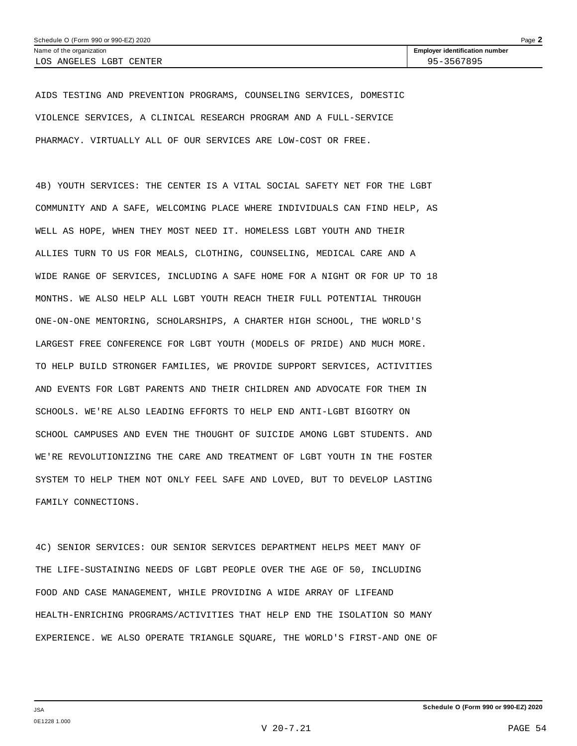Name of the organization: LOS ANGELES LGBT CENTER

Employer identification number: 95-3567895

AIDS TESTING AND PREVENTION PROGRAMS, COUNSELING SERVICES, DOMESTIC VIOLENCE SERVICES, A CLINICAL RESEARCH PROGRAM AND A FULL-SERVICE PHARMACY. VIRTUALLY ALL OF OUR SERVICES ARE LOW-COST OR FREE.

4B) YOUTH SERVICES: THE CENTER IS A VITAL SOCIAL SAFETY NET FOR THE LGBT COMMUNITY AND A SAFE, WELCOMING PLACE WHERE INDIVIDUALS CAN FIND HELP, AS WELL AS HOPE, WHEN THEY MOST NEED IT. HOMELESS LGBT YOUTH AND THEIR ALLIES TURN TO US FOR MEALS, CLOTHING, COUNSELING, MEDICAL CARE AND A WIDE RANGE OF SERVICES, INCLUDING A SAFE HOME FOR A NIGHT OR FOR UP TO 18 MONTHS. WE ALSO HELP ALL LGBT YOUTH REACH THEIR FULL POTENTIAL THROUGH ONE-ON-ONE MENTORING, SCHOLARSHIPS, A CHARTER HIGH SCHOOL, THE WORLD'S LARGEST FREE CONFERENCE FOR LGBT YOUTH (MODELS OF PRIDE) AND MUCH MORE. TO HELP BUILD STRONGER FAMILIES, WE PROVIDE SUPPORT SERVICES, ACTIVITIES AND EVENTS FOR LGBT PARENTS AND THEIR CHILDREN AND ADVOCATE FOR THEM IN SCHOOLS. WE'RE ALSO LEADING EFFORTS TO HELP END ANTI-LGBT BIGOTRY ON SCHOOL CAMPUSES AND EVEN THE THOUGHT OF SUICIDE AMONG LGBT STUDENTS. AND WE'RE REVOLUTIONIZING THE CARE AND TREATMENT OF LGBT YOUTH IN THE FOSTER SYSTEM TO HELP THEM NOT ONLY FEEL SAFE AND LOVED, BUT TO DEVELOP LASTING FAMILY CONNECTIONS.

4C) SENIOR SERVICES: OUR SENIOR SERVICES DEPARTMENT HELPS MEET MANY OF THE LIFE-SUSTAINING NEEDS OF LGBT PEOPLE OVER THE AGE OF 50, INCLUDING FOOD AND CASE MANAGEMENT, WHILE PROVIDING A WIDE ARRAY OF LIFEAND HEALTH-ENRICHING PROGRAMS/ACTIVITIES THAT HELP END THE ISOLATION SO MANY EXPERIENCE. WE ALSO OPERATE TRIANGLE SQUARE, THE WORLD'S FIRST-AND ONE OF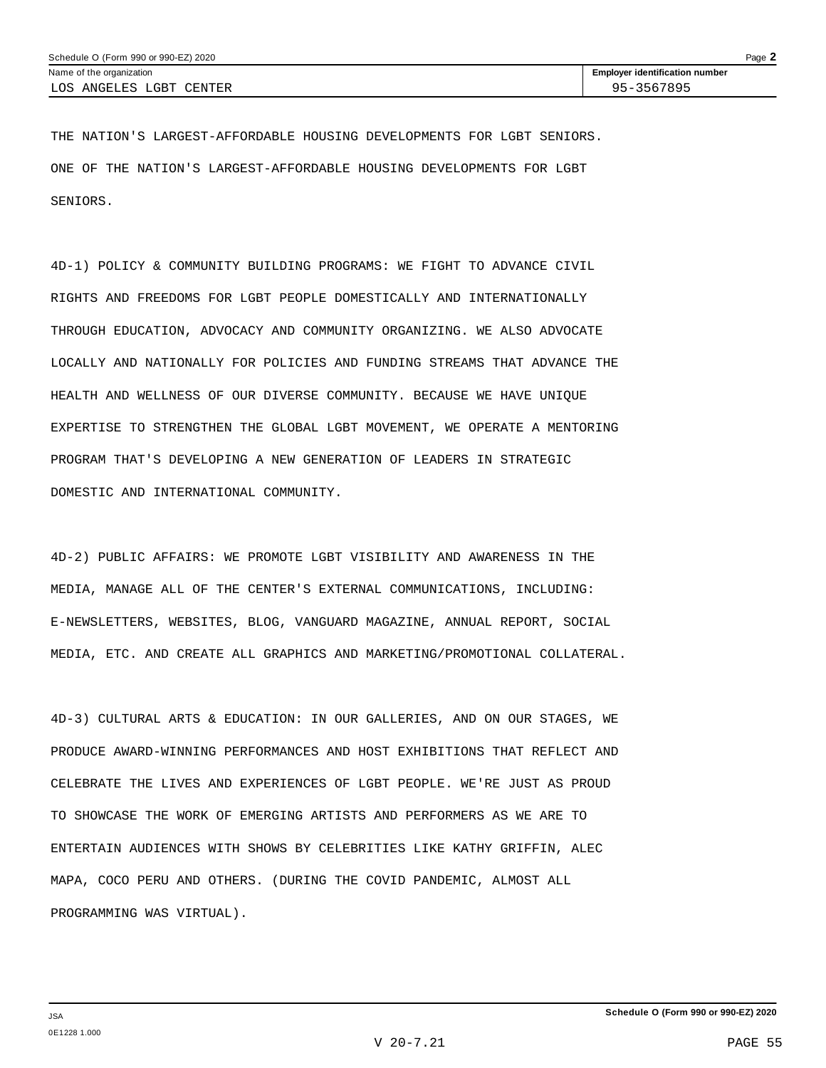| Name of the organization | Employer identification number |
|---|---|
| LOS ANGELES LGBT CENTER | 95-3567895 |

THE NATION'S LARGEST-AFFORDABLE HOUSING DEVELOPMENTS FOR LGBT SENIORS. ONE OF THE NATION'S LARGEST-AFFORDABLE HOUSING DEVELOPMENTS FOR LGBT SENIORS.

4D-1) POLICY & COMMUNITY BUILDING PROGRAMS: WE FIGHT TO ADVANCE CIVIL RIGHTS AND FREEDOMS FOR LGBT PEOPLE DOMESTICALLY AND INTERNATIONALLY THROUGH EDUCATION, ADVOCACY AND COMMUNITY ORGANIZING. WE ALSO ADVOCATE LOCALLY AND NATIONALLY FOR POLICIES AND FUNDING STREAMS THAT ADVANCE THE HEALTH AND WELLNESS OF OUR DIVERSE COMMUNITY. BECAUSE WE HAVE UNIQUE EXPERTISE TO STRENGTHEN THE GLOBAL LGBT MOVEMENT, WE OPERATE A MENTORING PROGRAM THAT'S DEVELOPING A NEW GENERATION OF LEADERS IN STRATEGIC DOMESTIC AND INTERNATIONAL COMMUNITY.

4D-2) PUBLIC AFFAIRS: WE PROMOTE LGBT VISIBILITY AND AWARENESS IN THE MEDIA, MANAGE ALL OF THE CENTER'S EXTERNAL COMMUNICATIONS, INCLUDING: E-NEWSLETTERS, WEBSITES, BLOG, VANGUARD MAGAZINE, ANNUAL REPORT, SOCIAL MEDIA, ETC. AND CREATE ALL GRAPHICS AND MARKETING/PROMOTIONAL COLLATERAL.

4D-3) CULTURAL ARTS & EDUCATION: IN OUR GALLERIES, AND ON OUR STAGES, WE PRODUCE AWARD-WINNING PERFORMANCES AND HOST EXHIBITIONS THAT REFLECT AND CELEBRATE THE LIVES AND EXPERIENCES OF LGBT PEOPLE. WE'RE JUST AS PROUD TO SHOWCASE THE WORK OF EMERGING ARTISTS AND PERFORMERS AS WE ARE TO ENTERTAIN AUDIENCES WITH SHOWS BY CELEBRITIES LIKE KATHY GRIFFIN, ALEC MAPA, COCO PERU AND OTHERS. (DURING THE COVID PANDEMIC, ALMOST ALL PROGRAMMING WAS VIRTUAL).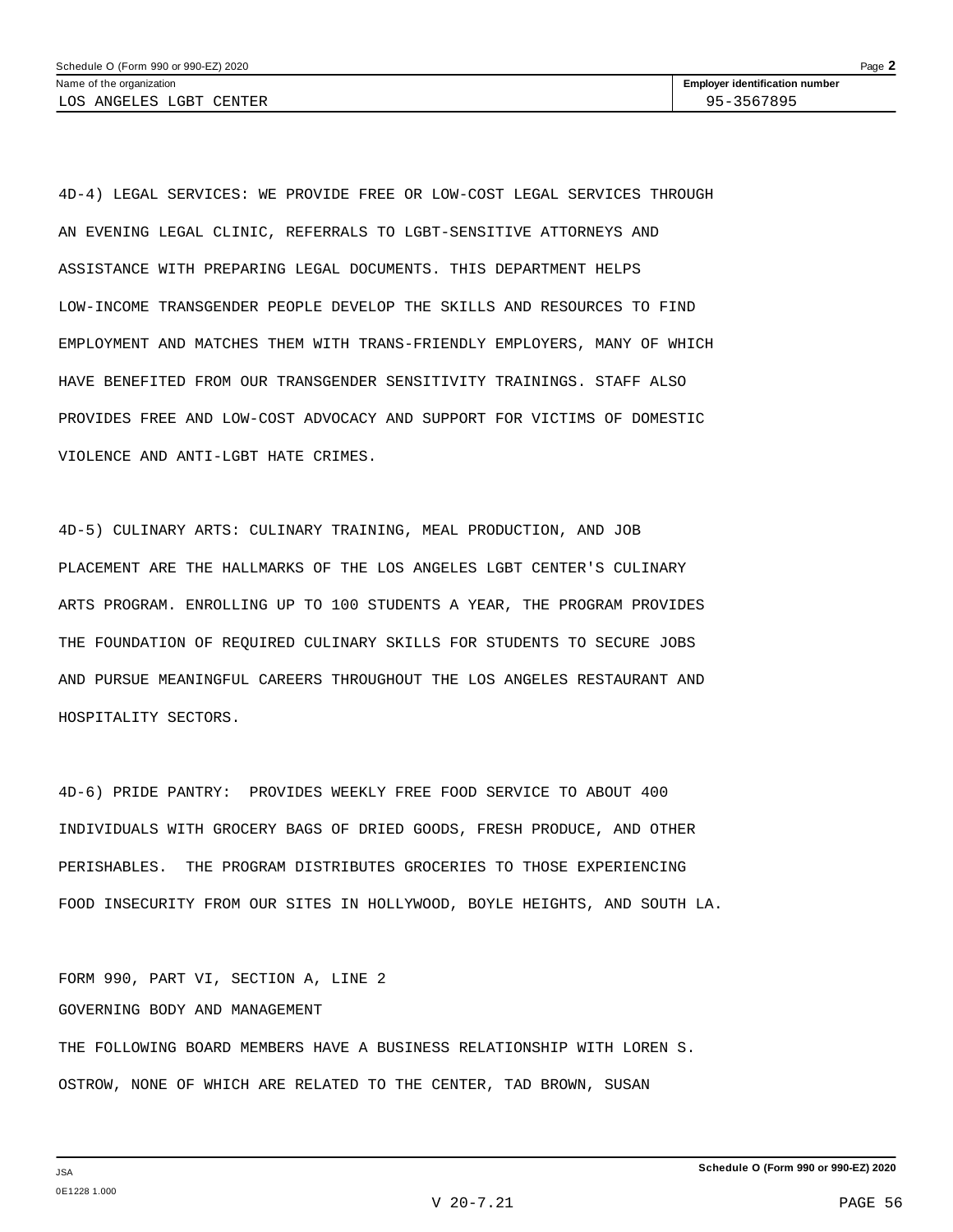4D-4) LEGAL SERVICES: WE PROVIDE FREE OR LOW-COST LEGAL SERVICES THROUGH AN EVENING LEGAL CLINIC, REFERRALS TO LGBT-SENSITIVE ATTORNEYS AND ASSISTANCE WITH PREPARING LEGAL DOCUMENTS. THIS DEPARTMENT HELPS LOW-INCOME TRANSGENDER PEOPLE DEVELOP THE SKILLS AND RESOURCES TO FIND EMPLOYMENT AND MATCHES THEM WITH TRANS-FRIENDLY EMPLOYERS, MANY OF WHICH HAVE BENEFITED FROM OUR TRANSGENDER SENSITIVITY TRAININGS. STAFF ALSO PROVIDES FREE AND LOW-COST ADVOCACY AND SUPPORT FOR VICTIMS OF DOMESTIC VIOLENCE AND ANTI-LGBT HATE CRIMES.

4D-5) CULINARY ARTS: CULINARY TRAINING, MEAL PRODUCTION, AND JOB PLACEMENT ARE THE HALLMARKS OF THE LOS ANGELES LGBT CENTER'S CULINARY ARTS PROGRAM. ENROLLING UP TO 100 STUDENTS A YEAR, THE PROGRAM PROVIDES THE FOUNDATION OF REQUIRED CULINARY SKILLS FOR STUDENTS TO SECURE JOBS AND PURSUE MEANINGFUL CAREERS THROUGHOUT THE LOS ANGELES RESTAURANT AND HOSPITALITY SECTORS.

4D-6) PRIDE PANTRY: PROVIDES WEEKLY FREE FOOD SERVICE TO ABOUT 400 INDIVIDUALS WITH GROCERY BAGS OF DRIED GOODS, FRESH PRODUCE, AND OTHER PERISHABLES. THE PROGRAM DISTRIBUTES GROCERIES TO THOSE EXPERIENCING FOOD INSECURITY FROM OUR SITES IN HOLLYWOOD, BOYLE HEIGHTS, AND SOUTH LA.

FORM 990, PART VI, SECTION A, LINE 2

GOVERNING BODY AND MANAGEMENT

THE FOLLOWING BOARD MEMBERS HAVE A BUSINESS RELATIONSHIP WITH LOREN S. OSTROW, NONE OF WHICH ARE RELATED TO THE CENTER, TAD BROWN, SUSAN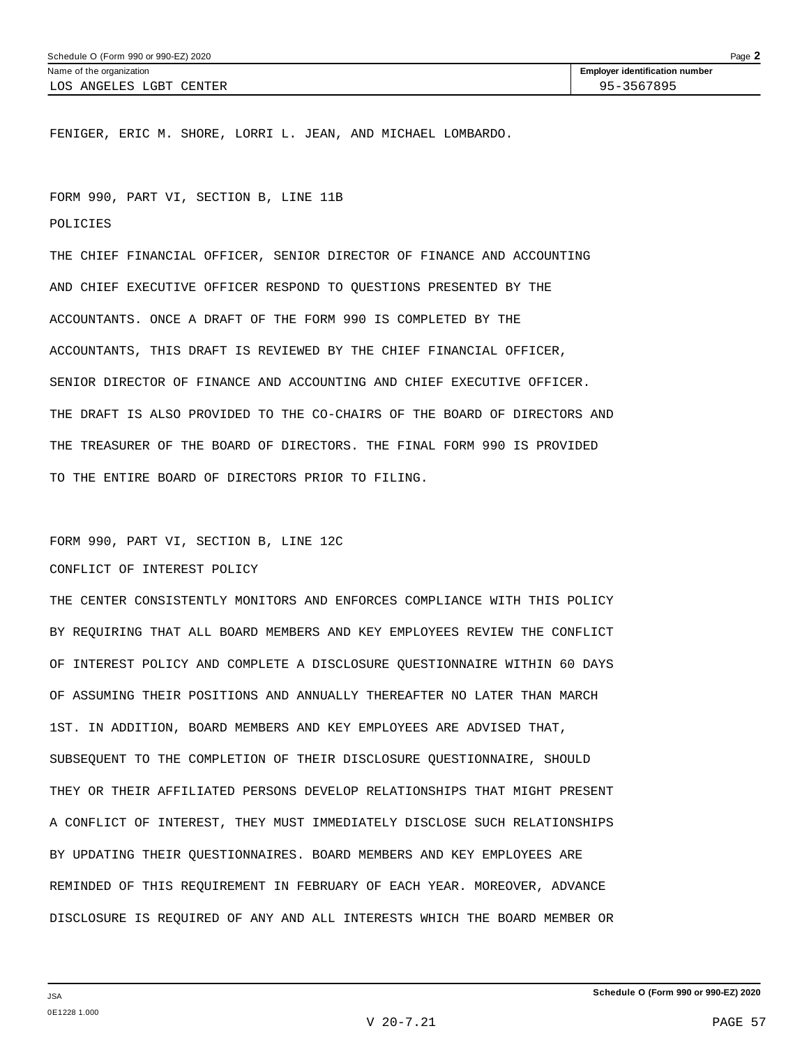FENIGER, ERIC M. SHORE, LORRI L. JEAN, AND MICHAEL LOMBARDO.

FORM 990, PART VI, SECTION B, LINE 11B

POLICIES

THE CHIEF FINANCIAL OFFICER, SENIOR DIRECTOR OF FINANCE AND ACCOUNTING AND CHIEF EXECUTIVE OFFICER RESPOND TO QUESTIONS PRESENTED BY THE ACCOUNTANTS. ONCE A DRAFT OF THE FORM 990 IS COMPLETED BY THE ACCOUNTANTS, THIS DRAFT IS REVIEWED BY THE CHIEF FINANCIAL OFFICER, SENIOR DIRECTOR OF FINANCE AND ACCOUNTING AND CHIEF EXECUTIVE OFFICER. THE DRAFT IS ALSO PROVIDED TO THE CO-CHAIRS OF THE BOARD OF DIRECTORS AND THE TREASURER OF THE BOARD OF DIRECTORS. THE FINAL FORM 990 IS PROVIDED TO THE ENTIRE BOARD OF DIRECTORS PRIOR TO FILING.

FORM 990, PART VI, SECTION B, LINE 12C

CONFLICT OF INTEREST POLICY

THE CENTER CONSISTENTLY MONITORS AND ENFORCES COMPLIANCE WITH THIS POLICY BY REQUIRING THAT ALL BOARD MEMBERS AND KEY EMPLOYEES REVIEW THE CONFLICT OF INTEREST POLICY AND COMPLETE A DISCLOSURE QUESTIONNAIRE WITHIN 60 DAYS OF ASSUMING THEIR POSITIONS AND ANNUALLY THEREAFTER NO LATER THAN MARCH 1ST. IN ADDITION, BOARD MEMBERS AND KEY EMPLOYEES ARE ADVISED THAT, SUBSEQUENT TO THE COMPLETION OF THEIR DISCLOSURE QUESTIONNAIRE, SHOULD THEY OR THEIR AFFILIATED PERSONS DEVELOP RELATIONSHIPS THAT MIGHT PRESENT A CONFLICT OF INTEREST, THEY MUST IMMEDIATELY DISCLOSE SUCH RELATIONSHIPS BY UPDATING THEIR QUESTIONNAIRES. BOARD MEMBERS AND KEY EMPLOYEES ARE REMINDED OF THIS REQUIREMENT IN FEBRUARY OF EACH YEAR. MOREOVER, ADVANCE DISCLOSURE IS REQUIRED OF ANY AND ALL INTERESTS WHICH THE BOARD MEMBER OR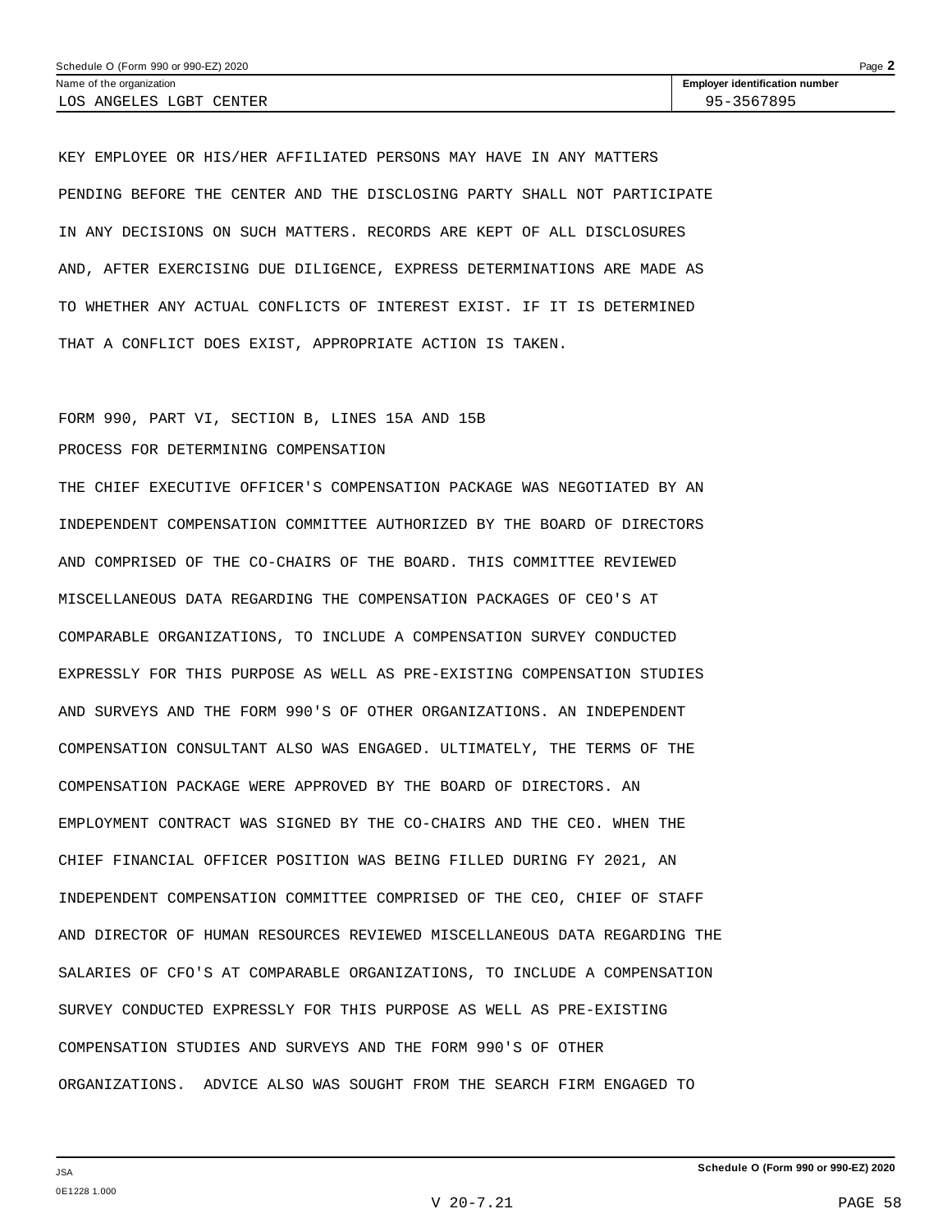KEY EMPLOYEE OR HIS/HER AFFILIATED PERSONS MAY HAVE IN ANY MATTERS PENDING BEFORE THE CENTER AND THE DISCLOSING PARTY SHALL NOT PARTICIPATE IN ANY DECISIONS ON SUCH MATTERS. RECORDS ARE KEPT OF ALL DISCLOSURES AND, AFTER EXERCISING DUE DILIGENCE, EXPRESS DETERMINATIONS ARE MADE AS TO WHETHER ANY ACTUAL CONFLICTS OF INTEREST EXIST. IF IT IS DETERMINED THAT A CONFLICT DOES EXIST, APPROPRIATE ACTION IS TAKEN.

FORM 990, PART VI, SECTION B, LINES 15A AND 15B

PROCESS FOR DETERMINING COMPENSATION

THE CHIEF EXECUTIVE OFFICER'S COMPENSATION PACKAGE WAS NEGOTIATED BY AN INDEPENDENT COMPENSATION COMMITTEE AUTHORIZED BY THE BOARD OF DIRECTORS AND COMPRISED OF THE CO-CHAIRS OF THE BOARD. THIS COMMITTEE REVIEWED MISCELLANEOUS DATA REGARDING THE COMPENSATION PACKAGES OF CEO'S AT COMPARABLE ORGANIZATIONS, TO INCLUDE A COMPENSATION SURVEY CONDUCTED EXPRESSLY FOR THIS PURPOSE AS WELL AS PRE-EXISTING COMPENSATION STUDIES AND SURVEYS AND THE FORM 990'S OF OTHER ORGANIZATIONS. AN INDEPENDENT COMPENSATION CONSULTANT ALSO WAS ENGAGED. ULTIMATELY, THE TERMS OF THE COMPENSATION PACKAGE WERE APPROVED BY THE BOARD OF DIRECTORS. AN EMPLOYMENT CONTRACT WAS SIGNED BY THE CO-CHAIRS AND THE CEO. WHEN THE CHIEF FINANCIAL OFFICER POSITION WAS BEING FILLED DURING FY 2021, AN INDEPENDENT COMPENSATION COMMITTEE COMPRISED OF THE CEO, CHIEF OF STAFF AND DIRECTOR OF HUMAN RESOURCES REVIEWED MISCELLANEOUS DATA REGARDING THE SALARIES OF CFO'S AT COMPARABLE ORGANIZATIONS, TO INCLUDE A COMPENSATION SURVEY CONDUCTED EXPRESSLY FOR THIS PURPOSE AS WELL AS PRE-EXISTING COMPENSATION STUDIES AND SURVEYS AND THE FORM 990'S OF OTHER ORGANIZATIONS.  ADVICE ALSO WAS SOUGHT FROM THE SEARCH FIRM ENGAGED TO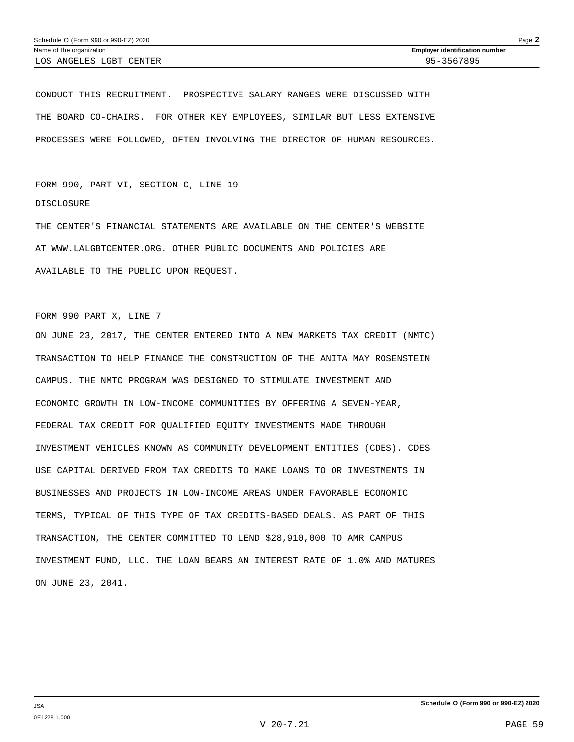CONDUCT THIS RECRUITMENT. PROSPECTIVE SALARY RANGES WERE DISCUSSED WITH THE BOARD CO-CHAIRS. FOR OTHER KEY EMPLOYEES, SIMILAR BUT LESS EXTENSIVE PROCESSES WERE FOLLOWED, OFTEN INVOLVING THE DIRECTOR OF HUMAN RESOURCES.

FORM 990, PART VI, SECTION C, LINE 19

DISCLOSURE

THE CENTER'S FINANCIAL STATEMENTS ARE AVAILABLE ON THE CENTER'S WEBSITE AT WWW.LALGBTCENTER.ORG. OTHER PUBLIC DOCUMENTS AND POLICIES ARE AVAILABLE TO THE PUBLIC UPON REQUEST.

FORM 990 PART X, LINE 7

ON JUNE 23, 2017, THE CENTER ENTERED INTO A NEW MARKETS TAX CREDIT (NMTC) TRANSACTION TO HELP FINANCE THE CONSTRUCTION OF THE ANITA MAY ROSENSTEIN CAMPUS. THE NMTC PROGRAM WAS DESIGNED TO STIMULATE INVESTMENT AND ECONOMIC GROWTH IN LOW-INCOME COMMUNITIES BY OFFERING A SEVEN-YEAR, FEDERAL TAX CREDIT FOR QUALIFIED EQUITY INVESTMENTS MADE THROUGH INVESTMENT VEHICLES KNOWN AS COMMUNITY DEVELOPMENT ENTITIES (CDES). CDES USE CAPITAL DERIVED FROM TAX CREDITS TO MAKE LOANS TO OR INVESTMENTS IN BUSINESSES AND PROJECTS IN LOW-INCOME AREAS UNDER FAVORABLE ECONOMIC TERMS, TYPICAL OF THIS TYPE OF TAX CREDITS-BASED DEALS. AS PART OF THIS TRANSACTION, THE CENTER COMMITTED TO LEND $28,910,000 TO AMR CAMPUS INVESTMENT FUND, LLC. THE LOAN BEARS AN INTEREST RATE OF 1.0% AND MATURES ON JUNE 23, 2041.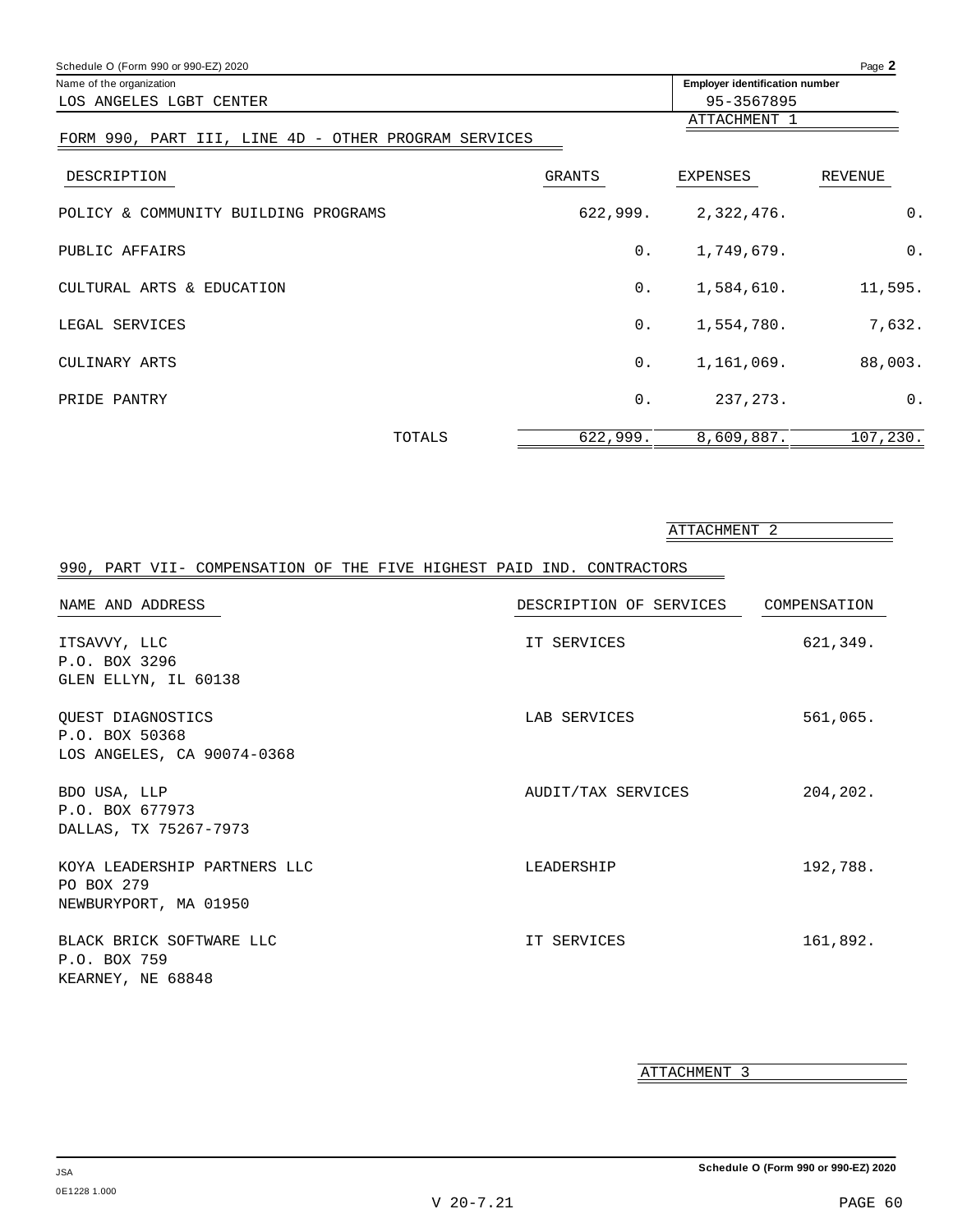Name of the organization: LOS ANGELES LGBT CENTER

Employer identification number: 95-3567895

ATTACHMENT 1

## FORM 990, PART III, LINE 4D - OTHER PROGRAM SERVICES

| DESCRIPTION | GRANTS | EXPENSES | REVENUE |
|---|---|---|---|
| POLICY & COMMUNITY BUILDING PROGRAMS | 622,999. | 2,322,476. | 0. |
| PUBLIC AFFAIRS | 0. | 1,749,679. | 0. |
| CULTURAL ARTS & EDUCATION | 0. | 1,584,610. | 11,595. |
| LEGAL SERVICES | 0. | 1,554,780. | 7,632. |
| CULINARY ARTS | 0. | 1,161,069. | 88,003. |
| PRIDE PANTRY | 0. | 237,273. | 0. |
| TOTALS | 622,999. | 8,609,887. | 107,230. |

ATTACHMENT 2

## 990, PART VII- COMPENSATION OF THE FIVE HIGHEST PAID IND. CONTRACTORS

| NAME AND ADDRESS | DESCRIPTION OF SERVICES | COMPENSATION |
|---|---|---|
| ITSAVVY, LLC<br>P.O. BOX 3296<br>GLEN ELLYN, IL 60138 | IT SERVICES | 621,349. |
| QUEST DIAGNOSTICS<br>P.O. BOX 50368<br>LOS ANGELES, CA 90074-0368 | LAB SERVICES | 561,065. |
| BDO USA, LLP<br>P.O. BOX 677973<br>DALLAS, TX 75267-7973 | AUDIT/TAX SERVICES | 204,202. |
| KOYA LEADERSHIP PARTNERS LLC<br>PO BOX 279<br>NEWBURYPORT, MA 01950 | LEADERSHIP | 192,788. |
| BLACK BRICK SOFTWARE LLC<br>P.O. BOX 759<br>KEARNEY, NE 68848 | IT SERVICES | 161,892. |

ATTACHMENT 3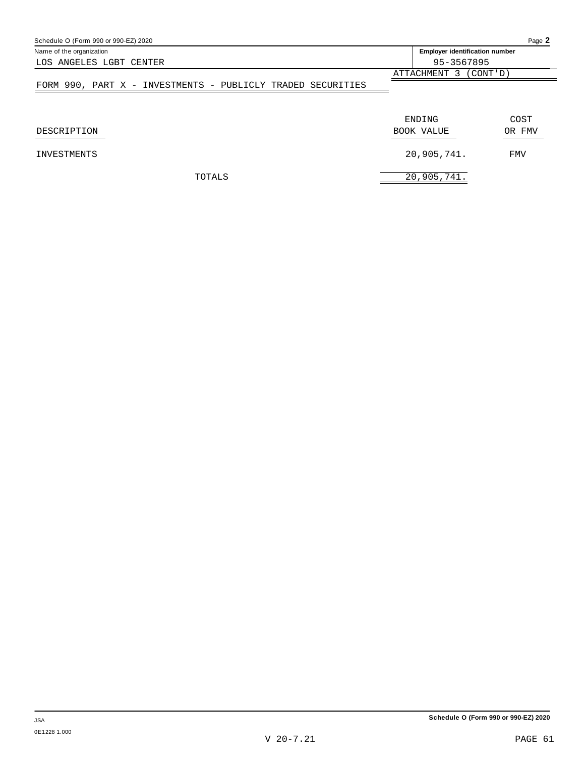Name of the organization: LOS ANGELES LGBT CENTER

Employer identification number: 95-3567895

ATTACHMENT 3 (CONT'D)

FORM 990, PART X - INVESTMENTS - PUBLICLY TRADED SECURITIES

| DESCRIPTION | ENDING BOOK VALUE | COST OR FMV |
|---|---|---|
| INVESTMENTS | 20,905,741. | FMV |
| TOTALS | 20,905,741. | |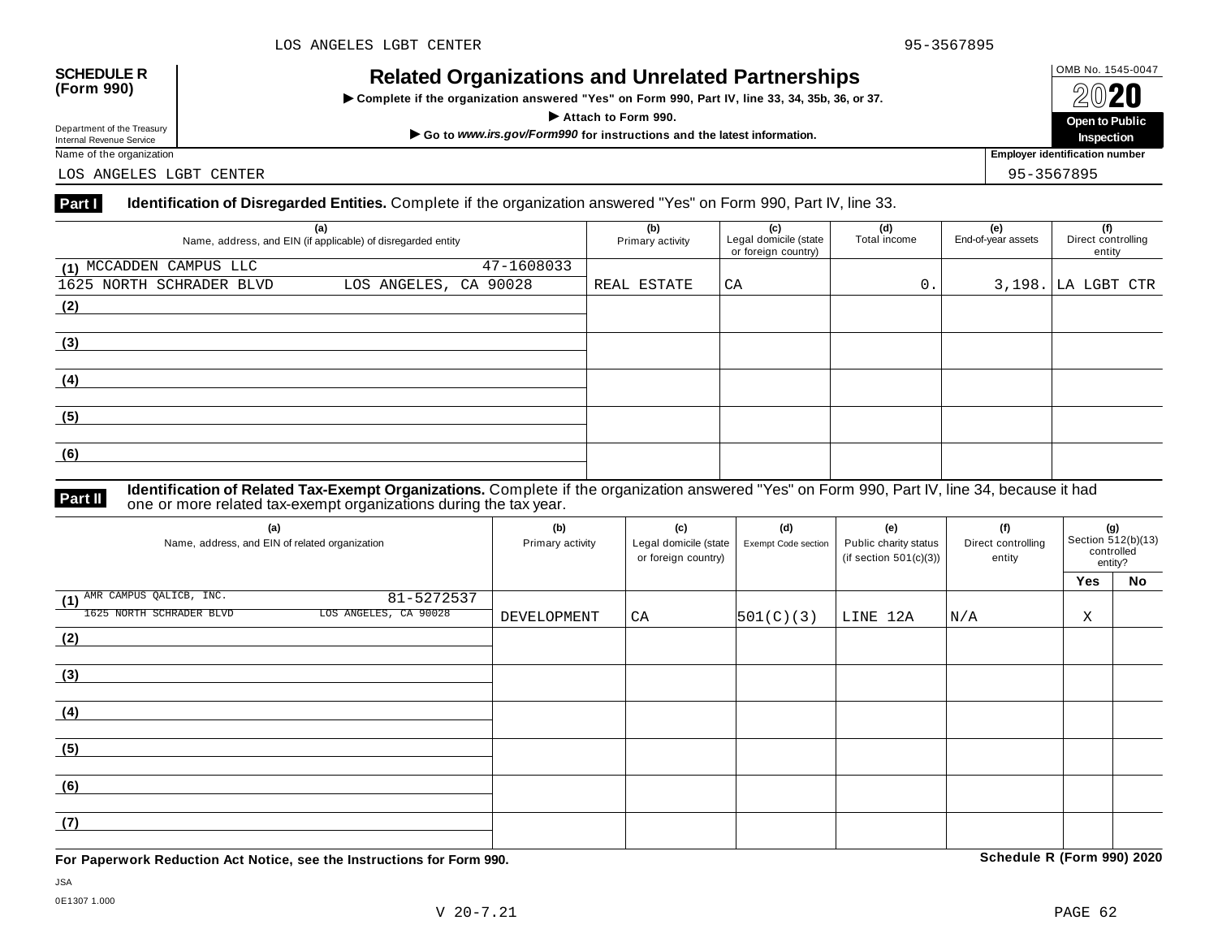**SCHEDULE R (Form 990)**

Department of the Treasury
Internal Revenue Service

# Related Organizations and Unrelated Partnerships

▶ Complete if the organization answered "Yes" on Form 990, Part IV, line 33, 34, 35b, 36, or 37.

▶ Attach to Form 990.

▶ Go to *www.irs.gov/Form990* for instructions and the latest information.

OMB No. 1545-0047

**2020**

**Open to Public Inspection**

Name of the organization: LOS ANGELES LGBT CENTER

Employer identification number: 95-3567895

## Part I — Identification of Disregarded Entities. Complete if the organization answered "Yes" on Form 990, Part IV, line 33.

| (a) Name, address, and EIN (if applicable) of disregarded entity | (b) Primary activity | (c) Legal domicile (state or foreign country) | (d) Total income | (e) End-of-year assets | (f) Direct controlling entity |
|---|---|---|---|---|---|
| (1) MCCADDEN CAMPUS LLC 47-1608033<br>1625 NORTH SCHRADER BLVD LOS ANGELES, CA 90028 | REAL ESTATE | CA | 0. | 3,198. | LA LGBT CTR |
| (2) | | | | | |
| (3) | | | | | |
| (4) | | | | | |
| (5) | | | | | |
| (6) | | | | | |

## Part II — Identification of Related Tax-Exempt Organizations. Complete if the organization answered "Yes" on Form 990, Part IV, line 34, because it had one or more related tax-exempt organizations during the tax year.

| (a) Name, address, and EIN of related organization | (b) Primary activity | (c) Legal domicile (state or foreign country) | (d) Exempt Code section | (e) Public charity status (if section 501(c)(3)) | (f) Direct controlling entity | (g) Section 512(b)(13) controlled entity? Yes | No |
|---|---|---|---|---|---|---|---|
| (1) AMR CAMPUS QALICB, INC. 81-5272537<br>1625 NORTH SCHRADER BLVD LOS ANGELES, CA 90028 | DEVELOPMENT | CA | 501(C)(3) | LINE 12A | N/A | X | |
| (2) | | | | | | | |
| (3) | | | | | | | |
| (4) | | | | | | | |
| (5) | | | | | | | |
| (6) | | | | | | | |
| (7) | | | | | | | |

**For Paperwork Reduction Act Notice, see the Instructions for Form 990.**

**Schedule R (Form 990) 2020**

JSA
0E1307 1.000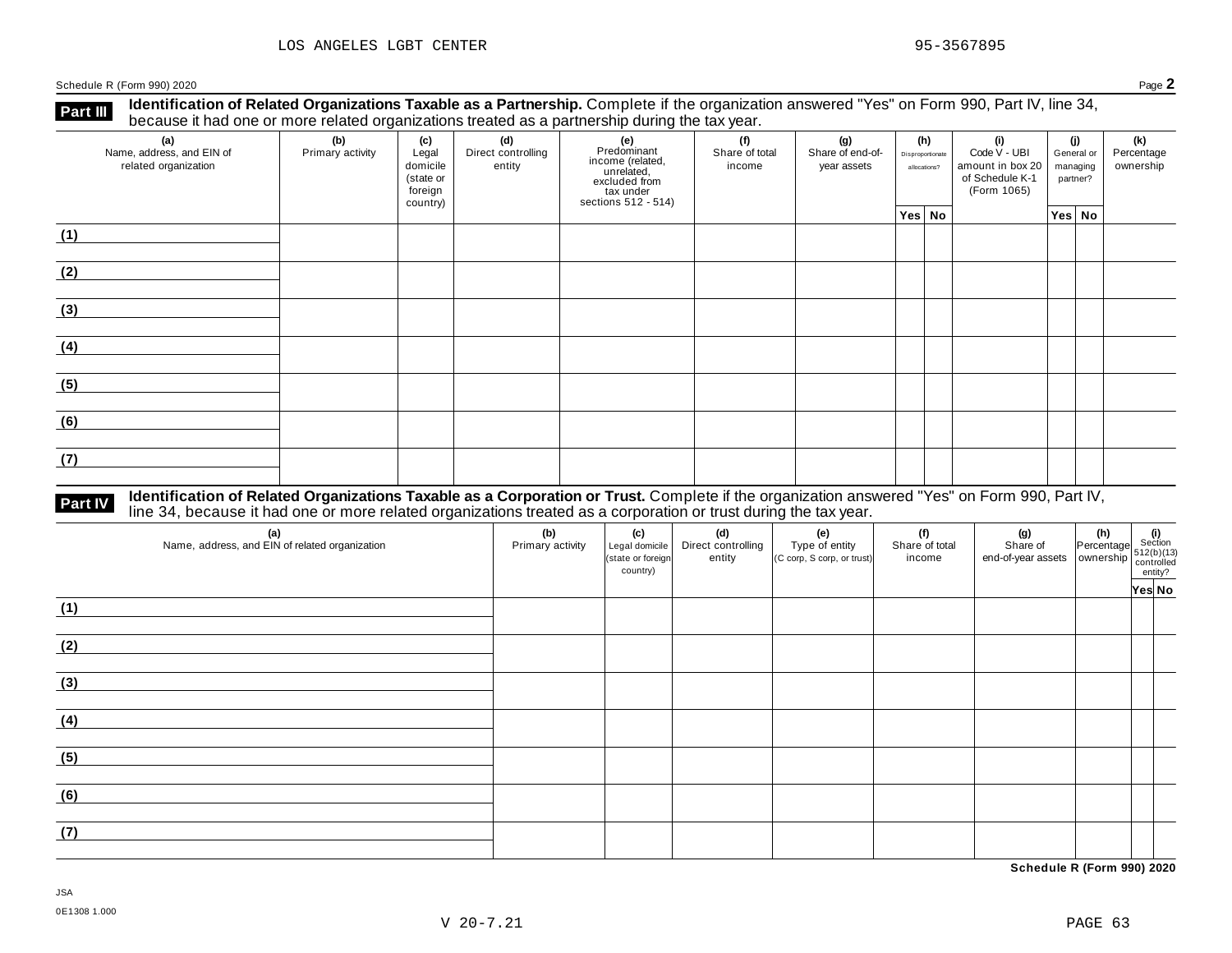LOS ANGELES LGBT CENTER 95-3567895

Schedule R (Form 990) 2020 Page **2**

**Part III** **Identification of Related Organizations Taxable as a Partnership.** Complete if the organization answered "Yes" on Form 990, Part IV, line 34, because it had one or more related organizations treated as a partnership during the tax year.

| (a) Name, address, and EIN of related organization | (b) Primary activity | (c) Legal domicile (state or foreign country) | (d) Direct controlling entity | (e) Predominant income (related, unrelated, excluded from tax under sections 512 - 514) | (f) Share of total income | (g) Share of end-of-year assets | (h) Disproportionate allocations? | | (i) Code V - UBI amount in box 20 of Schedule K-1 (Form 1065) | (j) General or managing partner? | | (k) Percentage ownership |
|---|---|---|---|---|---|---|---|---|---|---|---|---|
| | | | | | | | Yes | No | | Yes | No | |
| (1) | | | | | | | | | | | | |
| (2) | | | | | | | | | | | | |
| (3) | | | | | | | | | | | | |
| (4) | | | | | | | | | | | | |
| (5) | | | | | | | | | | | | |
| (6) | | | | | | | | | | | | |
| (7) | | | | | | | | | | | | |

**Part IV** **Identification of Related Organizations Taxable as a Corporation or Trust.** Complete if the organization answered "Yes" on Form 990, Part IV, line 34, because it had one or more related organizations treated as a corporation or trust during the tax year.

| (a) Name, address, and EIN of related organization | (b) Primary activity | (c) Legal domicile (state or foreign country) | (d) Direct controlling entity | (e) Type of entity (C corp, S corp, or trust) | (f) Share of total income | (g) Share of end-of-year assets | (h) Percentage ownership | (i) Section 512(b)(13) controlled entity? | |
|---|---|---|---|---|---|---|---|---|---|
| | | | | | | | | Yes | No |
| (1) | | | | | | | | | |
| (2) | | | | | | | | | |
| (3) | | | | | | | | | |
| (4) | | | | | | | | | |
| (5) | | | | | | | | | |
| (6) | | | | | | | | | |
| (7) | | | | | | | | | |

**Schedule R (Form 990) 2020**

JSA
0E1308 1.000

V 20-7.21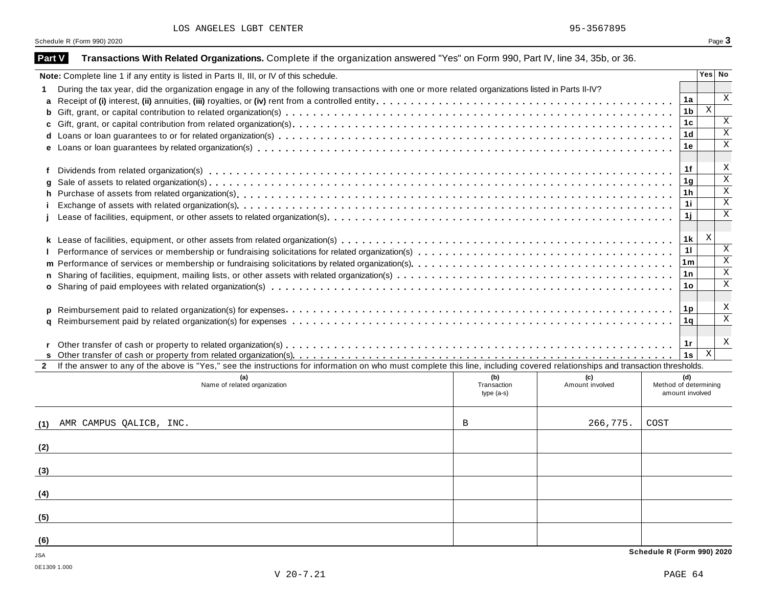LOS ANGELES LGBT CENTER 95-3567895

Schedule R (Form 990) 2020

## Part V Transactions With Related Organizations. Complete if the organization answered "Yes" on Form 990, Part IV, line 34, 35b, or 36.

| Note: Complete line 1 if any entity is listed in Parts II, III, or IV of this schedule. | | Yes | No |
|---|---|---|---|
| **1** During the tax year, did the organization engage in any of the following transactions with one or more related organizations listed in Parts II-IV? | | | |
| **a** Receipt of **(i)** interest, **(ii)** annuities, **(iii)** royalties, or **(iv)** rent from a controlled entity | 1a | | X |
| **b** Gift, grant, or capital contribution to related organization(s) | 1b | X | |
| **c** Gift, grant, or capital contribution from related organization(s) | 1c | | X |
| **d** Loans or loan guarantees to or for related organization(s) | 1d | | X |
| **e** Loans or loan guarantees by related organization(s) | 1e | | X |
| **f** Dividends from related organization(s) | 1f | | X |
| **g** Sale of assets to related organization(s) | 1g | | X |
| **h** Purchase of assets from related organization(s) | 1h | | X |
| **i** Exchange of assets with related organization(s) | 1i | | X |
| **j** Lease of facilities, equipment, or other assets to related organization(s) | 1j | | X |
| **k** Lease of facilities, equipment, or other assets from related organization(s) | 1k | X | |
| **l** Performance of services or membership or fundraising solicitations for related organization(s) | 1l | | X |
| **m** Performance of services or membership or fundraising solicitations by related organization(s) | 1m | | X |
| **n** Sharing of facilities, equipment, mailing lists, or other assets with related organization(s) | 1n | | X |
| **o** Sharing of paid employees with related organization(s) | 1o | | X |
| **p** Reimbursement paid to related organization(s) for expenses | 1p | | X |
| **q** Reimbursement paid by related organization(s) for expenses | 1q | | X |
| **r** Other transfer of cash or property to related organization(s) | 1r | | X |
| **s** Other transfer of cash or property from related organization(s) | 1s | X | |

**2** If the answer to any of the above is "Yes," see the instructions for information on who must complete this line, including covered relationships and transaction thresholds.

| | (a) Name of related organization | (b) Transaction type (a-s) | (c) Amount involved | (d) Method of determining amount involved |
|---|---|---|---|---|
| (1) | AMR CAMPUS QALICB, INC. | B | 266,775. | COST |
| (2) | | | | |
| (3) | | | | |
| (4) | | | | |
| (5) | | | | |
| (6) | | | | |

Schedule R (Form 990) 2020

JSA

0E1309 1.000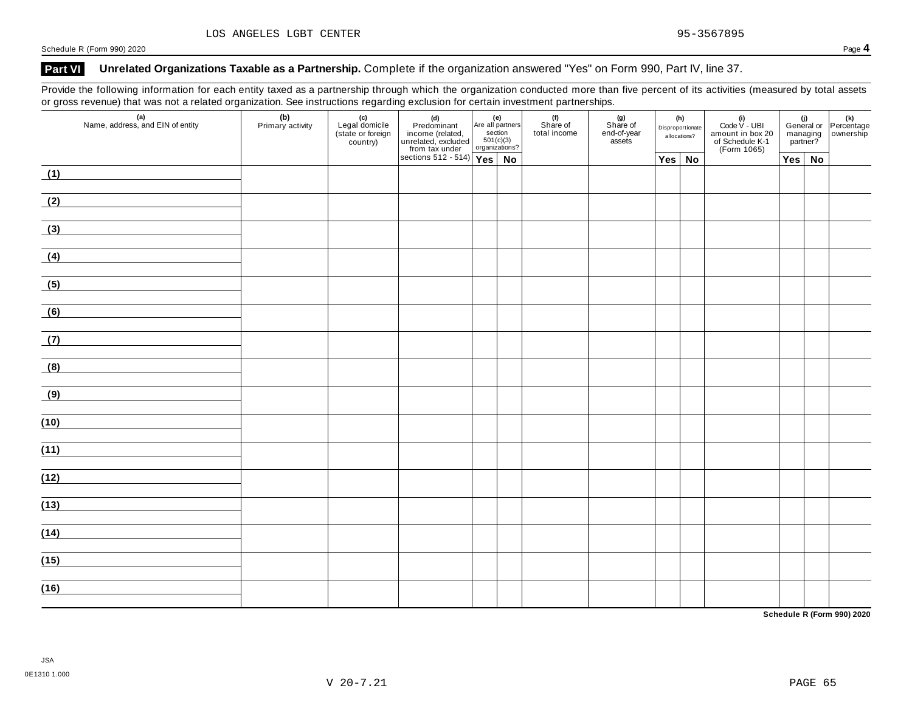LOS ANGELES LGBT CENTER 95-3567895

Schedule R (Form 990) 2020

## Part VI Unrelated Organizations Taxable as a Partnership. Complete if the organization answered "Yes" on Form 990, Part IV, line 37.

Provide the following information for each entity taxed as a partnership through which the organization conducted more than five percent of its activities (measured by total assets or gross revenue) that was not a related organization. See instructions regarding exclusion for certain investment partnerships.

| (a) Name, address, and EIN of entity | (b) Primary activity | (c) Legal domicile (state or foreign country) | (d) Predominant income (related, unrelated, excluded from tax under sections 512 - 514) | (e) Are all partners section 501(c)(3) organizations? | | (f) Share of total income | (g) Share of end-of-year assets | (h) Disproportionate allocations? | | (i) Code V - UBI amount in box 20 of Schedule K-1 (Form 1065) | (j) General or managing partner? | | (k) Percentage ownership |
|---|---|---|---|---|---|---|---|---|---|---|---|---|---|
| | | | | Yes | No | | | Yes | No | | Yes | No | |
| (1) | | | | | | | | | | | | | |
| (2) | | | | | | | | | | | | | |
| (3) | | | | | | | | | | | | | |
| (4) | | | | | | | | | | | | | |
| (5) | | | | | | | | | | | | | |
| (6) | | | | | | | | | | | | | |
| (7) | | | | | | | | | | | | | |
| (8) | | | | | | | | | | | | | |
| (9) | | | | | | | | | | | | | |
| (10) | | | | | | | | | | | | | |
| (11) | | | | | | | | | | | | | |
| (12) | | | | | | | | | | | | | |
| (13) | | | | | | | | | | | | | |
| (14) | | | | | | | | | | | | | |
| (15) | | | | | | | | | | | | | |
| (16) | | | | | | | | | | | | | |

Schedule R (Form 990) 2020

JSA
0E1310 1.000

V 20-7.21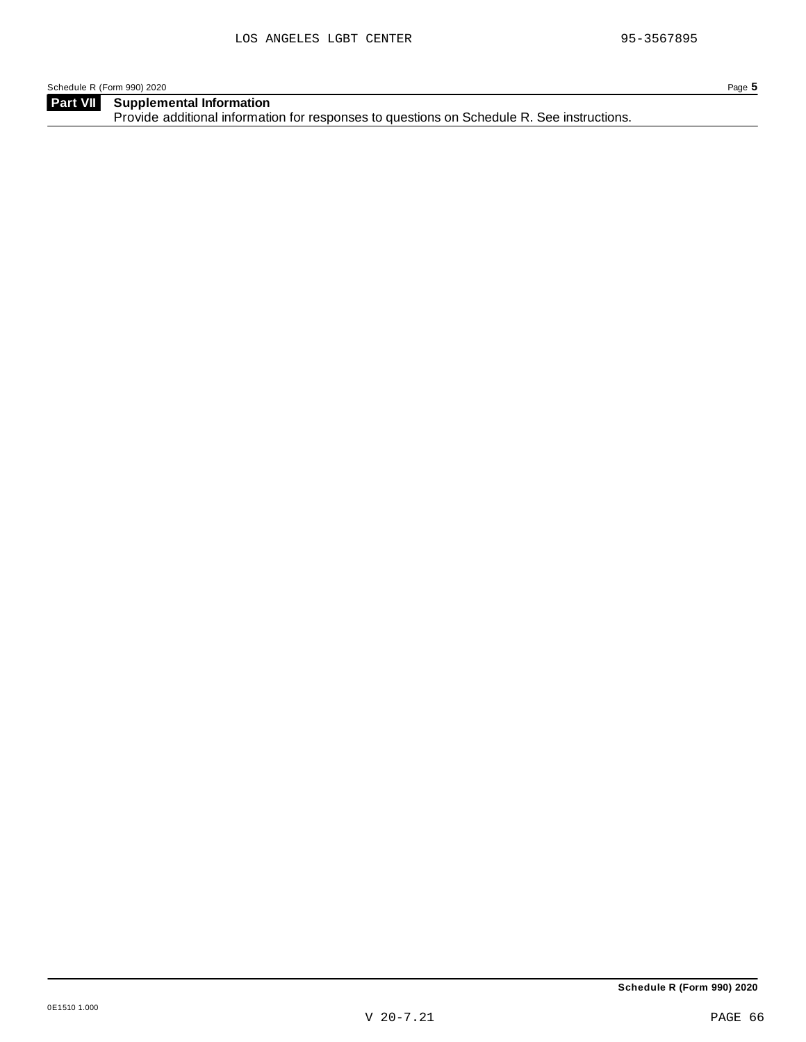## Part VII Supplemental Information

Provide additional information for responses to questions on Schedule R. See instructions.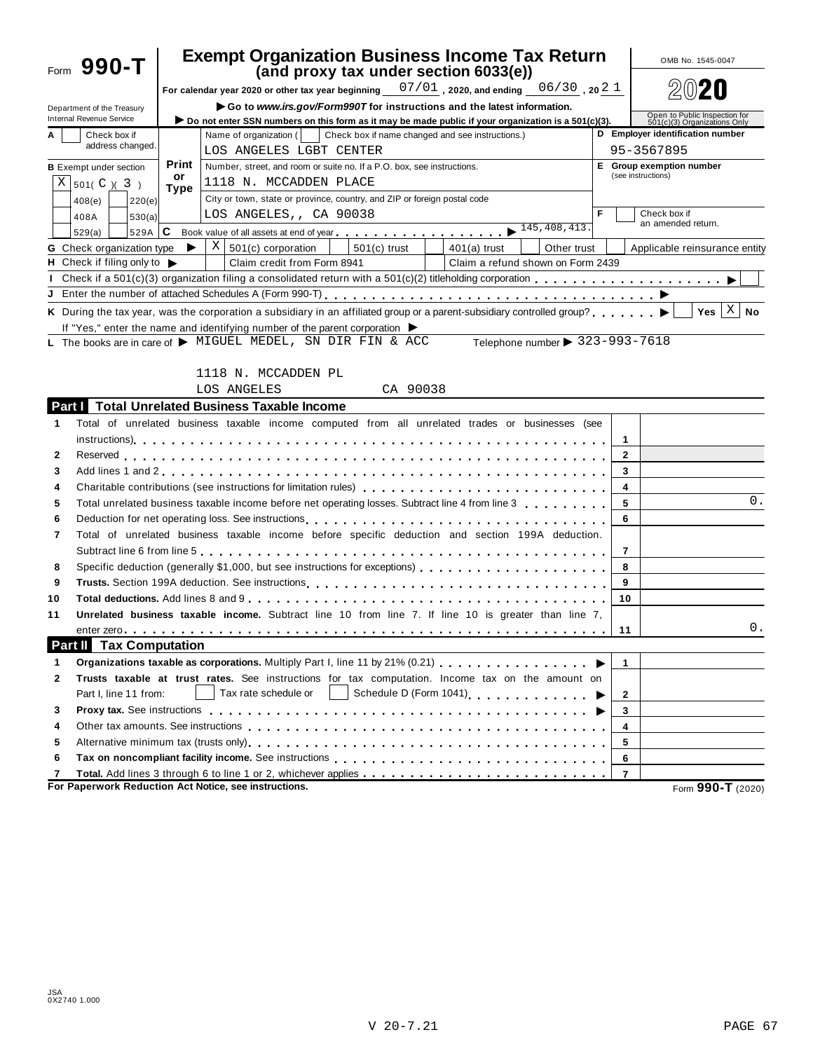# Form 990-T

## Exempt Organization Business Income Tax Return (and proxy tax under section 6033(e))

OMB No. 1545-0047

**2020**

Department of the Treasury
Internal Revenue Service

For calendar year 2020 or other tax year beginning 07/01, 2020, and ending 06/30, 20 21

▶ Go to *www.irs.gov/Form990T* for instructions and the latest information.

▶ Do not enter SSN numbers on this form as it may be made public if your organization is a 501(c)(3).

Open to Public Inspection for 501(c)(3) Organizations Only

**A** Check box if address changed.

Name of organization ( Check box if name changed and see instructions.)
LOS ANGELES LGBT CENTER

**D** Employer identification number: 95-3567895

**B** Exempt under section: X 501( C )( 3 ) | 408(e) | 220(e) | 408A | 530(a) | 529(a) | 529A

Print or Type

Number, street, and room or suite no. If a P.O. box, see instructions.
1118 N. MCCADDEN PLACE

**E** Group exemption number (see instructions)

City or town, state or province, country, and ZIP or foreign postal code
LOS ANGELES,, CA 90038

**F** Check box if an amended return.

**C** Book value of all assets at end of year ▶ 145,408,413.

**G** Check organization type ▶ X 501(c) corporation | 501(c) trust | 401(a) trust | Other trust | Applicable reinsurance entity

**H** Check if filing only to ▶ Claim credit from Form 8941 | Claim a refund shown on Form 2439

**I** Check if a 501(c)(3) organization filing a consolidated return with a 501(c)(2) titleholding corporation ▶

**J** Enter the number of attached Schedules A (Form 990-T) ▶

**K** During the tax year, was the corporation a subsidiary in an affiliated group or a parent-subsidiary controlled group? ▶ Yes X No

If "Yes," enter the name and identifying number of the parent corporation ▶

**L** The books are in care of ▶ MIGUEL MEDEL, SN DIR FIN & ACC Telephone number ▶ 323-993-7618

1118 N. MCCADDEN PL
LOS ANGELES CA 90038

## Part I Total Unrelated Business Taxable Income

| | | Line | Amount |
|---|---|---|---|
| 1 | Total of unrelated business taxable income computed from all unrelated trades or businesses (see instructions) | 1 | |
| 2 | Reserved | 2 | |
| 3 | Add lines 1 and 2 | 3 | |
| 4 | Charitable contributions (see instructions for limitation rules) | 4 | |
| 5 | Total unrelated business taxable income before net operating losses. Subtract line 4 from line 3 | 5 | 0. |
| 6 | Deduction for net operating loss. See instructions | 6 | |
| 7 | Total of unrelated business taxable income before specific deduction and section 199A deduction. Subtract line 6 from line 5 | 7 | |
| 8 | Specific deduction (generally $1,000, but see instructions for exceptions) | 8 | |
| 9 | **Trusts.** Section 199A deduction. See instructions | 9 | |
| 10 | **Total deductions.** Add lines 8 and 9 | 10 | |
| 11 | **Unrelated business taxable income.** Subtract line 10 from line 7. If line 10 is greater than line 7, enter zero | 11 | 0. |

## Part II Tax Computation

| | | Line | Amount |
|---|---|---|---|
| 1 | **Organizations taxable as corporations.** Multiply Part I, line 11 by 21% (0.21) ▶ | 1 | |
| 2 | **Trusts taxable at trust rates.** See instructions for tax computation. Income tax on the amount on Part I, line 11 from: Tax rate schedule or Schedule D (Form 1041) ▶ | 2 | |
| 3 | **Proxy tax.** See instructions ▶ | 3 | |
| 4 | Other tax amounts. See instructions | 4 | |
| 5 | Alternative minimum tax (trusts only) | 5 | |
| 6 | **Tax on noncompliant facility income.** See instructions | 6 | |
| 7 | **Total.** Add lines 3 through 6 to line 1 or 2, whichever applies | 7 | |

**For Paperwork Reduction Act Notice, see instructions.** Form **990-T** (2020)

JSA 0X2740 1.000

V 20-7.21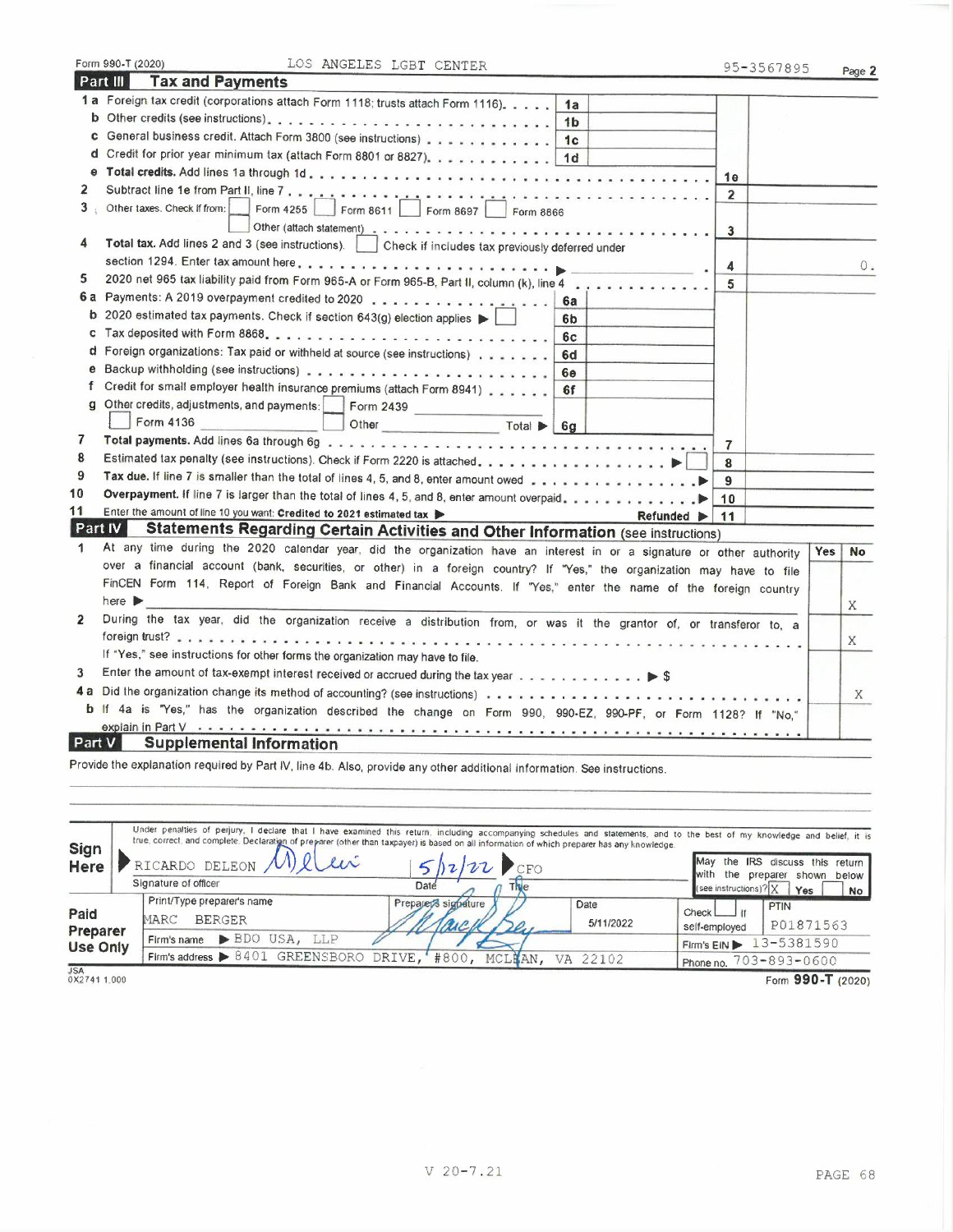Form 990-T (2020) LOS ANGELES LGBT CENTER 95-3567895

## Part III Tax and Payments

| | | | | |
|---|---|---|---|---|
| 1a | Foreign tax credit (corporations attach Form 1118; trusts attach Form 1116) | 1a | | |
| b | Other credits (see instructions) | 1b | | |
| c | General business credit. Attach Form 3800 (see instructions) | 1c | | |
| d | Credit for prior year minimum tax (attach Form 8801 or 8827) | 1d | | |
| e | **Total credits.** Add lines 1a through 1d | | 1e | |
| 2 | Subtract line 1e from Part II, line 7 | | 2 | |
| 3 | Other taxes. Check if from: ☐ Form 4255 ☐ Form 8611 ☐ Form 8697 ☐ Form 8866 ☐ Other (attach statement) | | 3 | |
| 4 | **Total tax.** Add lines 2 and 3 (see instructions). ☐ Check if includes tax previously deferred under section 1294. Enter tax amount here ▶ | | 4 | 0. |
| 5 | 2020 net 965 tax liability paid from Form 965-A or Form 965-B, Part II, column (k), line 4 | | 5 | |
| 6a | Payments: A 2019 overpayment credited to 2020 | 6a | | |
| b | 2020 estimated tax payments. Check if section 643(g) election applies ▶ ☐ | 6b | | |
| c | Tax deposited with Form 8868 | 6c | | |
| d | Foreign organizations: Tax paid or withheld at source (see instructions) | 6d | | |
| e | Backup withholding (see instructions) | 6e | | |
| f | Credit for small employer health insurance premiums (attach Form 8941) | 6f | | |
| g | Other credits, adjustments, and payments: ☐ Form 2439 ☐ Form 4136 ☐ Other Total ▶ | 6g | | |
| 7 | **Total payments.** Add lines 6a through 6g | | 7 | |
| 8 | Estimated tax penalty (see instructions). Check if Form 2220 is attached ▶ ☐ | | 8 | |
| 9 | **Tax due.** If line 7 is smaller than the total of lines 4, 5, and 8, enter amount owed ▶ | | 9 | |
| 10 | **Overpayment.** If line 7 is larger than the total of lines 4, 5, and 8, enter amount overpaid ▶ | | 10 | |
| 11 | Enter the amount of line 10 you want: **Credited to 2021 estimated tax** ▶ Refunded ▶ | | 11 | |

## Part IV Statements Regarding Certain Activities and Other Information (see instructions)

| | | Yes | No |
|---|---|---|---|
| 1 | At any time during the 2020 calendar year, did the organization have an interest in or a signature or other authority over a financial account (bank, securities, or other) in a foreign country? If "Yes," the organization may have to file FinCEN Form 114, Report of Foreign Bank and Financial Accounts. If "Yes," enter the name of the foreign country here ▶ | | X |
| 2 | During the tax year, did the organization receive a distribution from, or was it the grantor of, or transferor to, a foreign trust? If "Yes," see instructions for other forms the organization may have to file. | | X |
| 3 | Enter the amount of tax-exempt interest received or accrued during the tax year ▶ $ | | |
| 4a | Did the organization change its method of accounting? (see instructions) | | X |
| b | If 4a is "Yes," has the organization described the change on Form 990, 990-EZ, 990-PF, or Form 1128? If "No," explain in Part V | | |

## Part V Supplemental Information

Provide the explanation required by Part IV, line 4b. Also, provide any other additional information. See instructions.

**Sign Here**

Under penalties of perjury, I declare that I have examined this return, including accompanying schedules and statements, and to the best of my knowledge and belief, it is true, correct, and complete. Declaration of preparer (other than taxpayer) is based on all information of which preparer has any knowledge.

RICARDO DELEON — Signature of officer — Date: 5/12/22 — Title: CFO

May the IRS discuss this return with the preparer shown below (see instructions)? ☒ Yes ☐ No

**Paid Preparer Use Only**

| Print/Type preparer's name | Preparer's signature | Date | Check ☐ if self-employed | PTIN |
|---|---|---|---|---|
| MARC BERGER | | 5/11/2022 | | P01871563 |

Firm's name ▶ BDO USA, LLP — Firm's EIN ▶ 13-5381590

Firm's address ▶ 8401 GREENSBORO DRIVE, #800, MCLEAN, VA 22102 — Phone no. 703-893-0600

Form **990-T** (2020)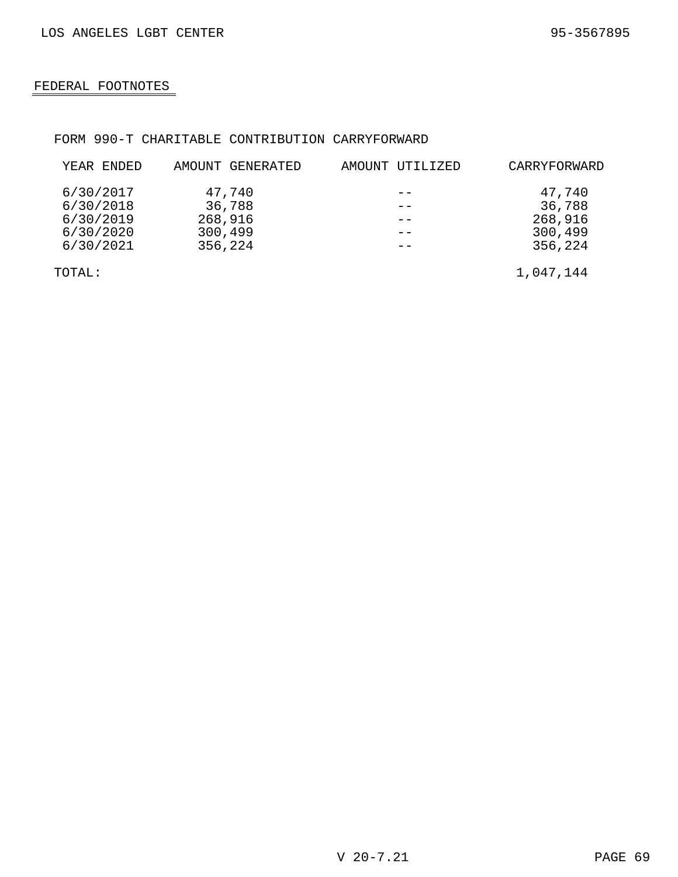## FEDERAL FOOTNOTES

FORM 990-T CHARITABLE CONTRIBUTION CARRYFORWARD

| YEAR ENDED | AMOUNT GENERATED | AMOUNT UTILIZED | CARRYFORWARD |
|---|---|---|---|
| 6/30/2017 | 47,740 | -- | 47,740 |
| 6/30/2018 | 36,788 | -- | 36,788 |
| 6/30/2019 | 268,916 | -- | 268,916 |
| 6/30/2020 | 300,499 | -- | 300,499 |
| 6/30/2021 | 356,224 | -- | 356,224 |
| TOTAL: | | | 1,047,144 |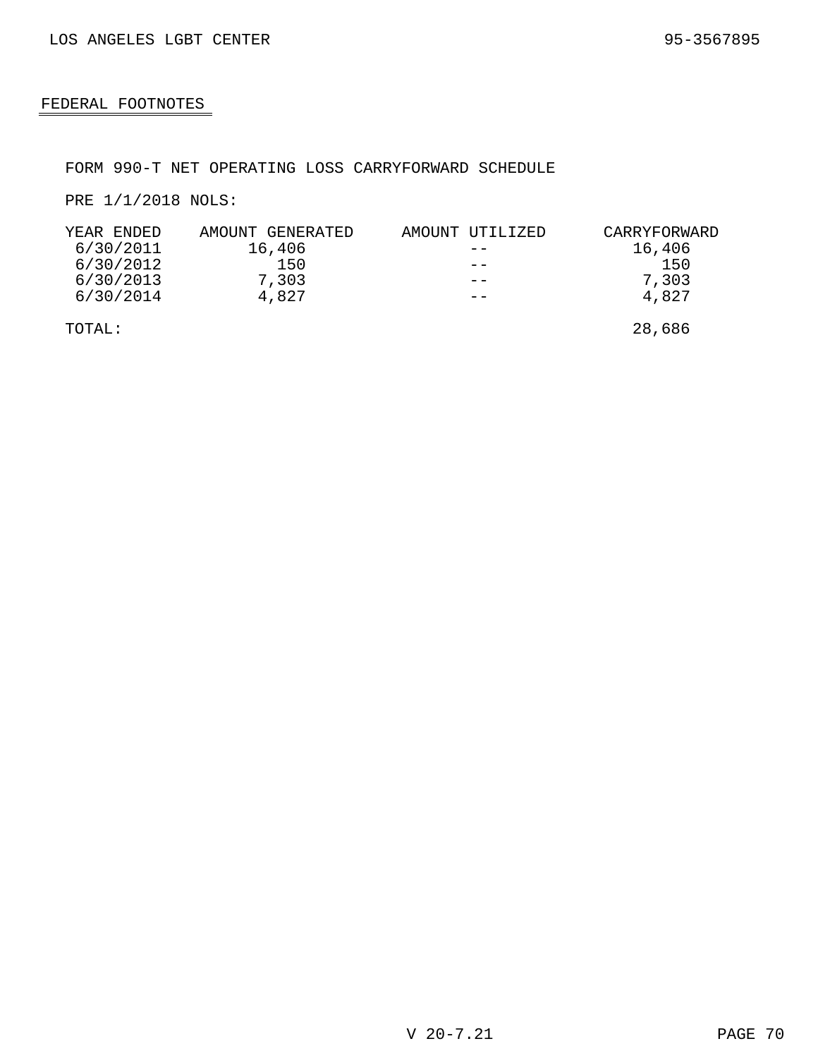## FEDERAL FOOTNOTES

FORM 990-T NET OPERATING LOSS CARRYFORWARD SCHEDULE

PRE 1/1/2018 NOLS:

| YEAR ENDED | AMOUNT GENERATED | AMOUNT UTILIZED | CARRYFORWARD |
|---|---|---|---|
| 6/30/2011 | 16,406 | -- | 16,406 |
| 6/30/2012 | 150 | -- | 150 |
| 6/30/2013 | 7,303 | -- | 7,303 |
| 6/30/2014 | 4,827 | -- | 4,827 |
| TOTAL: | | | 28,686 |